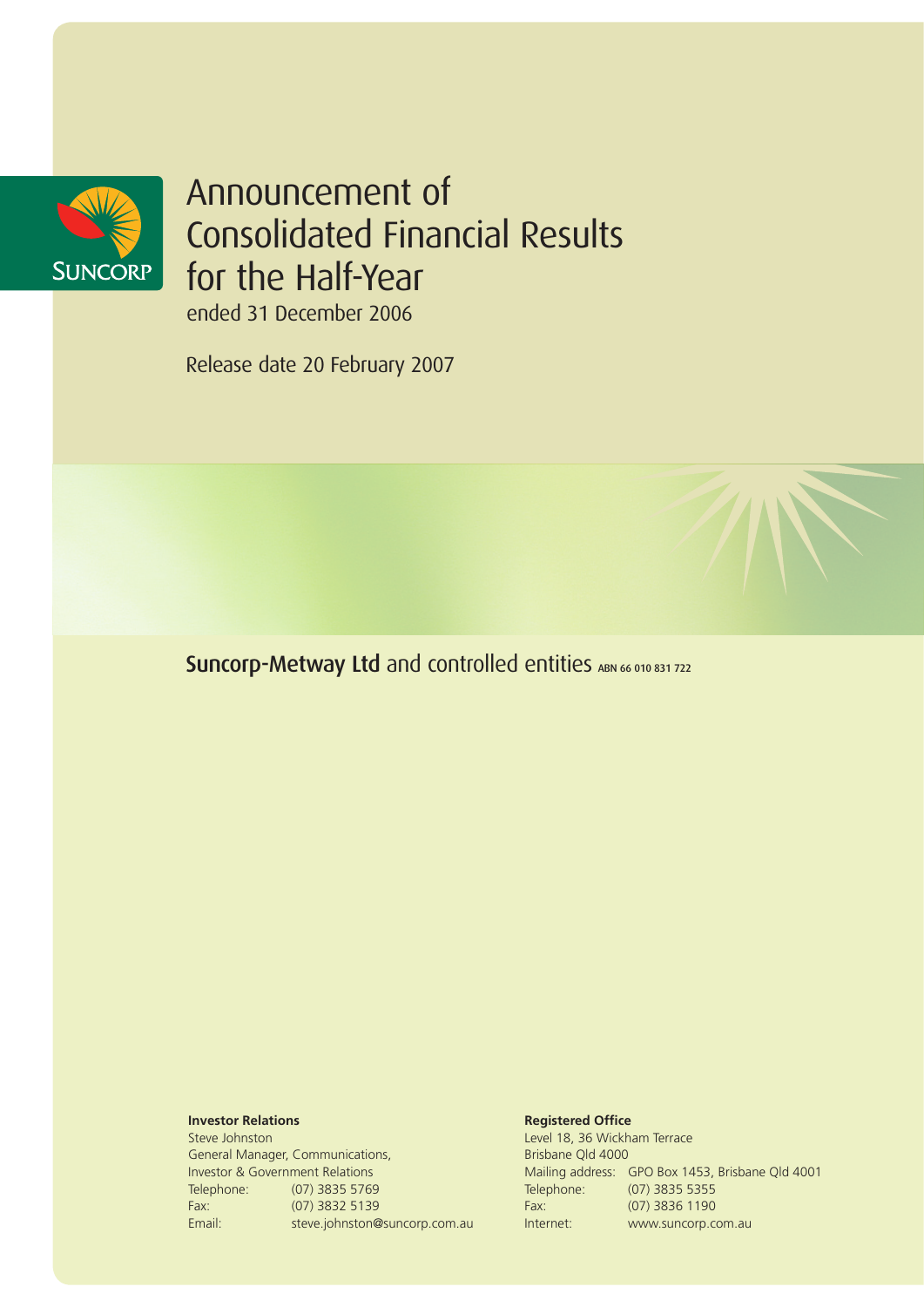# Announcement of Consolidated Financial Results for the Half-Year

ended 31 December 2006

Release date 20 February 2007

**Suncorp-Metway Ltd** and controlled entities ABN 66 010 831 722

**Investor Relations**

Steve Johnston
General Manager, Communications,
Investor & Government Relations

| | |
|---|---|
| Telephone: | (07) 3835 5769 |
| Fax: | (07) 3832 5139 |
| Email: | steve.johnston@suncorp.com.au |

**Registered Office**

Level 18, 36 Wickham Terrace
Brisbane Qld 4000

| | |
|---|---|
| Mailing address: | GPO Box 1453, Brisbane Qld 4001 |
| Telephone: | (07) 3835 5355 |
| Fax: | (07) 3836 1190 |
| Internet: | www.suncorp.com.au |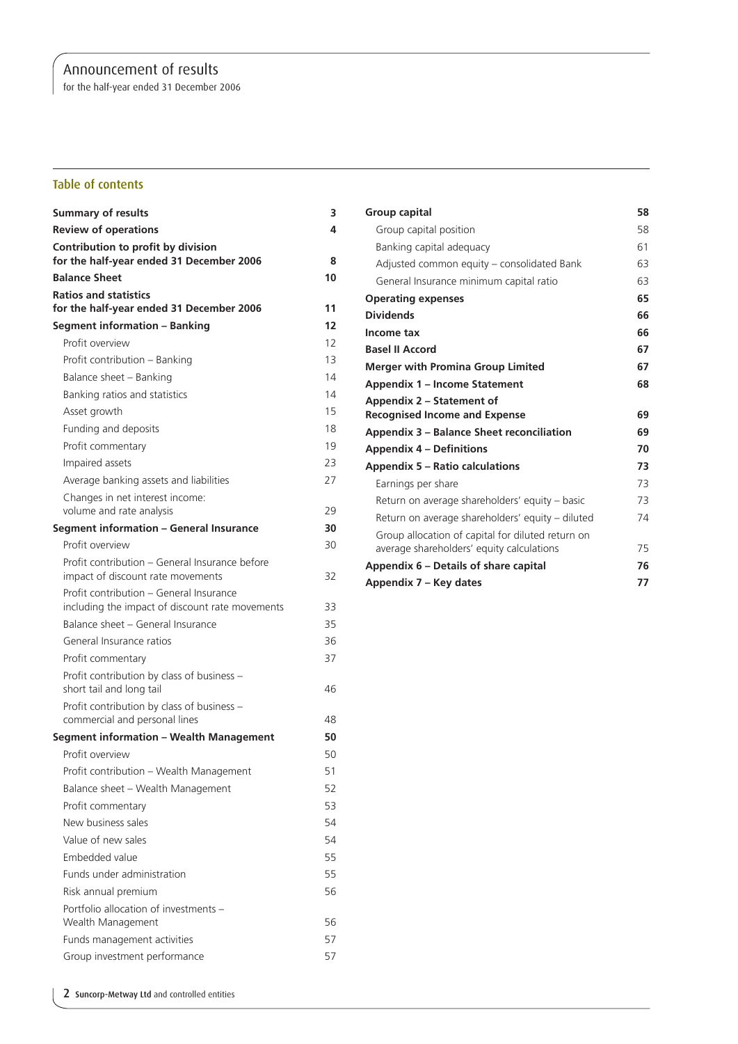# Announcement of results

for the half-year ended 31 December 2006

## Table of contents

| | |
|---|---|
| **Summary of results** | **3** |
| **Review of operations** | **4** |
| **Contribution to profit by division for the half-year ended 31 December 2006** | **8** |
| **Balance Sheet** | **10** |
| **Ratios and statistics for the half-year ended 31 December 2006** | **11** |
| **Segment information – Banking** | **12** |
| Profit overview | 12 |
| Profit contribution – Banking | 13 |
| Balance sheet – Banking | 14 |
| Banking ratios and statistics | 14 |
| Asset growth | 15 |
| Funding and deposits | 18 |
| Profit commentary | 19 |
| Impaired assets | 23 |
| Average banking assets and liabilities | 27 |
| Changes in net interest income: volume and rate analysis | 29 |
| **Segment information – General Insurance** | **30** |
| Profit overview | 30 |
| Profit contribution – General Insurance before impact of discount rate movements | 32 |
| Profit contribution – General Insurance including the impact of discount rate movements | 33 |
| Balance sheet – General Insurance | 35 |
| General Insurance ratios | 36 |
| Profit commentary | 37 |
| Profit contribution by class of business – short tail and long tail | 46 |
| Profit contribution by class of business – commercial and personal lines | 48 |
| **Segment information – Wealth Management** | **50** |
| Profit overview | 50 |
| Profit contribution – Wealth Management | 51 |
| Balance sheet – Wealth Management | 52 |
| Profit commentary | 53 |
| New business sales | 54 |
| Value of new sales | 54 |
| Embedded value | 55 |
| Funds under administration | 55 |
| Risk annual premium | 56 |
| Portfolio allocation of investments – Wealth Management | 56 |
| Funds management activities | 57 |
| Group investment performance | 57 |
| **Group capital** | **58** |
| Group capital position | 58 |
| Banking capital adequacy | 61 |
| Adjusted common equity – consolidated Bank | 63 |
| General Insurance minimum capital ratio | 63 |
| **Operating expenses** | **65** |
| **Dividends** | **66** |
| **Income tax** | **66** |
| **Basel II Accord** | **67** |
| **Merger with Promina Group Limited** | **67** |
| **Appendix 1 – Income Statement** | **68** |
| **Appendix 2 – Statement of Recognised Income and Expense** | **69** |
| **Appendix 3 – Balance Sheet reconciliation** | **69** |
| **Appendix 4 – Definitions** | **70** |
| **Appendix 5 – Ratio calculations** | **73** |
| Earnings per share | 73 |
| Return on average shareholders' equity – basic | 73 |
| Return on average shareholders' equity – diluted | 74 |
| Group allocation of capital for diluted return on average shareholders' equity calculations | 75 |
| **Appendix 6 – Details of share capital** | **76** |
| **Appendix 7 – Key dates** | **77** |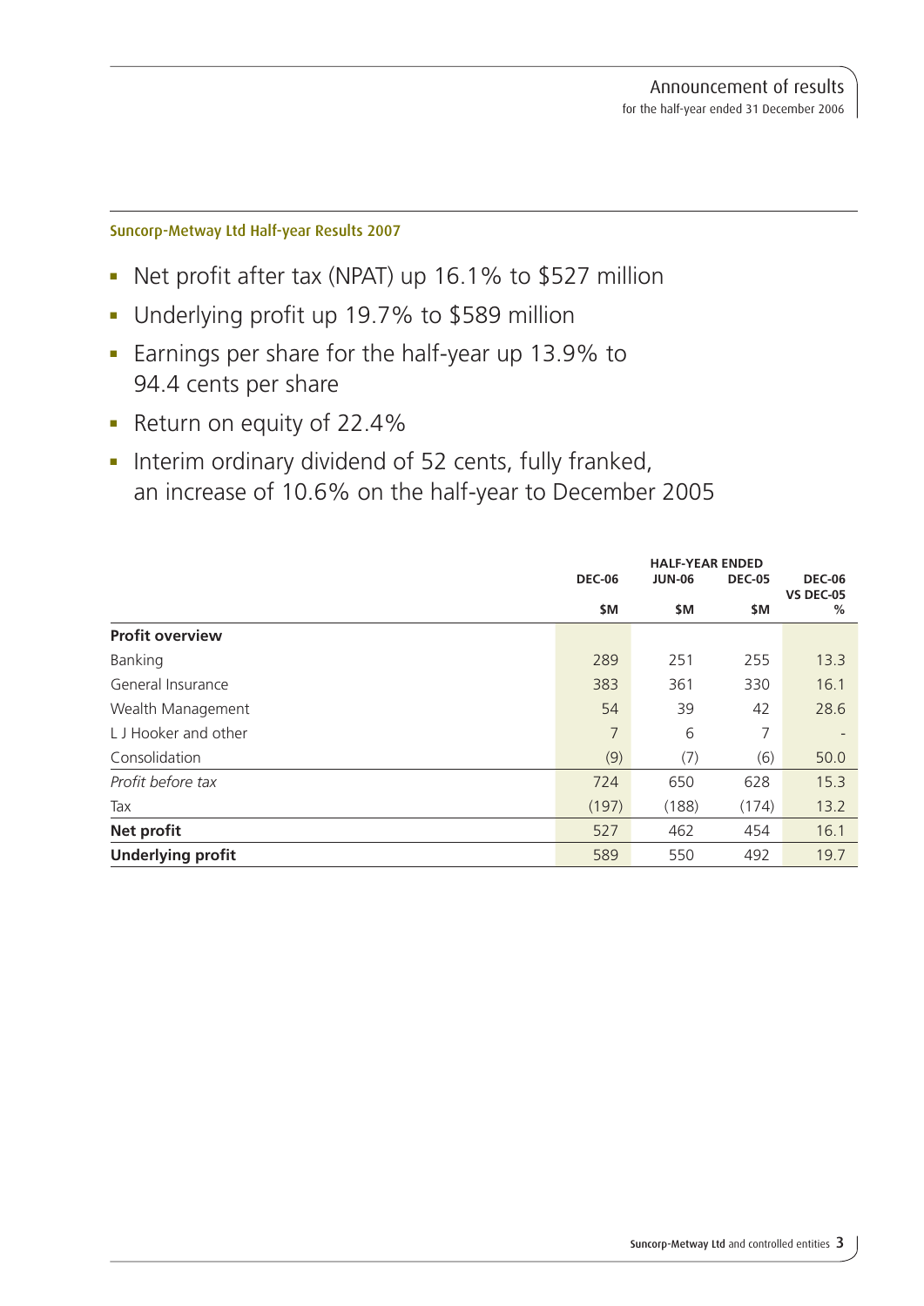## Suncorp-Metway Ltd Half-year Results 2007

- Net profit after tax (NPAT) up 16.1% to $527 million
- Underlying profit up 19.7% to $589 million
- Earnings per share for the half-year up 13.9% to 94.4 cents per share
- Return on equity of 22.4%
- Interim ordinary dividend of 52 cents, fully franked, an increase of 10.6% on the half-year to December 2005

| | HALF-YEAR ENDED | | | |
|---|---|---|---|---|
| | DEC-06 | JUN-06 | DEC-05 | DEC-06 VS DEC-05 |
| | $M | $M | $M | % |
| **Profit overview** | | | | |
| Banking | 289 | 251 | 255 | 13.3 |
| General Insurance | 383 | 361 | 330 | 16.1 |
| Wealth Management | 54 | 39 | 42 | 28.6 |
| L J Hooker and other | 7 | 6 | 7 | - |
| Consolidation | (9) | (7) | (6) | 50.0 |
| *Profit before tax* | 724 | 650 | 628 | 15.3 |
| Tax | (197) | (188) | (174) | 13.2 |
| **Net profit** | 527 | 462 | 454 | 16.1 |
| **Underlying profit** | 589 | 550 | 492 | 19.7 |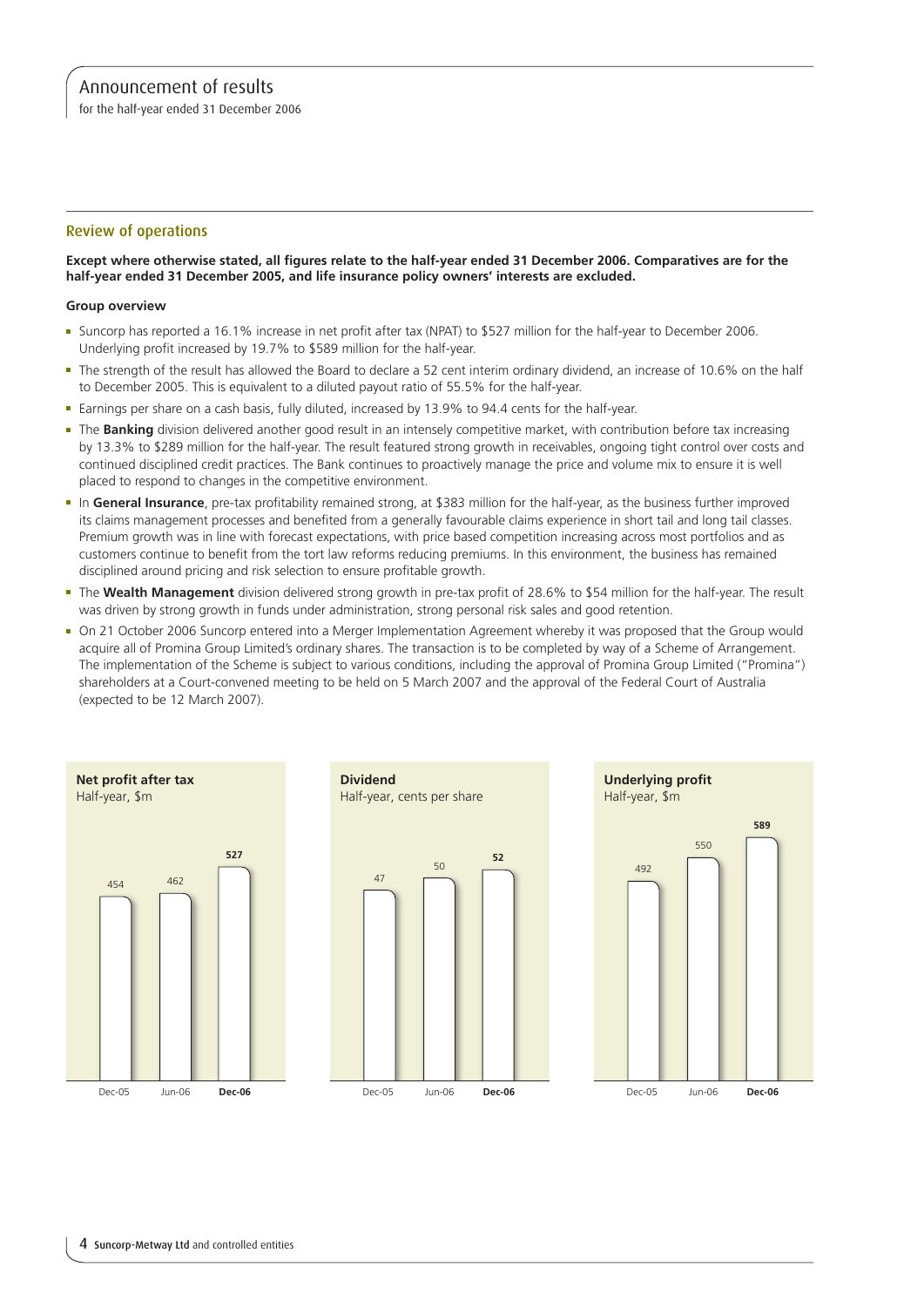# Announcement of results

for the half-year ended 31 December 2006

## Review of operations

**Except where otherwise stated, all figures relate to the half-year ended 31 December 2006. Comparatives are for the half-year ended 31 December 2005, and life insurance policy owners' interests are excluded.**

### Group overview

- Suncorp has reported a 16.1% increase in net profit after tax (NPAT) to $527 million for the half-year to December 2006. Underlying profit increased by 19.7% to $589 million for the half-year.
- The strength of the result has allowed the Board to declare a 52 cent interim ordinary dividend, an increase of 10.6% on the half to December 2005. This is equivalent to a diluted payout ratio of 55.5% for the half-year.
- Earnings per share on a cash basis, fully diluted, increased by 13.9% to 94.4 cents for the half-year.
- The **Banking** division delivered another good result in an intensely competitive market, with contribution before tax increasing by 13.3% to $289 million for the half-year. The result featured strong growth in receivables, ongoing tight control over costs and continued disciplined credit practices. The Bank continues to proactively manage the price and volume mix to ensure it is well placed to respond to changes in the competitive environment.
- In **General Insurance**, pre-tax profitability remained strong, at $383 million for the half-year, as the business further improved its claims management processes and benefited from a generally favourable claims experience in short tail and long tail classes. Premium growth was in line with forecast expectations, with price based competition increasing across most portfolios and as customers continue to benefit from the tort law reforms reducing premiums. In this environment, the business has remained disciplined around pricing and risk selection to ensure profitable growth.
- The **Wealth Management** division delivered strong growth in pre-tax profit of 28.6% to $54 million for the half-year. The result was driven by strong growth in funds under administration, strong personal risk sales and good retention.
- On 21 October 2006 Suncorp entered into a Merger Implementation Agreement whereby it was proposed that the Group would acquire all of Promina Group Limited's ordinary shares. The transaction is to be completed by way of a Scheme of Arrangement. The implementation of the Scheme is subject to various conditions, including the approval of Promina Group Limited ("Promina") shareholders at a Court-convened meeting to be held on 5 March 2007 and the approval of the Federal Court of Australia (expected to be 12 March 2007).

**Net profit after tax**
Half-year, $m

| Dec-05 | Jun-06 | **Dec-06** |
|---|---|---|
| 454 | 462 | **527** |

**Dividend**
Half-year, cents per share

| Dec-05 | Jun-06 | **Dec-06** |
|---|---|---|
| 47 | 50 | **52** |

**Underlying profit**
Half-year, $m

| Dec-05 | Jun-06 | **Dec-06** |
|---|---|---|
| 492 | 550 | **589** |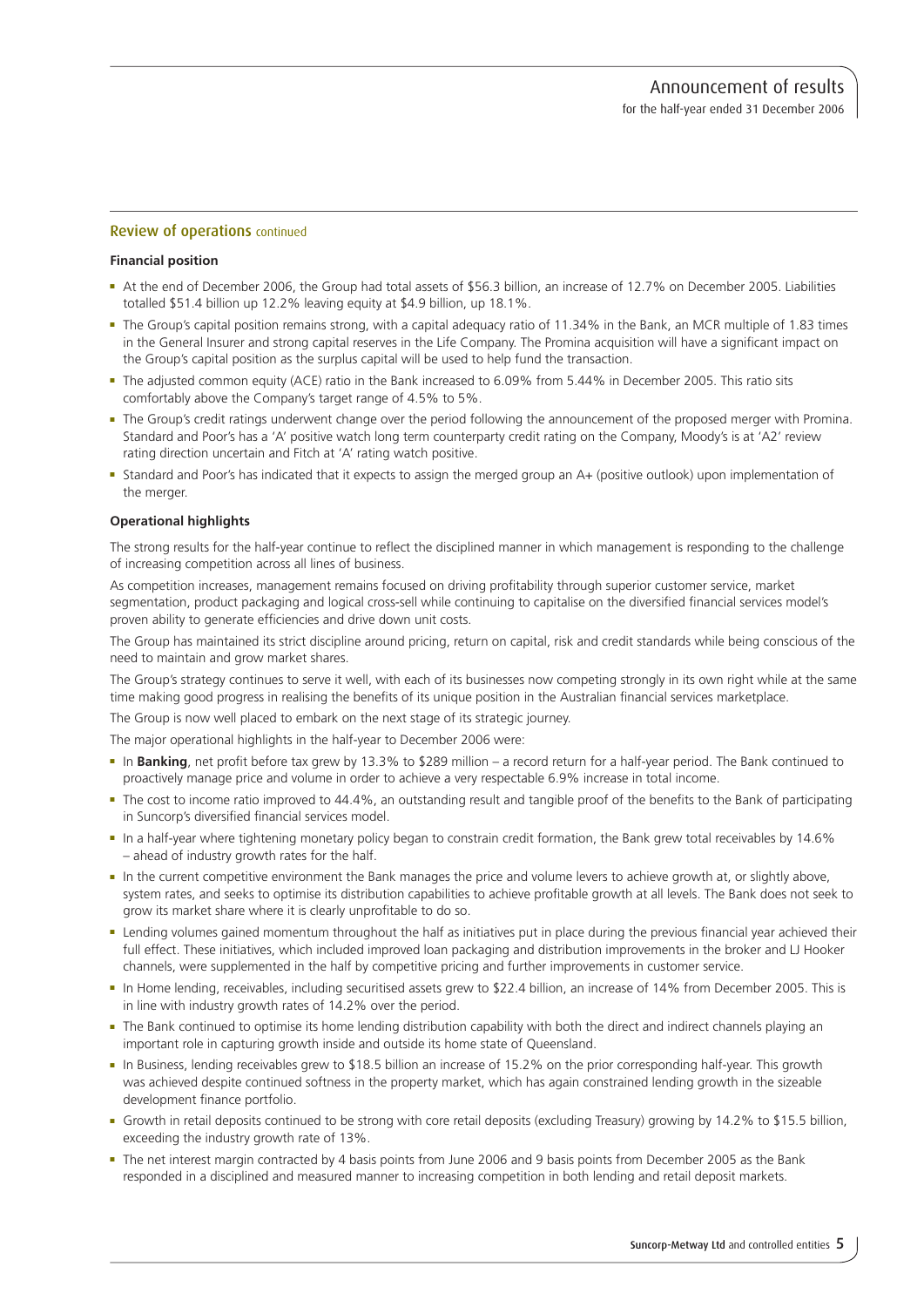## Review of operations continued

### Financial position

- At the end of December 2006, the Group had total assets of $56.3 billion, an increase of 12.7% on December 2005. Liabilities totalled $51.4 billion up 12.2% leaving equity at $4.9 billion, up 18.1%.
- The Group's capital position remains strong, with a capital adequacy ratio of 11.34% in the Bank, an MCR multiple of 1.83 times in the General Insurer and strong capital reserves in the Life Company. The Promina acquisition will have a significant impact on the Group's capital position as the surplus capital will be used to help fund the transaction.
- The adjusted common equity (ACE) ratio in the Bank increased to 6.09% from 5.44% in December 2005. This ratio sits comfortably above the Company's target range of 4.5% to 5%.
- The Group's credit ratings underwent change over the period following the announcement of the proposed merger with Promina. Standard and Poor's has a 'A' positive watch long term counterparty credit rating on the Company, Moody's is at 'A2' review rating direction uncertain and Fitch at 'A' rating watch positive.
- Standard and Poor's has indicated that it expects to assign the merged group an A+ (positive outlook) upon implementation of the merger.

### Operational highlights

The strong results for the half-year continue to reflect the disciplined manner in which management is responding to the challenge of increasing competition across all lines of business.

As competition increases, management remains focused on driving profitability through superior customer service, market segmentation, product packaging and logical cross-sell while continuing to capitalise on the diversified financial services model's proven ability to generate efficiencies and drive down unit costs.

The Group has maintained its strict discipline around pricing, return on capital, risk and credit standards while being conscious of the need to maintain and grow market shares.

The Group's strategy continues to serve it well, with each of its businesses now competing strongly in its own right while at the same time making good progress in realising the benefits of its unique position in the Australian financial services marketplace.

The Group is now well placed to embark on the next stage of its strategic journey.

The major operational highlights in the half-year to December 2006 were:

- In **Banking**, net profit before tax grew by 13.3% to $289 million – a record return for a half-year period. The Bank continued to proactively manage price and volume in order to achieve a very respectable 6.9% increase in total income.
- The cost to income ratio improved to 44.4%, an outstanding result and tangible proof of the benefits to the Bank of participating in Suncorp's diversified financial services model.
- In a half-year where tightening monetary policy began to constrain credit formation, the Bank grew total receivables by 14.6% – ahead of industry growth rates for the half.
- In the current competitive environment the Bank manages the price and volume levers to achieve growth at, or slightly above, system rates, and seeks to optimise its distribution capabilities to achieve profitable growth at all levels. The Bank does not seek to grow its market share where it is clearly unprofitable to do so.
- Lending volumes gained momentum throughout the half as initiatives put in place during the previous financial year achieved their full effect. These initiatives, which included improved loan packaging and distribution improvements in the broker and LJ Hooker channels, were supplemented in the half by competitive pricing and further improvements in customer service.
- In Home lending, receivables, including securitised assets grew to $22.4 billion, an increase of 14% from December 2005. This is in line with industry growth rates of 14.2% over the period.
- The Bank continued to optimise its home lending distribution capability with both the direct and indirect channels playing an important role in capturing growth inside and outside its home state of Queensland.
- In Business, lending receivables grew to $18.5 billion an increase of 15.2% on the prior corresponding half-year. This growth was achieved despite continued softness in the property market, which has again constrained lending growth in the sizeable development finance portfolio.
- Growth in retail deposits continued to be strong with core retail deposits (excluding Treasury) growing by 14.2% to $15.5 billion, exceeding the industry growth rate of 13%.
- The net interest margin contracted by 4 basis points from June 2006 and 9 basis points from December 2005 as the Bank responded in a disciplined and measured manner to increasing competition in both lending and retail deposit markets.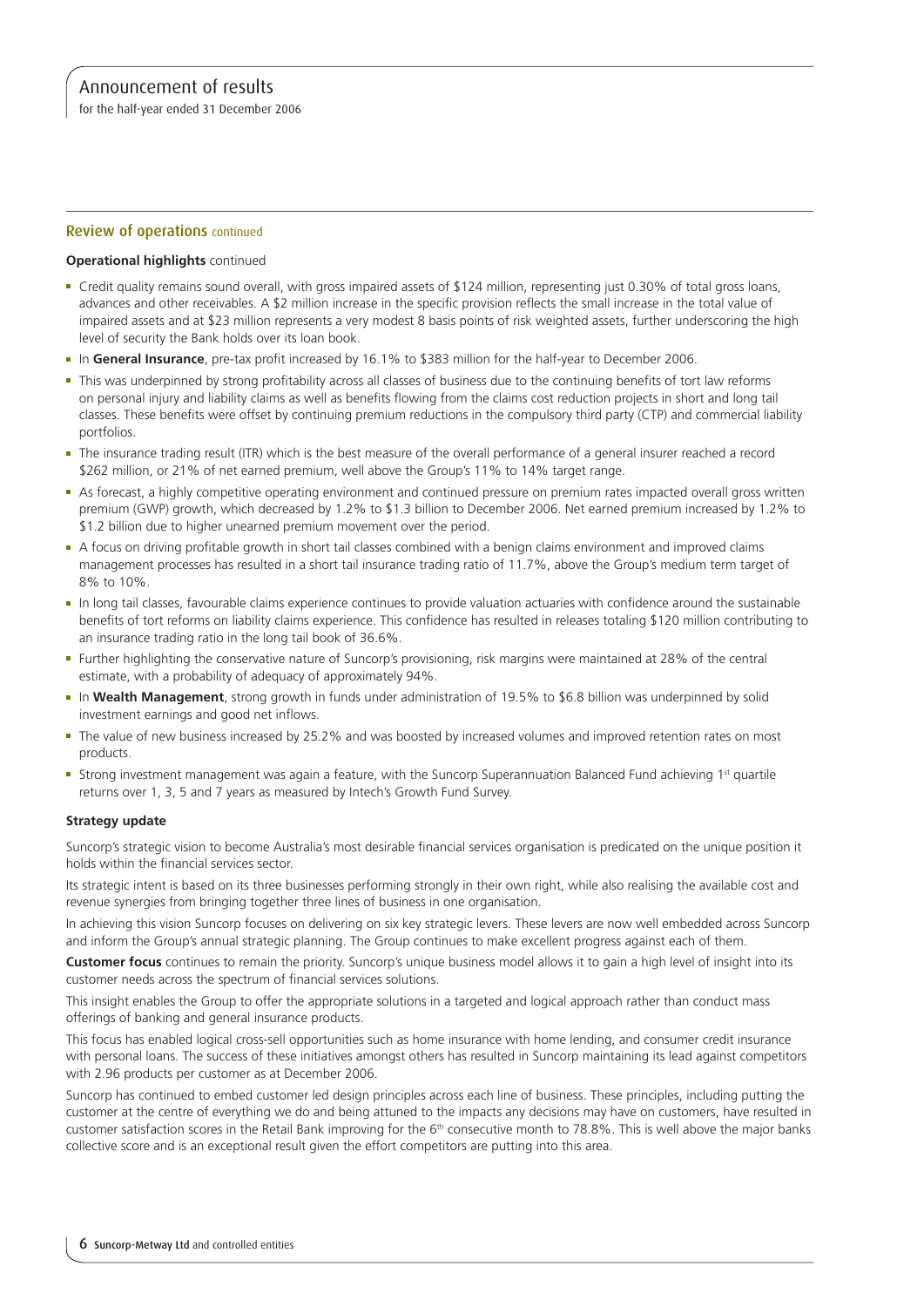## Review of operations continued

**Operational highlights** continued

- Credit quality remains sound overall, with gross impaired assets of $124 million, representing just 0.30% of total gross loans, advances and other receivables. A $2 million increase in the specific provision reflects the small increase in the total value of impaired assets and at $23 million represents a very modest 8 basis points of risk weighted assets, further underscoring the high level of security the Bank holds over its loan book.
- In **General Insurance**, pre-tax profit increased by 16.1% to $383 million for the half-year to December 2006.
- This was underpinned by strong profitability across all classes of business due to the continuing benefits of tort law reforms on personal injury and liability claims as well as benefits flowing from the claims cost reduction projects in short and long tail classes. These benefits were offset by continuing premium reductions in the compulsory third party (CTP) and commercial liability portfolios.
- The insurance trading result (ITR) which is the best measure of the overall performance of a general insurer reached a record $262 million, or 21% of net earned premium, well above the Group's 11% to 14% target range.
- As forecast, a highly competitive operating environment and continued pressure on premium rates impacted overall gross written premium (GWP) growth, which decreased by 1.2% to $1.3 billion to December 2006. Net earned premium increased by 1.2% to $1.2 billion due to higher unearned premium movement over the period.
- A focus on driving profitable growth in short tail classes combined with a benign claims environment and improved claims management processes has resulted in a short tail insurance trading ratio of 11.7%, above the Group's medium term target of 8% to 10%.
- In long tail classes, favourable claims experience continues to provide valuation actuaries with confidence around the sustainable benefits of tort reforms on liability claims experience. This confidence has resulted in releases totaling $120 million contributing to an insurance trading ratio in the long tail book of 36.6%.
- Further highlighting the conservative nature of Suncorp's provisioning, risk margins were maintained at 28% of the central estimate, with a probability of adequacy of approximately 94%.
- In **Wealth Management**, strong growth in funds under administration of 19.5% to $6.8 billion was underpinned by solid investment earnings and good net inflows.
- The value of new business increased by 25.2% and was boosted by increased volumes and improved retention rates on most products.
- Strong investment management was again a feature, with the Suncorp Superannuation Balanced Fund achieving 1st quartile returns over 1, 3, 5 and 7 years as measured by Intech's Growth Fund Survey.

**Strategy update**

Suncorp's strategic vision to become Australia's most desirable financial services organisation is predicated on the unique position it holds within the financial services sector.

Its strategic intent is based on its three businesses performing strongly in their own right, while also realising the available cost and revenue synergies from bringing together three lines of business in one organisation.

In achieving this vision Suncorp focuses on delivering on six key strategic levers. These levers are now well embedded across Suncorp and inform the Group's annual strategic planning. The Group continues to make excellent progress against each of them.

**Customer focus** continues to remain the priority. Suncorp's unique business model allows it to gain a high level of insight into its customer needs across the spectrum of financial services solutions.

This insight enables the Group to offer the appropriate solutions in a targeted and logical approach rather than conduct mass offerings of banking and general insurance products.

This focus has enabled logical cross-sell opportunities such as home insurance with home lending, and consumer credit insurance with personal loans. The success of these initiatives amongst others has resulted in Suncorp maintaining its lead against competitors with 2.96 products per customer as at December 2006.

Suncorp has continued to embed customer led design principles across each line of business. These principles, including putting the customer at the centre of everything we do and being attuned to the impacts any decisions may have on customers, have resulted in customer satisfaction scores in the Retail Bank improving for the 6th consecutive month to 78.8%. This is well above the major banks collective score and is an exceptional result given the effort competitors are putting into this area.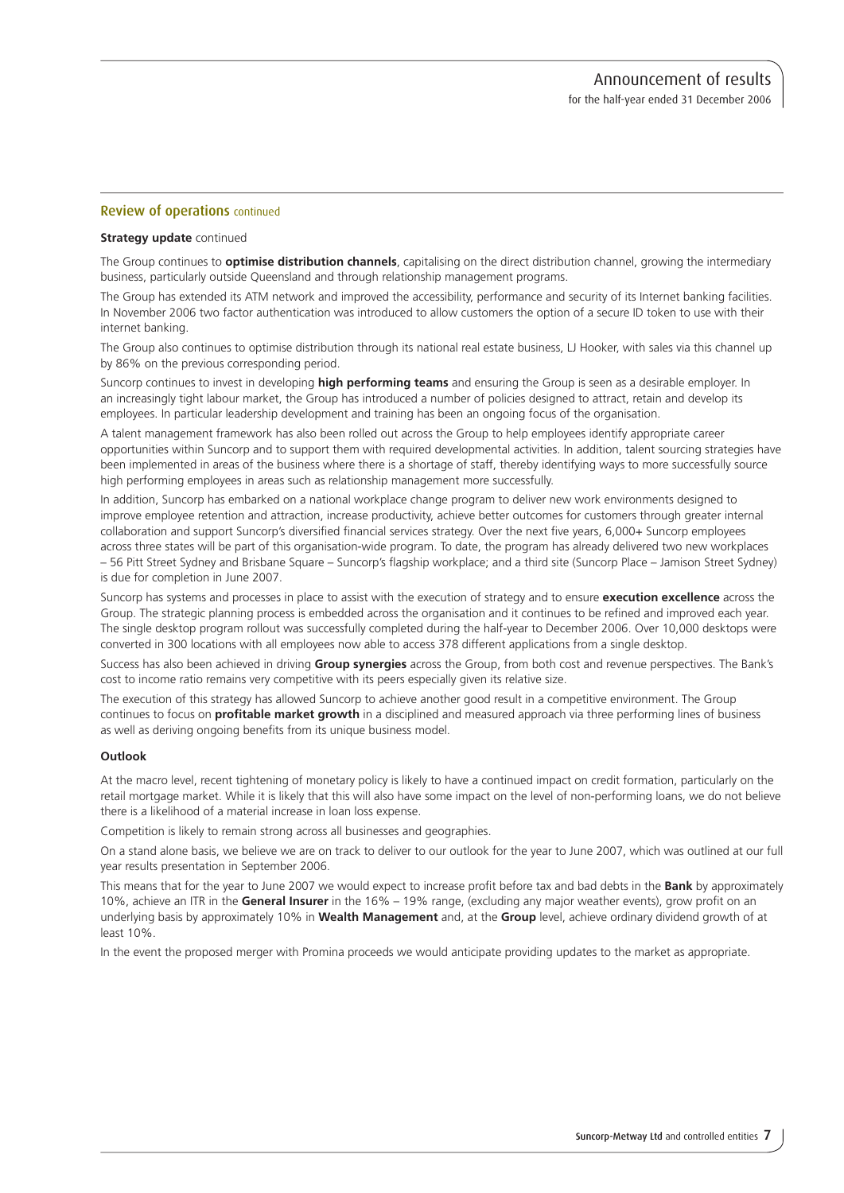## Review of operations continued

**Strategy update** continued

The Group continues to **optimise distribution channels**, capitalising on the direct distribution channel, growing the intermediary business, particularly outside Queensland and through relationship management programs.

The Group has extended its ATM network and improved the accessibility, performance and security of its Internet banking facilities. In November 2006 two factor authentication was introduced to allow customers the option of a secure ID token to use with their internet banking.

The Group also continues to optimise distribution through its national real estate business, LJ Hooker, with sales via this channel up by 86% on the previous corresponding period.

Suncorp continues to invest in developing **high performing teams** and ensuring the Group is seen as a desirable employer. In an increasingly tight labour market, the Group has introduced a number of policies designed to attract, retain and develop its employees. In particular leadership development and training has been an ongoing focus of the organisation.

A talent management framework has also been rolled out across the Group to help employees identify appropriate career opportunities within Suncorp and to support them with required developmental activities. In addition, talent sourcing strategies have been implemented in areas of the business where there is a shortage of staff, thereby identifying ways to more successfully source high performing employees in areas such as relationship management more successfully.

In addition, Suncorp has embarked on a national workplace change program to deliver new work environments designed to improve employee retention and attraction, increase productivity, achieve better outcomes for customers through greater internal collaboration and support Suncorp's diversified financial services strategy. Over the next five years, 6,000+ Suncorp employees across three states will be part of this organisation-wide program. To date, the program has already delivered two new workplaces – 56 Pitt Street Sydney and Brisbane Square – Suncorp's flagship workplace; and a third site (Suncorp Place – Jamison Street Sydney) is due for completion in June 2007.

Suncorp has systems and processes in place to assist with the execution of strategy and to ensure **execution excellence** across the Group. The strategic planning process is embedded across the organisation and it continues to be refined and improved each year. The single desktop program rollout was successfully completed during the half-year to December 2006. Over 10,000 desktops were converted in 300 locations with all employees now able to access 378 different applications from a single desktop.

Success has also been achieved in driving **Group synergies** across the Group, from both cost and revenue perspectives. The Bank's cost to income ratio remains very competitive with its peers especially given its relative size.

The execution of this strategy has allowed Suncorp to achieve another good result in a competitive environment. The Group continues to focus on **profitable market growth** in a disciplined and measured approach via three performing lines of business as well as deriving ongoing benefits from its unique business model.

**Outlook**

At the macro level, recent tightening of monetary policy is likely to have a continued impact on credit formation, particularly on the retail mortgage market. While it is likely that this will also have some impact on the level of non-performing loans, we do not believe there is a likelihood of a material increase in loan loss expense.

Competition is likely to remain strong across all businesses and geographies.

On a stand alone basis, we believe we are on track to deliver to our outlook for the year to June 2007, which was outlined at our full year results presentation in September 2006.

This means that for the year to June 2007 we would expect to increase profit before tax and bad debts in the **Bank** by approximately 10%, achieve an ITR in the **General Insurer** in the 16% – 19% range, (excluding any major weather events), grow profit on an underlying basis by approximately 10% in **Wealth Management** and, at the **Group** level, achieve ordinary dividend growth of at least 10%.

In the event the proposed merger with Promina proceeds we would anticipate providing updates to the market as appropriate.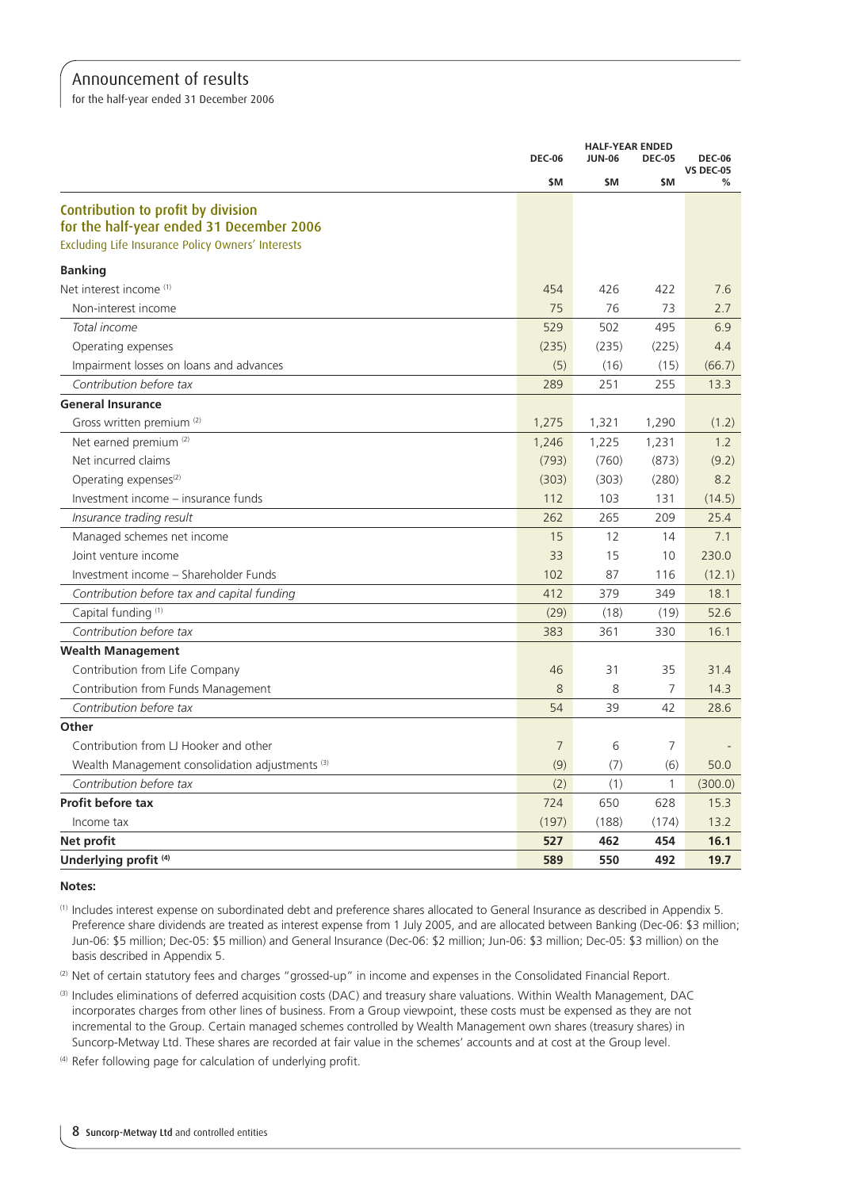# Announcement of results

for the half-year ended 31 December 2006

| | HALF-YEAR ENDED | | | |
|---|---|---|---|---|
| | DEC-06 | JUN-06 | DEC-05 | DEC-06 VS DEC-05 |
| | $M | $M | $M | % |
| **Contribution to profit by division for the half-year ended 31 December 2006** | | | | |
| Excluding Life Insurance Policy Owners' Interests | | | | |
| **Banking** | | | | |
| Net interest income [1] | 454 | 426 | 422 | 7.6 |
| Non-interest income | 75 | 76 | 73 | 2.7 |
| *Total income* | 529 | 502 | 495 | 6.9 |
| Operating expenses | (235) | (235) | (225) | 4.4 |
| Impairment losses on loans and advances | (5) | (16) | (15) | (66.7) |
| *Contribution before tax* | 289 | 251 | 255 | 13.3 |
| **General Insurance** | | | | |
| Gross written premium [2] | 1,275 | 1,321 | 1,290 | (1.2) |
| Net earned premium [2] | 1,246 | 1,225 | 1,231 | 1.2 |
| Net incurred claims | (793) | (760) | (873) | (9.2) |
| Operating expenses[2] | (303) | (303) | (280) | 8.2 |
| Investment income – insurance funds | 112 | 103 | 131 | (14.5) |
| *Insurance trading result* | 262 | 265 | 209 | 25.4 |
| Managed schemes net income | 15 | 12 | 14 | 7.1 |
| Joint venture income | 33 | 15 | 10 | 230.0 |
| Investment income – Shareholder Funds | 102 | 87 | 116 | (12.1) |
| *Contribution before tax and capital funding* | 412 | 379 | 349 | 18.1 |
| Capital funding [1] | (29) | (18) | (19) | 52.6 |
| *Contribution before tax* | 383 | 361 | 330 | 16.1 |
| **Wealth Management** | | | | |
| Contribution from Life Company | 46 | 31 | 35 | 31.4 |
| Contribution from Funds Management | 8 | 8 | 7 | 14.3 |
| *Contribution before tax* | 54 | 39 | 42 | 28.6 |
| **Other** | | | | |
| Contribution from LJ Hooker and other | 7 | 6 | 7 | - |
| Wealth Management consolidation adjustments [3] | (9) | (7) | (6) | 50.0 |
| *Contribution before tax* | (2) | (1) | 1 | (300.0) |
| **Profit before tax** | 724 | 650 | 628 | 15.3 |
| Income tax | (197) | (188) | (174) | 13.2 |
| **Net profit** | **527** | **462** | **454** | **16.1** |
| **Underlying profit [4]** | **589** | **550** | **492** | **19.7** |

**Notes:**

[1] Includes interest expense on subordinated debt and preference shares allocated to General Insurance as described in Appendix 5. Preference share dividends are treated as interest expense from 1 July 2005, and are allocated between Banking (Dec-06: $3 million; Jun-06: $5 million; Dec-05: $5 million) and General Insurance (Dec-06: $2 million; Jun-06: $3 million; Dec-05: $3 million) on the basis described in Appendix 5.

[2] Net of certain statutory fees and charges "grossed-up" in income and expenses in the Consolidated Financial Report.

[3] Includes eliminations of deferred acquisition costs (DAC) and treasury share valuations. Within Wealth Management, DAC incorporates charges from other lines of business. From a Group viewpoint, these costs must be expensed as they are not incremental to the Group. Certain managed schemes controlled by Wealth Management own shares (treasury shares) in Suncorp-Metway Ltd. These shares are recorded at fair value in the schemes' accounts and at cost at the Group level.

[4] Refer following page for calculation of underlying profit.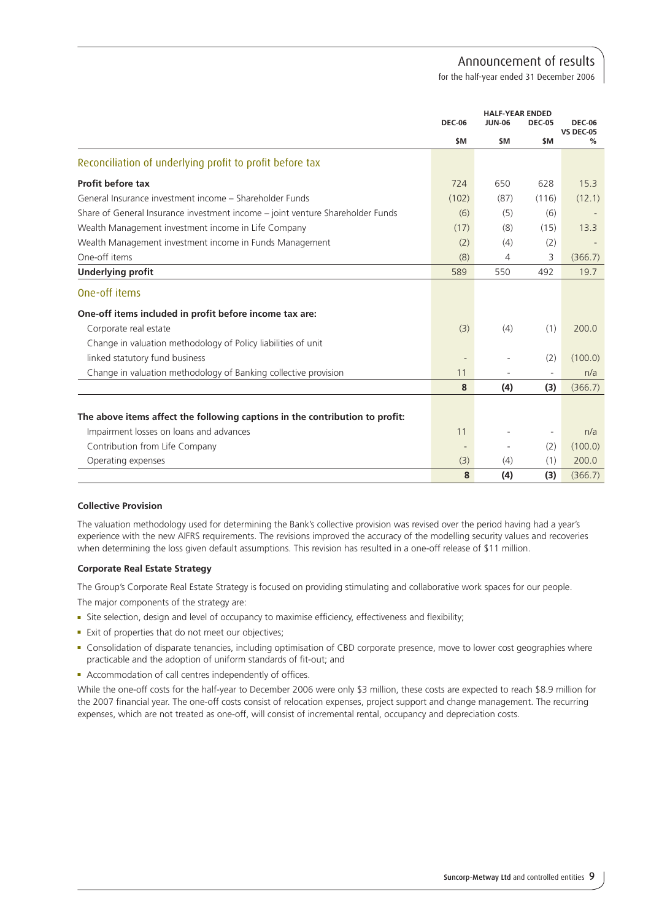|  | HALF-YEAR ENDED | | | |
|---|---|---|---|---|
|  | DEC-06 | JUN-06 | DEC-05 | DEC-06 VS DEC-05 |
|  | $M | $M | $M | % |
| **Reconciliation of underlying profit to profit before tax** | | | | |
| **Profit before tax** | 724 | 650 | 628 | 15.3 |
| General Insurance investment income – Shareholder Funds | (102) | (87) | (116) | (12.1) |
| Share of General Insurance investment income – joint venture Shareholder Funds | (6) | (5) | (6) | - |
| Wealth Management investment income in Life Company | (17) | (8) | (15) | 13.3 |
| Wealth Management investment income in Funds Management | (2) | (4) | (2) | - |
| One-off items | (8) | 4 | 3 | (366.7) |
| **Underlying profit** | 589 | 550 | 492 | 19.7 |
| **One-off items** | | | | |
| **One-off items included in profit before income tax are:** | | | | |
| Corporate real estate | (3) | (4) | (1) | 200.0 |
| Change in valuation methodology of Policy liabilities of unit linked statutory fund business | - | - | (2) | (100.0) |
| Change in valuation methodology of Banking collective provision | 11 | - | - | n/a |
|  | **8** | **(4)** | **(3)** | (366.7) |
| **The above items affect the following captions in the contribution to profit:** | | | | |
| Impairment losses on loans and advances | 11 | - | - | n/a |
| Contribution from Life Company | - | - | (2) | (100.0) |
| Operating expenses | (3) | (4) | (1) | 200.0 |
|  | **8** | **(4)** | **(3)** | (366.7) |

**Collective Provision**

The valuation methodology used for determining the Bank's collective provision was revised over the period having had a year's experience with the new AIFRS requirements. The revisions improved the accuracy of the modelling security values and recoveries when determining the loss given default assumptions. This revision has resulted in a one-off release of $11 million.

**Corporate Real Estate Strategy**

The Group's Corporate Real Estate Strategy is focused on providing stimulating and collaborative work spaces for our people.

The major components of the strategy are:

- Site selection, design and level of occupancy to maximise efficiency, effectiveness and flexibility;
- Exit of properties that do not meet our objectives;
- Consolidation of disparate tenancies, including optimisation of CBD corporate presence, move to lower cost geographies where practicable and the adoption of uniform standards of fit-out; and
- Accommodation of call centres independently of offices.

While the one-off costs for the half-year to December 2006 were only $3 million, these costs are expected to reach $8.9 million for the 2007 financial year. The one-off costs consist of relocation expenses, project support and change management. The recurring expenses, which are not treated as one-off, will consist of incremental rental, occupancy and depreciation costs.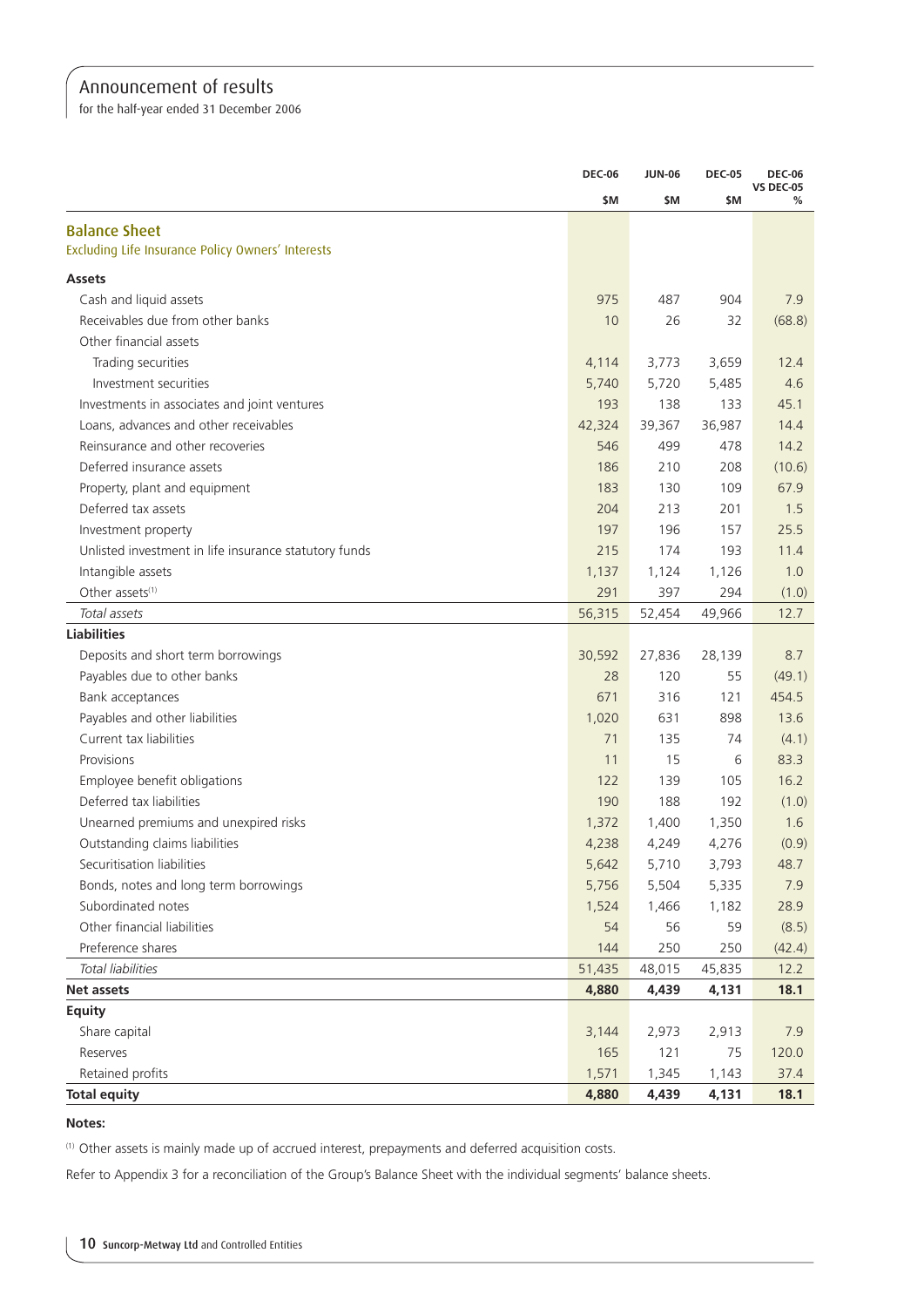# Announcement of results

for the half-year ended 31 December 2006

| | DEC-06 $M | JUN-06 $M | DEC-05 $M | DEC-06 VS DEC-05 % |
|---|---|---|---|---|
| **Balance Sheet** | | | | |
| Excluding Life Insurance Policy Owners' Interests | | | | |
| **Assets** | | | | |
| Cash and liquid assets | 975 | 487 | 904 | 7.9 |
| Receivables due from other banks | 10 | 26 | 32 | (68.8) |
| Other financial assets | | | | |
| Trading securities | 4,114 | 3,773 | 3,659 | 12.4 |
| Investment securities | 5,740 | 5,720 | 5,485 | 4.6 |
| Investments in associates and joint ventures | 193 | 138 | 133 | 45.1 |
| Loans, advances and other receivables | 42,324 | 39,367 | 36,987 | 14.4 |
| Reinsurance and other recoveries | 546 | 499 | 478 | 14.2 |
| Deferred insurance assets | 186 | 210 | 208 | (10.6) |
| Property, plant and equipment | 183 | 130 | 109 | 67.9 |
| Deferred tax assets | 204 | 213 | 201 | 1.5 |
| Investment property | 197 | 196 | 157 | 25.5 |
| Unlisted investment in life insurance statutory funds | 215 | 174 | 193 | 11.4 |
| Intangible assets | 1,137 | 1,124 | 1,126 | 1.0 |
| Other assets[1] | 291 | 397 | 294 | (1.0) |
| *Total assets* | 56,315 | 52,454 | 49,966 | 12.7 |
| **Liabilities** | | | | |
| Deposits and short term borrowings | 30,592 | 27,836 | 28,139 | 8.7 |
| Payables due to other banks | 28 | 120 | 55 | (49.1) |
| Bank acceptances | 671 | 316 | 121 | 454.5 |
| Payables and other liabilities | 1,020 | 631 | 898 | 13.6 |
| Current tax liabilities | 71 | 135 | 74 | (4.1) |
| Provisions | 11 | 15 | 6 | 83.3 |
| Employee benefit obligations | 122 | 139 | 105 | 16.2 |
| Deferred tax liabilities | 190 | 188 | 192 | (1.0) |
| Unearned premiums and unexpired risks | 1,372 | 1,400 | 1,350 | 1.6 |
| Outstanding claims liabilities | 4,238 | 4,249 | 4,276 | (0.9) |
| Securitisation liabilities | 5,642 | 5,710 | 3,793 | 48.7 |
| Bonds, notes and long term borrowings | 5,756 | 5,504 | 5,335 | 7.9 |
| Subordinated notes | 1,524 | 1,466 | 1,182 | 28.9 |
| Other financial liabilities | 54 | 56 | 59 | (8.5) |
| Preference shares | 144 | 250 | 250 | (42.4) |
| *Total liabilities* | 51,435 | 48,015 | 45,835 | 12.2 |
| **Net assets** | **4,880** | **4,439** | **4,131** | **18.1** |
| **Equity** | | | | |
| Share capital | 3,144 | 2,973 | 2,913 | 7.9 |
| Reserves | 165 | 121 | 75 | 120.0 |
| Retained profits | 1,571 | 1,345 | 1,143 | 37.4 |
| **Total equity** | **4,880** | **4,439** | **4,131** | **18.1** |

**Notes:**

[1] Other assets is mainly made up of accrued interest, prepayments and deferred acquisition costs.

Refer to Appendix 3 for a reconciliation of the Group's Balance Sheet with the individual segments' balance sheets.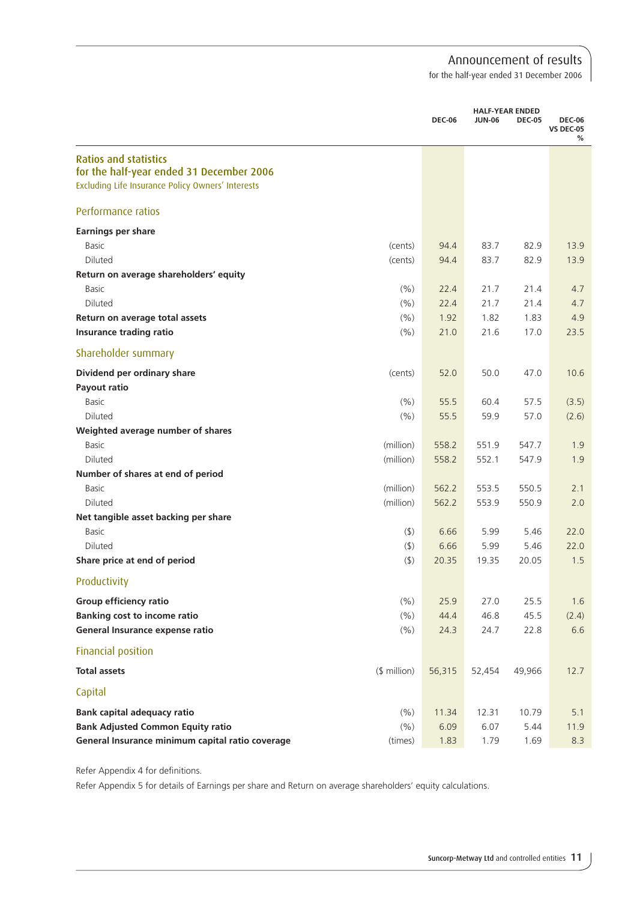| | | HALF-YEAR ENDED | | | |
|---|---|---|---|---|---|
| | | DEC-06 | JUN-06 | DEC-05 | DEC-06 VS DEC-05 % |
| **Ratios and statistics for the half-year ended 31 December 2006** | | | | | |
| Excluding Life Insurance Policy Owners' Interests | | | | | |
| **Performance ratios** | | | | | |
| **Earnings per share** | | | | | |
| Basic | (cents) | 94.4 | 83.7 | 82.9 | 13.9 |
| Diluted | (cents) | 94.4 | 83.7 | 82.9 | 13.9 |
| **Return on average shareholders' equity** | | | | | |
| Basic | (%) | 22.4 | 21.7 | 21.4 | 4.7 |
| Diluted | (%) | 22.4 | 21.7 | 21.4 | 4.7 |
| **Return on average total assets** | (%) | 1.92 | 1.82 | 1.83 | 4.9 |
| **Insurance trading ratio** | (%) | 21.0 | 21.6 | 17.0 | 23.5 |
| **Shareholder summary** | | | | | |
| **Dividend per ordinary share** | (cents) | 52.0 | 50.0 | 47.0 | 10.6 |
| **Payout ratio** | | | | | |
| Basic | (%) | 55.5 | 60.4 | 57.5 | (3.5) |
| Diluted | (%) | 55.5 | 59.9 | 57.0 | (2.6) |
| **Weighted average number of shares** | | | | | |
| Basic | (million) | 558.2 | 551.9 | 547.7 | 1.9 |
| Diluted | (million) | 558.2 | 552.1 | 547.9 | 1.9 |
| **Number of shares at end of period** | | | | | |
| Basic | (million) | 562.2 | 553.5 | 550.5 | 2.1 |
| Diluted | (million) | 562.2 | 553.9 | 550.9 | 2.0 |
| **Net tangible asset backing per share** | | | | | |
| Basic | ($) | 6.66 | 5.99 | 5.46 | 22.0 |
| Diluted | ($) | 6.66 | 5.99 | 5.46 | 22.0 |
| **Share price at end of period** | ($) | 20.35 | 19.35 | 20.05 | 1.5 |
| **Productivity** | | | | | |
| **Group efficiency ratio** | (%) | 25.9 | 27.0 | 25.5 | 1.6 |
| **Banking cost to income ratio** | (%) | 44.4 | 46.8 | 45.5 | (2.4) |
| **General Insurance expense ratio** | (%) | 24.3 | 24.7 | 22.8 | 6.6 |
| **Financial position** | | | | | |
| **Total assets** | ($ million) | 56,315 | 52,454 | 49,966 | 12.7 |
| **Capital** | | | | | |
| **Bank capital adequacy ratio** | (%) | 11.34 | 12.31 | 10.79 | 5.1 |
| **Bank Adjusted Common Equity ratio** | (%) | 6.09 | 6.07 | 5.44 | 11.9 |
| **General Insurance minimum capital ratio coverage** | (times) | 1.83 | 1.79 | 1.69 | 8.3 |

Refer Appendix 4 for definitions.

Refer Appendix 5 for details of Earnings per share and Return on average shareholders' equity calculations.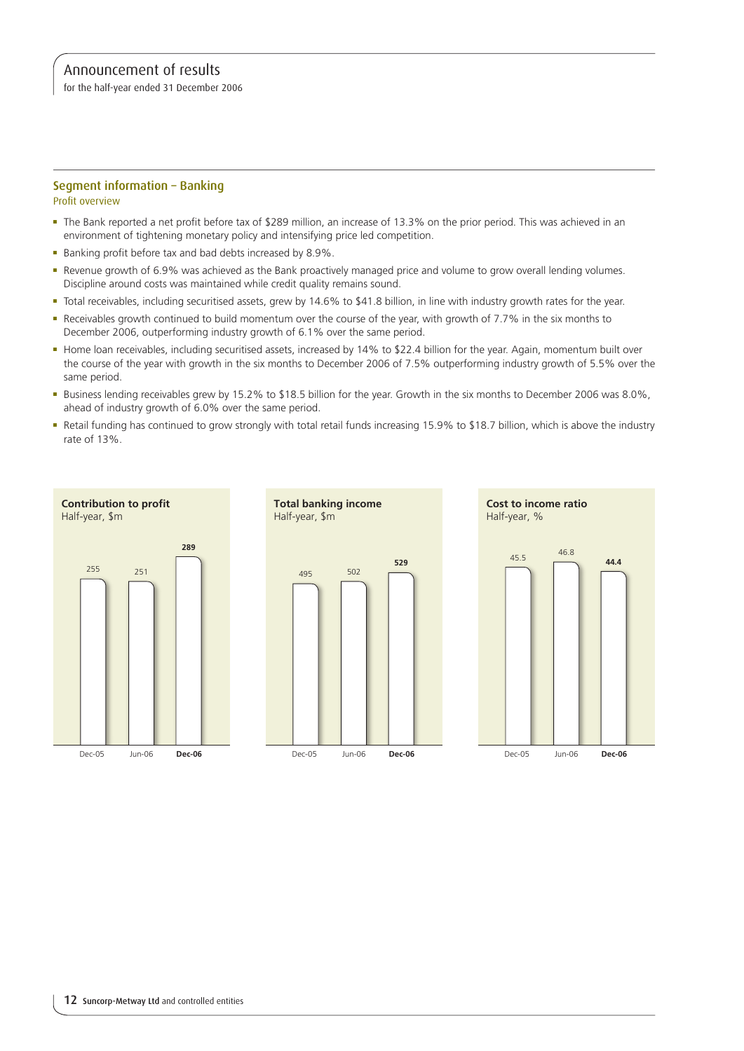## Segment information – Banking

### Profit overview

- The Bank reported a net profit before tax of $289 million, an increase of 13.3% on the prior period. This was achieved in an environment of tightening monetary policy and intensifying price led competition.
- Banking profit before tax and bad debts increased by 8.9%.
- Revenue growth of 6.9% was achieved as the Bank proactively managed price and volume to grow overall lending volumes. Discipline around costs was maintained while credit quality remains sound.
- Total receivables, including securitised assets, grew by 14.6% to $41.8 billion, in line with industry growth rates for the year.
- Receivables growth continued to build momentum over the course of the year, with growth of 7.7% in the six months to December 2006, outperforming industry growth of 6.1% over the same period.
- Home loan receivables, including securitised assets, increased by 14% to $22.4 billion for the year. Again, momentum built over the course of the year with growth in the six months to December 2006 of 7.5% outperforming industry growth of 5.5% over the same period.
- Business lending receivables grew by 15.2% to $18.5 billion for the year. Growth in the six months to December 2006 was 8.0%, ahead of industry growth of 6.0% over the same period.
- Retail funding has continued to grow strongly with total retail funds increasing 15.9% to $18.7 billion, which is above the industry rate of 13%.

**Contribution to profit**
Half-year, $m

| Dec-05 | Jun-06 | **Dec-06** |
|---|---|---|
| 255 | 251 | **289** |

**Total banking income**
Half-year, $m

| Dec-05 | Jun-06 | **Dec-06** |
|---|---|---|
| 495 | 502 | **529** |

**Cost to income ratio**
Half-year, %

| Dec-05 | Jun-06 | **Dec-06** |
|---|---|---|
| 45.5 | 46.8 | **44.4** |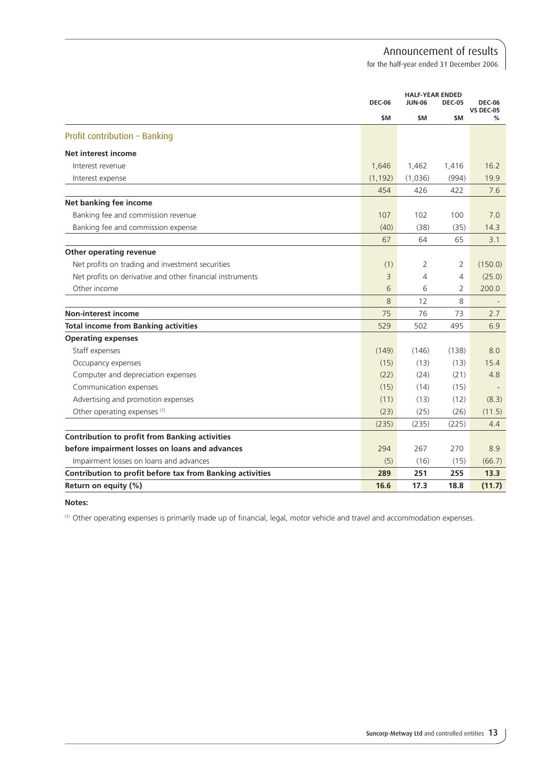| | HALF-YEAR ENDED | | | |
|---|---|---|---|---|
| | DEC-06 | JUN-06 | DEC-05 | DEC-06 VS DEC-05 |
| | $M | $M | $M | % |
| **Profit contribution – Banking** | | | | |
| **Net interest income** | | | | |
| Interest revenue | 1,646 | 1,462 | 1,416 | 16.2 |
| Interest expense | (1,192) | (1,036) | (994) | 19.9 |
| | 454 | 426 | 422 | 7.6 |
| **Net banking fee income** | | | | |
| Banking fee and commission revenue | 107 | 102 | 100 | 7.0 |
| Banking fee and commission expense | (40) | (38) | (35) | 14.3 |
| | 67 | 64 | 65 | 3.1 |
| **Other operating revenue** | | | | |
| Net profits on trading and investment securities | (1) | 2 | 2 | (150.0) |
| Net profits on derivative and other financial instruments | 3 | 4 | 4 | (25.0) |
| Other income | 6 | 6 | 2 | 200.0 |
| | 8 | 12 | 8 | - |
| **Non-interest income** | 75 | 76 | 73 | 2.7 |
| **Total income from Banking activities** | 529 | 502 | 495 | 6.9 |
| **Operating expenses** | | | | |
| Staff expenses | (149) | (146) | (138) | 8.0 |
| Occupancy expenses | (15) | (13) | (13) | 15.4 |
| Computer and depreciation expenses | (22) | (24) | (21) | 4.8 |
| Communication expenses | (15) | (14) | (15) | - |
| Advertising and promotion expenses | (11) | (13) | (12) | (8.3) |
| Other operating expenses [1] | (23) | (25) | (26) | (11.5) |
| | (235) | (235) | (225) | 4.4 |
| **Contribution to profit from Banking activities before impairment losses on loans and advances** | 294 | 267 | 270 | 8.9 |
| Impairment losses on loans and advances | (5) | (16) | (15) | (66.7) |
| **Contribution to profit before tax from Banking activities** | **289** | **251** | **255** | **13.3** |
| **Return on equity (%)** | **16.6** | **17.3** | **18.8** | **(11.7)** |

**Notes:**

[1] Other operating expenses is primarily made up of financial, legal, motor vehicle and travel and accommodation expenses.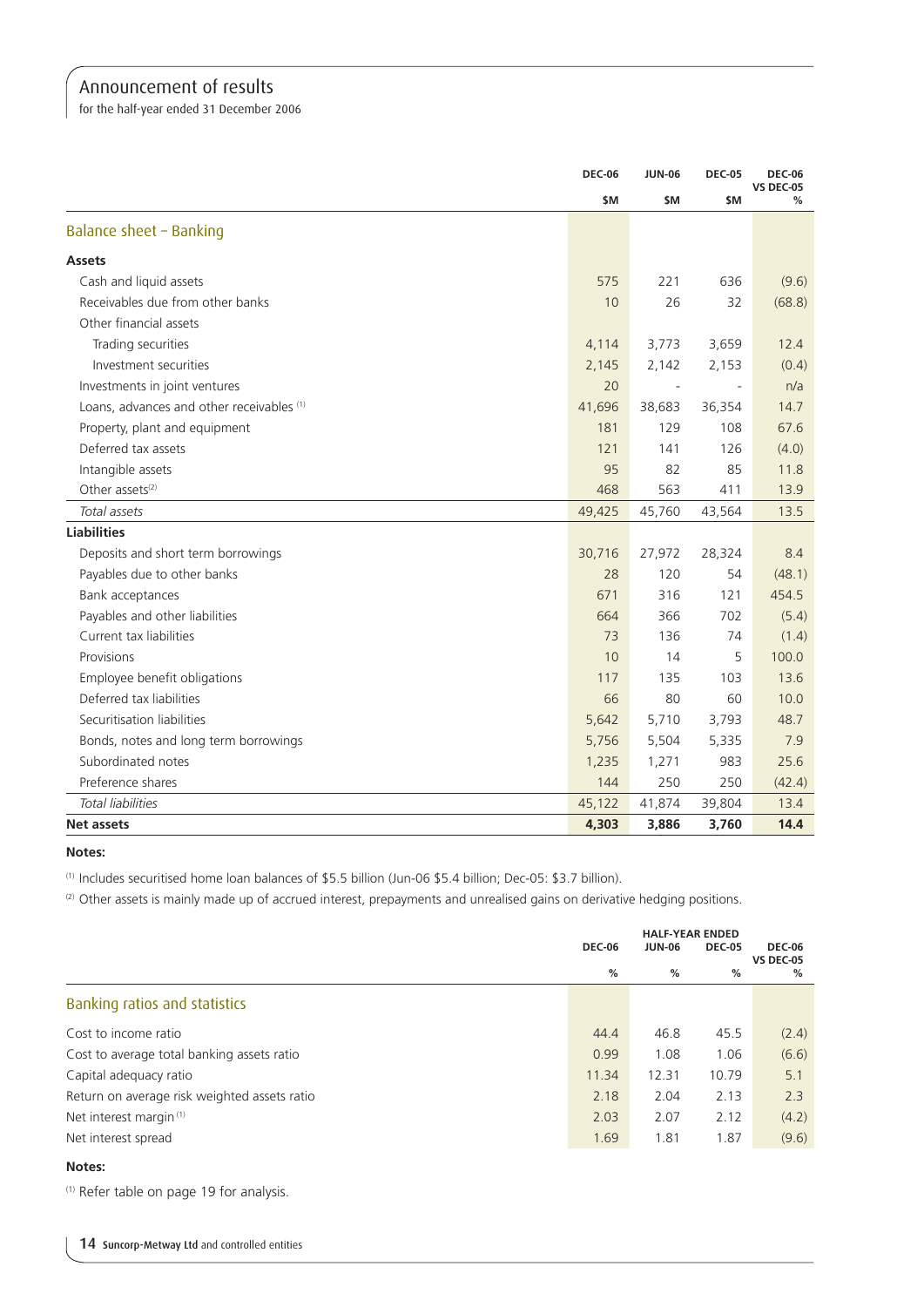# Announcement of results

for the half-year ended 31 December 2006

| | DEC-06 $M | JUN-06 $M | DEC-05 $M | DEC-06 VS DEC-05 % |
|---|---|---|---|---|
| **Balance sheet – Banking** | | | | |
| **Assets** | | | | |
| Cash and liquid assets | 575 | 221 | 636 | (9.6) |
| Receivables due from other banks | 10 | 26 | 32 | (68.8) |
| Other financial assets | | | | |
| Trading securities | 4,114 | 3,773 | 3,659 | 12.4 |
| Investment securities | 2,145 | 2,142 | 2,153 | (0.4) |
| Investments in joint ventures | 20 | - | - | n/a |
| Loans, advances and other receivables [1] | 41,696 | 38,683 | 36,354 | 14.7 |
| Property, plant and equipment | 181 | 129 | 108 | 67.6 |
| Deferred tax assets | 121 | 141 | 126 | (4.0) |
| Intangible assets | 95 | 82 | 85 | 11.8 |
| Other assets[2] | 468 | 563 | 411 | 13.9 |
| *Total assets* | 49,425 | 45,760 | 43,564 | 13.5 |
| **Liabilities** | | | | |
| Deposits and short term borrowings | 30,716 | 27,972 | 28,324 | 8.4 |
| Payables due to other banks | 28 | 120 | 54 | (48.1) |
| Bank acceptances | 671 | 316 | 121 | 454.5 |
| Payables and other liabilities | 664 | 366 | 702 | (5.4) |
| Current tax liabilities | 73 | 136 | 74 | (1.4) |
| Provisions | 10 | 14 | 5 | 100.0 |
| Employee benefit obligations | 117 | 135 | 103 | 13.6 |
| Deferred tax liabilities | 66 | 80 | 60 | 10.0 |
| Securitisation liabilities | 5,642 | 5,710 | 3,793 | 48.7 |
| Bonds, notes and long term borrowings | 5,756 | 5,504 | 5,335 | 7.9 |
| Subordinated notes | 1,235 | 1,271 | 983 | 25.6 |
| Preference shares | 144 | 250 | 250 | (42.4) |
| *Total liabilities* | 45,122 | 41,874 | 39,804 | 13.4 |
| **Net assets** | **4,303** | **3,886** | **3,760** | **14.4** |

**Notes:**

[1] Includes securitised home loan balances of $5.5 billion (Jun-06 $5.4 billion; Dec-05: $3.7 billion).

[2] Other assets is mainly made up of accrued interest, prepayments and unrealised gains on derivative hedging positions.

| | HALF-YEAR ENDED | | | |
|---|---|---|---|---|
| | DEC-06 % | JUN-06 % | DEC-05 % | DEC-06 VS DEC-05 % |
| **Banking ratios and statistics** | | | | |
| Cost to income ratio | 44.4 | 46.8 | 45.5 | (2.4) |
| Cost to average total banking assets ratio | 0.99 | 1.08 | 1.06 | (6.6) |
| Capital adequacy ratio | 11.34 | 12.31 | 10.79 | 5.1 |
| Return on average risk weighted assets ratio | 2.18 | 2.04 | 2.13 | 2.3 |
| Net interest margin [1] | 2.03 | 2.07 | 2.12 | (4.2) |
| Net interest spread | 1.69 | 1.81 | 1.87 | (9.6) |

**Notes:**

[1] Refer table on page 19 for analysis.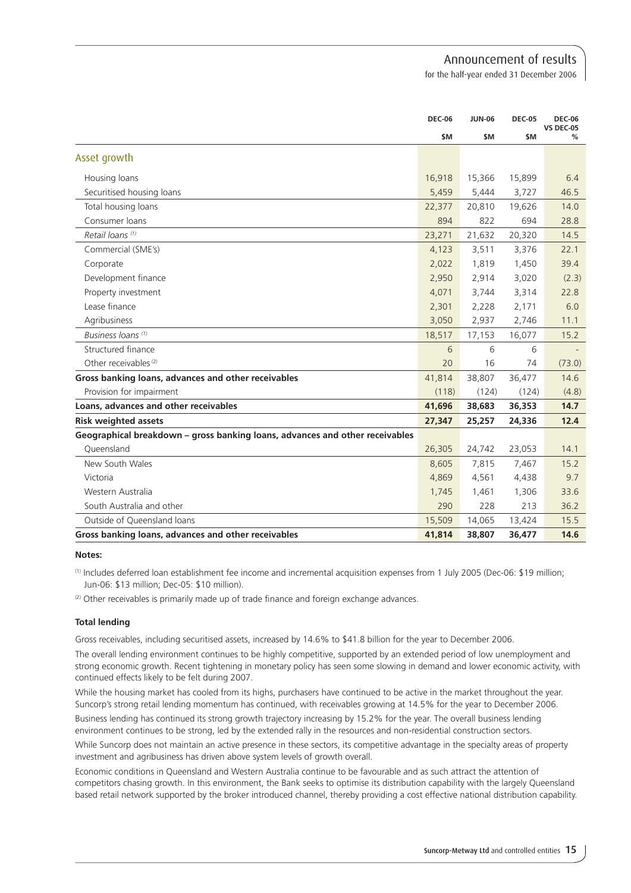| | DEC-06 $M | JUN-06 $M | DEC-05 $M | DEC-06 VS DEC-05 % |
|---|---|---|---|---|
| **Asset growth** | | | | |
| Housing loans | 16,918 | 15,366 | 15,899 | 6.4 |
| Securitised housing loans | 5,459 | 5,444 | 3,727 | 46.5 |
| Total housing loans | 22,377 | 20,810 | 19,626 | 14.0 |
| Consumer loans | 894 | 822 | 694 | 28.8 |
| *Retail loans [(1)]* | 23,271 | 21,632 | 20,320 | 14.5 |
| Commercial (SME's) | 4,123 | 3,511 | 3,376 | 22.1 |
| Corporate | 2,022 | 1,819 | 1,450 | 39.4 |
| Development finance | 2,950 | 2,914 | 3,020 | (2.3) |
| Property investment | 4,071 | 3,744 | 3,314 | 22.8 |
| Lease finance | 2,301 | 2,228 | 2,171 | 6.0 |
| Agribusiness | 3,050 | 2,937 | 2,746 | 11.1 |
| *Business loans [(1)]* | 18,517 | 17,153 | 16,077 | 15.2 |
| Structured finance | 6 | 6 | 6 | - |
| Other receivables [(2)] | 20 | 16 | 74 | (73.0) |
| **Gross banking loans, advances and other receivables** | 41,814 | 38,807 | 36,477 | 14.6 |
| Provision for impairment | (118) | (124) | (124) | (4.8) |
| **Loans, advances and other receivables** | **41,696** | **38,683** | **36,353** | **14.7** |
| **Risk weighted assets** | **27,347** | **25,257** | **24,336** | **12.4** |
| **Geographical breakdown – gross banking loans, advances and other receivables** | | | | |
| Queensland | 26,305 | 24,742 | 23,053 | 14.1 |
| New South Wales | 8,605 | 7,815 | 7,467 | 15.2 |
| Victoria | 4,869 | 4,561 | 4,438 | 9.7 |
| Western Australia | 1,745 | 1,461 | 1,306 | 33.6 |
| South Australia and other | 290 | 228 | 213 | 36.2 |
| Outside of Queensland loans | 15,509 | 14,065 | 13,424 | 15.5 |
| **Gross banking loans, advances and other receivables** | **41,814** | **38,807** | **36,477** | **14.6** |

**Notes:**

(1) Includes deferred loan establishment fee income and incremental acquisition expenses from 1 July 2005 (Dec-06: $19 million; Jun-06: $13 million; Dec-05: $10 million).

(2) Other receivables is primarily made up of trade finance and foreign exchange advances.

**Total lending**

Gross receivables, including securitised assets, increased by 14.6% to $41.8 billion for the year to December 2006.

The overall lending environment continues to be highly competitive, supported by an extended period of low unemployment and strong economic growth. Recent tightening in monetary policy has seen some slowing in demand and lower economic activity, with continued effects likely to be felt during 2007.

While the housing market has cooled from its highs, purchasers have continued to be active in the market throughout the year. Suncorp's strong retail lending momentum has continued, with receivables growing at 14.5% for the year to December 2006.

Business lending has continued its strong growth trajectory increasing by 15.2% for the year. The overall business lending environment continues to be strong, led by the extended rally in the resources and non-residential construction sectors.

While Suncorp does not maintain an active presence in these sectors, its competitive advantage in the specialty areas of property investment and agribusiness has driven above system levels of growth overall.

Economic conditions in Queensland and Western Australia continue to be favourable and as such attract the attention of competitors chasing growth. In this environment, the Bank seeks to optimise its distribution capability with the largely Queensland based retail network supported by the broker introduced channel, thereby providing a cost effective national distribution capability.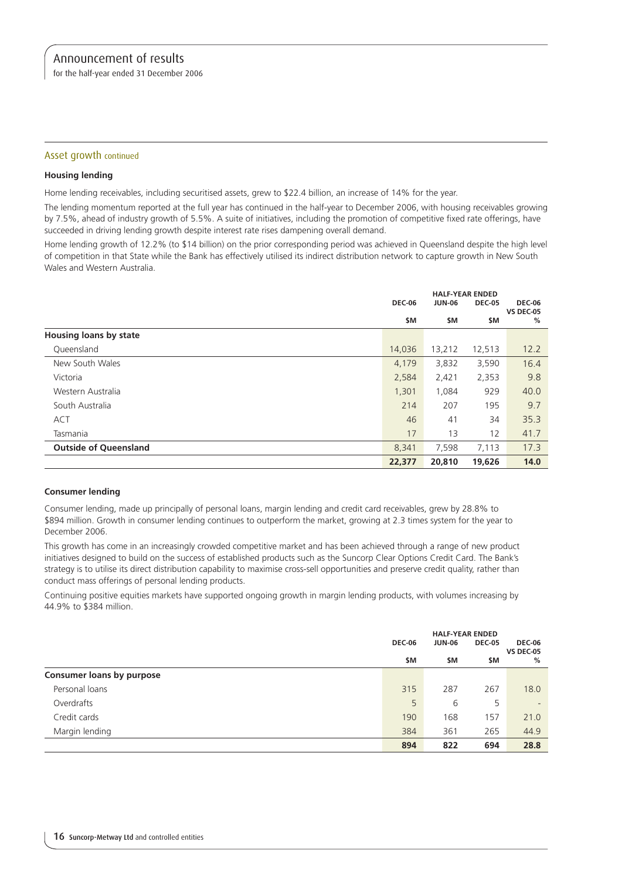## Asset growth continued

### Housing lending

Home lending receivables, including securitised assets, grew to $22.4 billion, an increase of 14% for the year.

The lending momentum reported at the full year has continued in the half-year to December 2006, with housing receivables growing by 7.5%, ahead of industry growth of 5.5%. A suite of initiatives, including the promotion of competitive fixed rate offerings, have succeeded in driving lending growth despite interest rate rises dampening overall demand.

Home lending growth of 12.2% (to $14 billion) on the prior corresponding period was achieved in Queensland despite the high level of competition in that State while the Bank has effectively utilised its indirect distribution network to capture growth in New South Wales and Western Australia.

| | HALF-YEAR ENDED | | | |
|---|---|---|---|---|
| | DEC-06 | JUN-06 | DEC-05 | DEC-06 VS DEC-05 |
| | $M | $M | $M | % |
| **Housing loans by state** | | | | |
| Queensland | 14,036 | 13,212 | 12,513 | 12.2 |
| New South Wales | 4,179 | 3,832 | 3,590 | 16.4 |
| Victoria | 2,584 | 2,421 | 2,353 | 9.8 |
| Western Australia | 1,301 | 1,084 | 929 | 40.0 |
| South Australia | 214 | 207 | 195 | 9.7 |
| ACT | 46 | 41 | 34 | 35.3 |
| Tasmania | 17 | 13 | 12 | 41.7 |
| **Outside of Queensland** | 8,341 | 7,598 | 7,113 | 17.3 |
| | **22,377** | **20,810** | **19,626** | **14.0** |

### Consumer lending

Consumer lending, made up principally of personal loans, margin lending and credit card receivables, grew by 28.8% to $894 million. Growth in consumer lending continues to outperform the market, growing at 2.3 times system for the year to December 2006.

This growth has come in an increasingly crowded competitive market and has been achieved through a range of new product initiatives designed to build on the success of established products such as the Suncorp Clear Options Credit Card. The Bank's strategy is to utilise its direct distribution capability to maximise cross-sell opportunities and preserve credit quality, rather than conduct mass offerings of personal lending products.

Continuing positive equities markets have supported ongoing growth in margin lending products, with volumes increasing by 44.9% to $384 million.

| | HALF-YEAR ENDED | | | |
|---|---|---|---|---|
| | DEC-06 | JUN-06 | DEC-05 | DEC-06 VS DEC-05 |
| | $M | $M | $M | % |
| **Consumer loans by purpose** | | | | |
| Personal loans | 315 | 287 | 267 | 18.0 |
| Overdrafts | 5 | 6 | 5 | - |
| Credit cards | 190 | 168 | 157 | 21.0 |
| Margin lending | 384 | 361 | 265 | 44.9 |
| | **894** | **822** | **694** | **28.8** |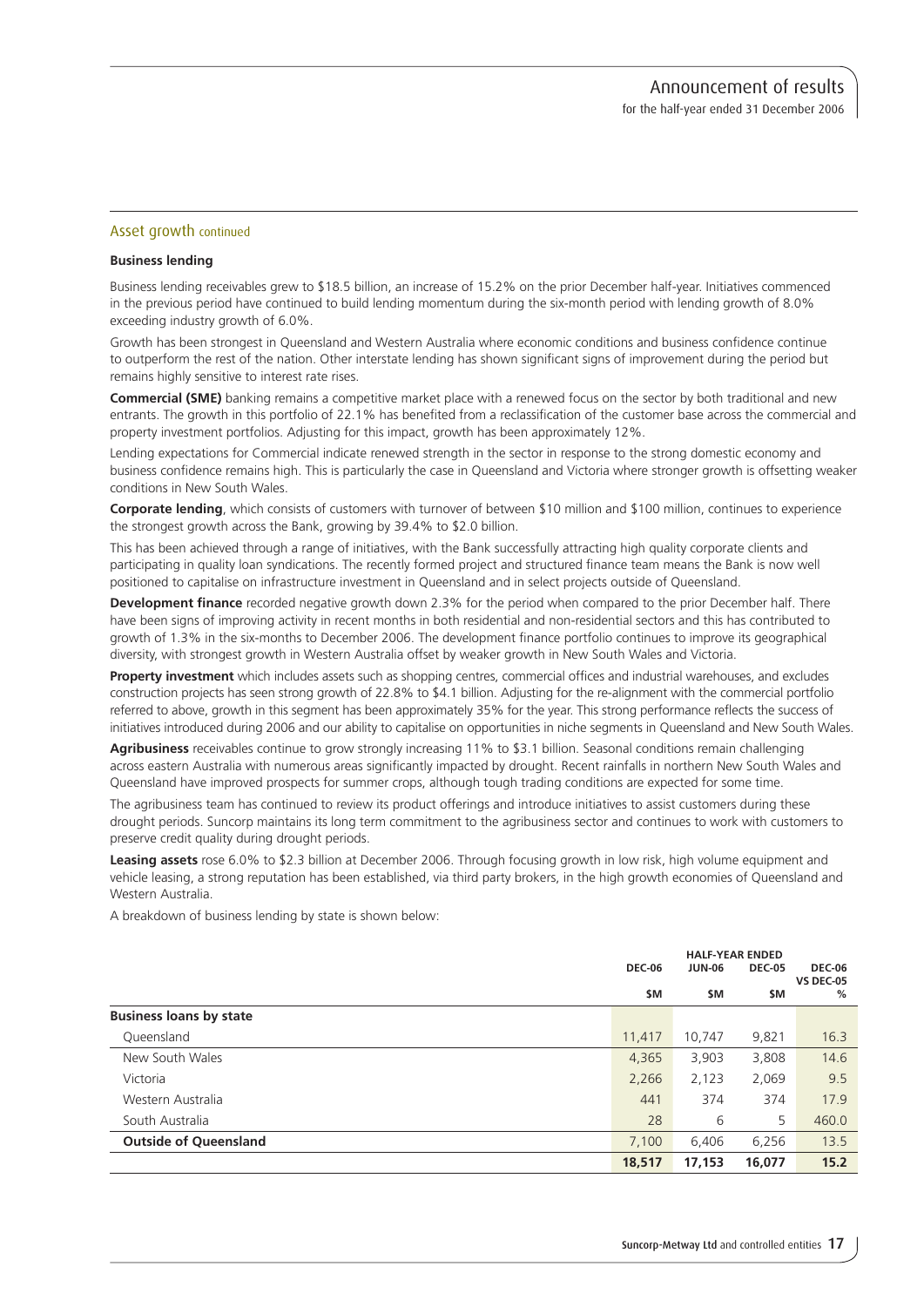## Asset growth continued

### Business lending

Business lending receivables grew to $18.5 billion, an increase of 15.2% on the prior December half-year. Initiatives commenced in the previous period have continued to build lending momentum during the six-month period with lending growth of 8.0% exceeding industry growth of 6.0%.

Growth has been strongest in Queensland and Western Australia where economic conditions and business confidence continue to outperform the rest of the nation. Other interstate lending has shown significant signs of improvement during the period but remains highly sensitive to interest rate rises.

**Commercial (SME)** banking remains a competitive market place with a renewed focus on the sector by both traditional and new entrants. The growth in this portfolio of 22.1% has benefited from a reclassification of the customer base across the commercial and property investment portfolios. Adjusting for this impact, growth has been approximately 12%.

Lending expectations for Commercial indicate renewed strength in the sector in response to the strong domestic economy and business confidence remains high. This is particularly the case in Queensland and Victoria where stronger growth is offsetting weaker conditions in New South Wales.

**Corporate lending**, which consists of customers with turnover of between $10 million and $100 million, continues to experience the strongest growth across the Bank, growing by 39.4% to $2.0 billion.

This has been achieved through a range of initiatives, with the Bank successfully attracting high quality corporate clients and participating in quality loan syndications. The recently formed project and structured finance team means the Bank is now well positioned to capitalise on infrastructure investment in Queensland and in select projects outside of Queensland.

**Development finance** recorded negative growth down 2.3% for the period when compared to the prior December half. There have been signs of improving activity in recent months in both residential and non-residential sectors and this has contributed to growth of 1.3% in the six-months to December 2006. The development finance portfolio continues to improve its geographical diversity, with strongest growth in Western Australia offset by weaker growth in New South Wales and Victoria.

**Property investment** which includes assets such as shopping centres, commercial offices and industrial warehouses, and excludes construction projects has seen strong growth of 22.8% to $4.1 billion. Adjusting for the re-alignment with the commercial portfolio referred to above, growth in this segment has been approximately 35% for the year. This strong performance reflects the success of initiatives introduced during 2006 and our ability to capitalise on opportunities in niche segments in Queensland and New South Wales.

**Agribusiness** receivables continue to grow strongly increasing 11% to $3.1 billion. Seasonal conditions remain challenging across eastern Australia with numerous areas significantly impacted by drought. Recent rainfalls in northern New South Wales and Queensland have improved prospects for summer crops, although tough trading conditions are expected for some time.

The agribusiness team has continued to review its product offerings and introduce initiatives to assist customers during these drought periods. Suncorp maintains its long term commitment to the agribusiness sector and continues to work with customers to preserve credit quality during drought periods.

**Leasing assets** rose 6.0% to $2.3 billion at December 2006. Through focusing growth in low risk, high volume equipment and vehicle leasing, a strong reputation has been established, via third party brokers, in the high growth economies of Queensland and Western Australia.

A breakdown of business lending by state is shown below:

| | HALF-YEAR ENDED | | | |
|---|---|---|---|---|
| | DEC-06 | JUN-06 | DEC-05 | DEC-06 VS DEC-05 |
| | $M | $M | $M | % |
| **Business loans by state** | | | | |
| Queensland | 11,417 | 10,747 | 9,821 | 16.3 |
| New South Wales | 4,365 | 3,903 | 3,808 | 14.6 |
| Victoria | 2,266 | 2,123 | 2,069 | 9.5 |
| Western Australia | 441 | 374 | 374 | 17.9 |
| South Australia | 28 | 6 | 5 | 460.0 |
| **Outside of Queensland** | 7,100 | 6,406 | 6,256 | 13.5 |
| | **18,517** | **17,153** | **16,077** | **15.2** |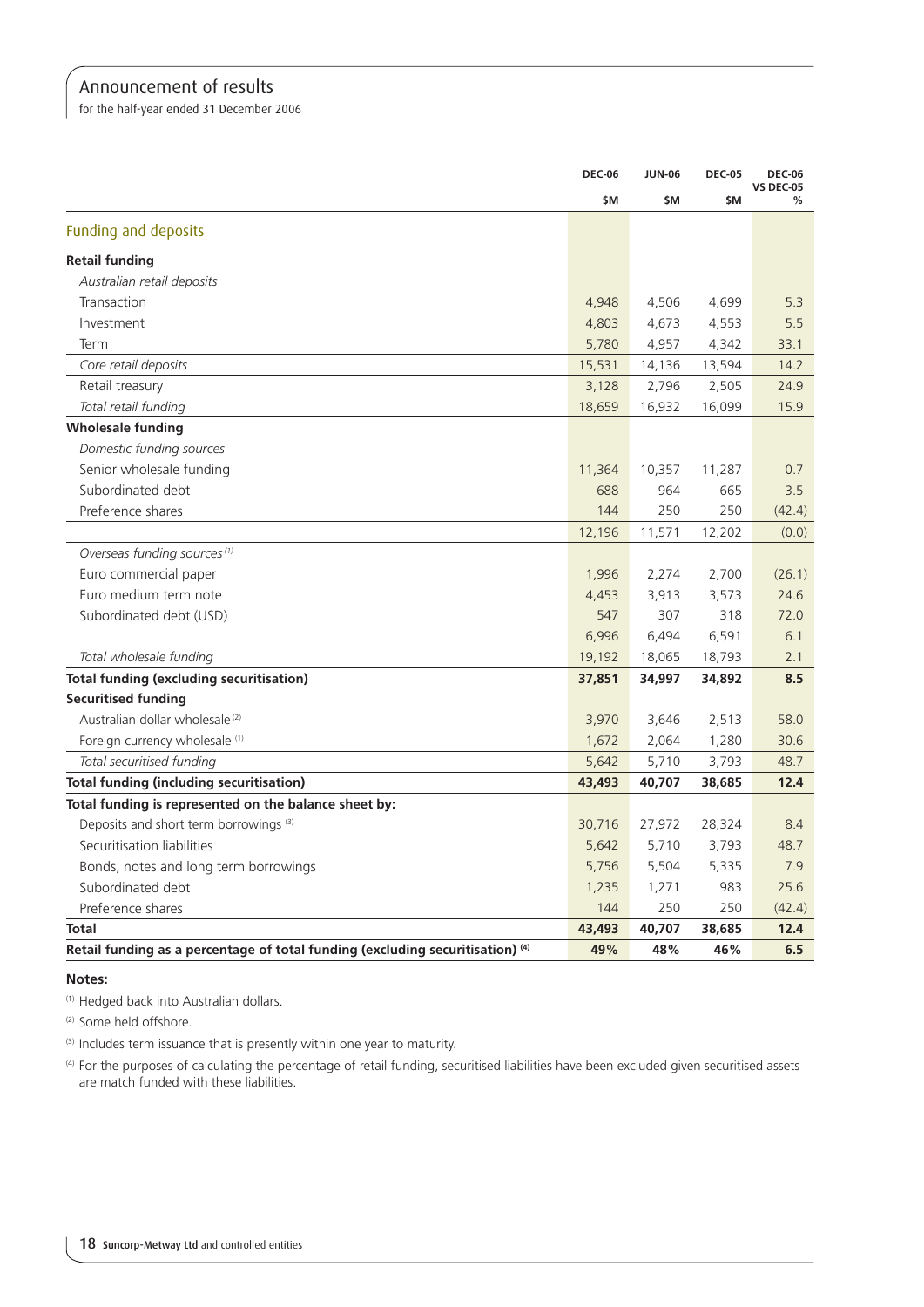# Announcement of results

for the half-year ended 31 December 2006

| | DEC-06 $M | JUN-06 $M | DEC-05 $M | DEC-06 VS DEC-05 % |
|---|---|---|---|---|
| **Funding and deposits** | | | | |
| **Retail funding** | | | | |
| *Australian retail deposits* | | | | |
| Transaction | 4,948 | 4,506 | 4,699 | 5.3 |
| Investment | 4,803 | 4,673 | 4,553 | 5.5 |
| Term | 5,780 | 4,957 | 4,342 | 33.1 |
| *Core retail deposits* | 15,531 | 14,136 | 13,594 | 14.2 |
| Retail treasury | 3,128 | 2,796 | 2,505 | 24.9 |
| *Total retail funding* | 18,659 | 16,932 | 16,099 | 15.9 |
| **Wholesale funding** | | | | |
| *Domestic funding sources* | | | | |
| Senior wholesale funding | 11,364 | 10,357 | 11,287 | 0.7 |
| Subordinated debt | 688 | 964 | 665 | 3.5 |
| Preference shares | 144 | 250 | 250 | (42.4) |
| | 12,196 | 11,571 | 12,202 | (0.0) |
| *Overseas funding sources* [1] | | | | |
| Euro commercial paper | 1,996 | 2,274 | 2,700 | (26.1) |
| Euro medium term note | 4,453 | 3,913 | 3,573 | 24.6 |
| Subordinated debt (USD) | 547 | 307 | 318 | 72.0 |
| | 6,996 | 6,494 | 6,591 | 6.1 |
| *Total wholesale funding* | 19,192 | 18,065 | 18,793 | 2.1 |
| **Total funding (excluding securitisation)** | **37,851** | **34,997** | **34,892** | **8.5** |
| **Securitised funding** | | | | |
| Australian dollar wholesale [2] | 3,970 | 3,646 | 2,513 | 58.0 |
| Foreign currency wholesale [1] | 1,672 | 2,064 | 1,280 | 30.6 |
| *Total securitised funding* | 5,642 | 5,710 | 3,793 | 48.7 |
| **Total funding (including securitisation)** | **43,493** | **40,707** | **38,685** | **12.4** |
| **Total funding is represented on the balance sheet by:** | | | | |
| Deposits and short term borrowings [3] | 30,716 | 27,972 | 28,324 | 8.4 |
| Securitisation liabilities | 5,642 | 5,710 | 3,793 | 48.7 |
| Bonds, notes and long term borrowings | 5,756 | 5,504 | 5,335 | 7.9 |
| Subordinated debt | 1,235 | 1,271 | 983 | 25.6 |
| Preference shares | 144 | 250 | 250 | (42.4) |
| **Total** | **43,493** | **40,707** | **38,685** | **12.4** |
| **Retail funding as a percentage of total funding (excluding securitisation) [4]** | **49%** | **48%** | **46%** | **6.5** |

**Notes:**

[1] Hedged back into Australian dollars.

[2] Some held offshore.

[3] Includes term issuance that is presently within one year to maturity.

[4] For the purposes of calculating the percentage of retail funding, securitised liabilities have been excluded given securitised assets are match funded with these liabilities.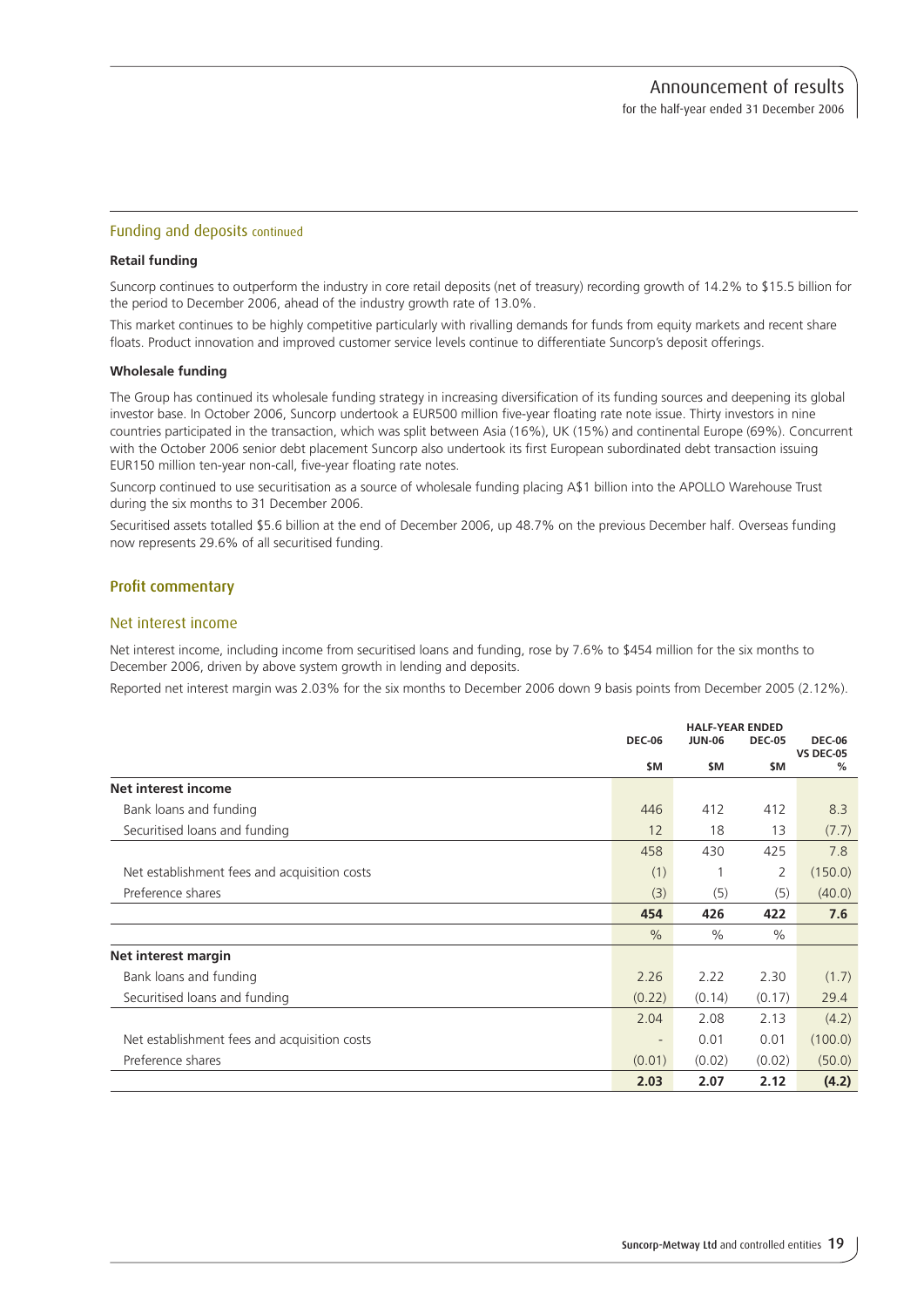## Funding and deposits continued

**Retail funding**

Suncorp continues to outperform the industry in core retail deposits (net of treasury) recording growth of 14.2% to $15.5 billion for the period to December 2006, ahead of the industry growth rate of 13.0%.

This market continues to be highly competitive particularly with rivalling demands for funds from equity markets and recent share floats. Product innovation and improved customer service levels continue to differentiate Suncorp's deposit offerings.

**Wholesale funding**

The Group has continued its wholesale funding strategy in increasing diversification of its funding sources and deepening its global investor base. In October 2006, Suncorp undertook a EUR500 million five-year floating rate note issue. Thirty investors in nine countries participated in the transaction, which was split between Asia (16%), UK (15%) and continental Europe (69%). Concurrent with the October 2006 senior debt placement Suncorp also undertook its first European subordinated debt transaction issuing EUR150 million ten-year non-call, five-year floating rate notes.

Suncorp continued to use securitisation as a source of wholesale funding placing A$1 billion into the APOLLO Warehouse Trust during the six months to 31 December 2006.

Securitised assets totalled $5.6 billion at the end of December 2006, up 48.7% on the previous December half. Overseas funding now represents 29.6% of all securitised funding.

## Profit commentary

### Net interest income

Net interest income, including income from securitised loans and funding, rose by 7.6% to $454 million for the six months to December 2006, driven by above system growth in lending and deposits.

Reported net interest margin was 2.03% for the six months to December 2006 down 9 basis points from December 2005 (2.12%).

| | HALF-YEAR ENDED | | | |
|---|---|---|---|---|
| | DEC-06 | JUN-06 | DEC-05 | DEC-06 VS DEC-05 |
| | $M | $M | $M | % |
| **Net interest income** | | | | |
| Bank loans and funding | 446 | 412 | 412 | 8.3 |
| Securitised loans and funding | 12 | 18 | 13 | (7.7) |
| | 458 | 430 | 425 | 7.8 |
| Net establishment fees and acquisition costs | (1) | 1 | 2 | (150.0) |
| Preference shares | (3) | (5) | (5) | (40.0) |
| | **454** | **426** | **422** | **7.6** |
| | % | % | % | |
| **Net interest margin** | | | | |
| Bank loans and funding | 2.26 | 2.22 | 2.30 | (1.7) |
| Securitised loans and funding | (0.22) | (0.14) | (0.17) | 29.4 |
| | 2.04 | 2.08 | 2.13 | (4.2) |
| Net establishment fees and acquisition costs | - | 0.01 | 0.01 | (100.0) |
| Preference shares | (0.01) | (0.02) | (0.02) | (50.0) |
| | **2.03** | **2.07** | **2.12** | **(4.2)** |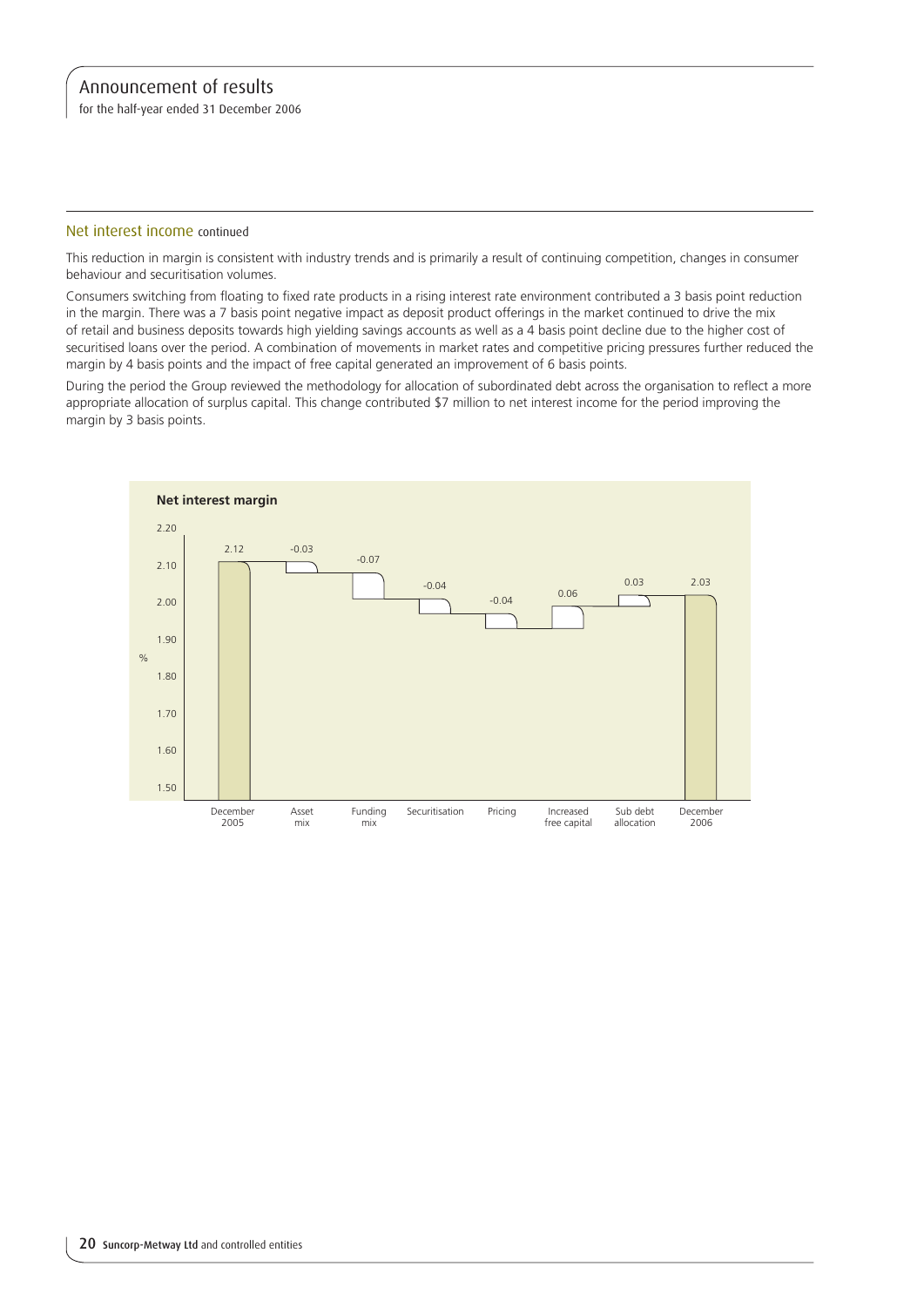## Net interest income continued

This reduction in margin is consistent with industry trends and is primarily a result of continuing competition, changes in consumer behaviour and securitisation volumes.

Consumers switching from floating to fixed rate products in a rising interest rate environment contributed a 3 basis point reduction in the margin. There was a 7 basis point negative impact as deposit product offerings in the market continued to drive the mix of retail and business deposits towards high yielding savings accounts as well as a 4 basis point decline due to the higher cost of securitised loans over the period. A combination of movements in market rates and competitive pricing pressures further reduced the margin by 4 basis points and the impact of free capital generated an improvement of 6 basis points.

During the period the Group reviewed the methodology for allocation of subordinated debt across the organisation to reflect a more appropriate allocation of surplus capital. This change contributed $7 million to net interest income for the period improving the margin by 3 basis points.

**Net interest margin**

| | December 2005 | Asset mix | Funding mix | Securitisation | Pricing | Increased free capital | Sub debt allocation | December 2006 |
|---|---|---|---|---|---|---|---|---|
| % | 2.12 | -0.03 | -0.07 | -0.04 | -0.04 | 0.06 | 0.03 | 2.03 |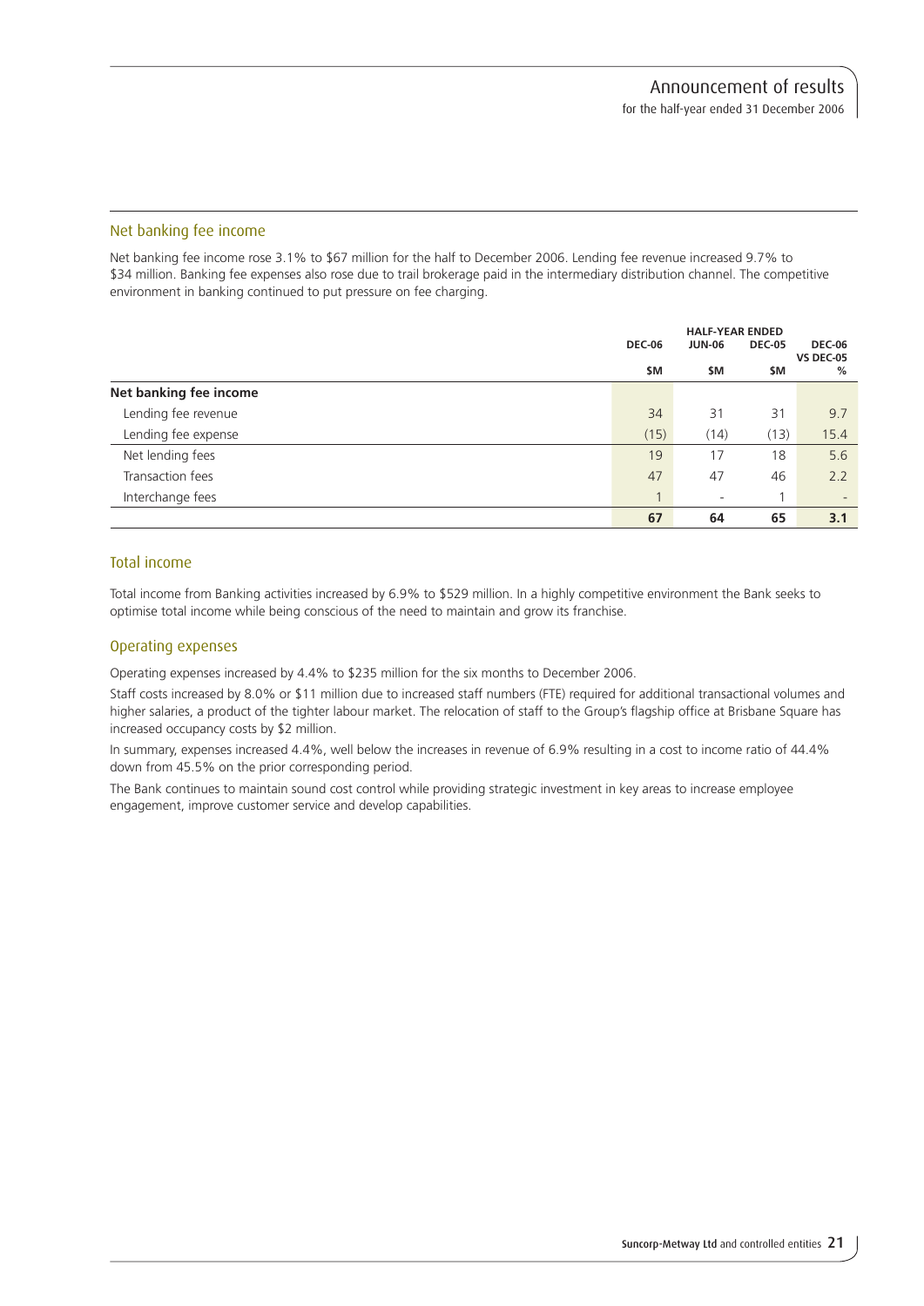## Net banking fee income

Net banking fee income rose 3.1% to $67 million for the half to December 2006. Lending fee revenue increased 9.7% to $34 million. Banking fee expenses also rose due to trail brokerage paid in the intermediary distribution channel. The competitive environment in banking continued to put pressure on fee charging.

| | HALF-YEAR ENDED | | | |
|---|---|---|---|---|
| | DEC-06 | JUN-06 | DEC-05 | DEC-06 VS DEC-05 |
| | $M | $M | $M | % |
| **Net banking fee income** | | | | |
| Lending fee revenue | 34 | 31 | 31 | 9.7 |
| Lending fee expense | (15) | (14) | (13) | 15.4 |
| Net lending fees | 19 | 17 | 18 | 5.6 |
| Transaction fees | 47 | 47 | 46 | 2.2 |
| Interchange fees | 1 | - | 1 | - |
| | **67** | **64** | **65** | **3.1** |

## Total income

Total income from Banking activities increased by 6.9% to $529 million. In a highly competitive environment the Bank seeks to optimise total income while being conscious of the need to maintain and grow its franchise.

## Operating expenses

Operating expenses increased by 4.4% to $235 million for the six months to December 2006.

Staff costs increased by 8.0% or $11 million due to increased staff numbers (FTE) required for additional transactional volumes and higher salaries, a product of the tighter labour market. The relocation of staff to the Group's flagship office at Brisbane Square has increased occupancy costs by $2 million.

In summary, expenses increased 4.4%, well below the increases in revenue of 6.9% resulting in a cost to income ratio of 44.4% down from 45.5% on the prior corresponding period.

The Bank continues to maintain sound cost control while providing strategic investment in key areas to increase employee engagement, improve customer service and develop capabilities.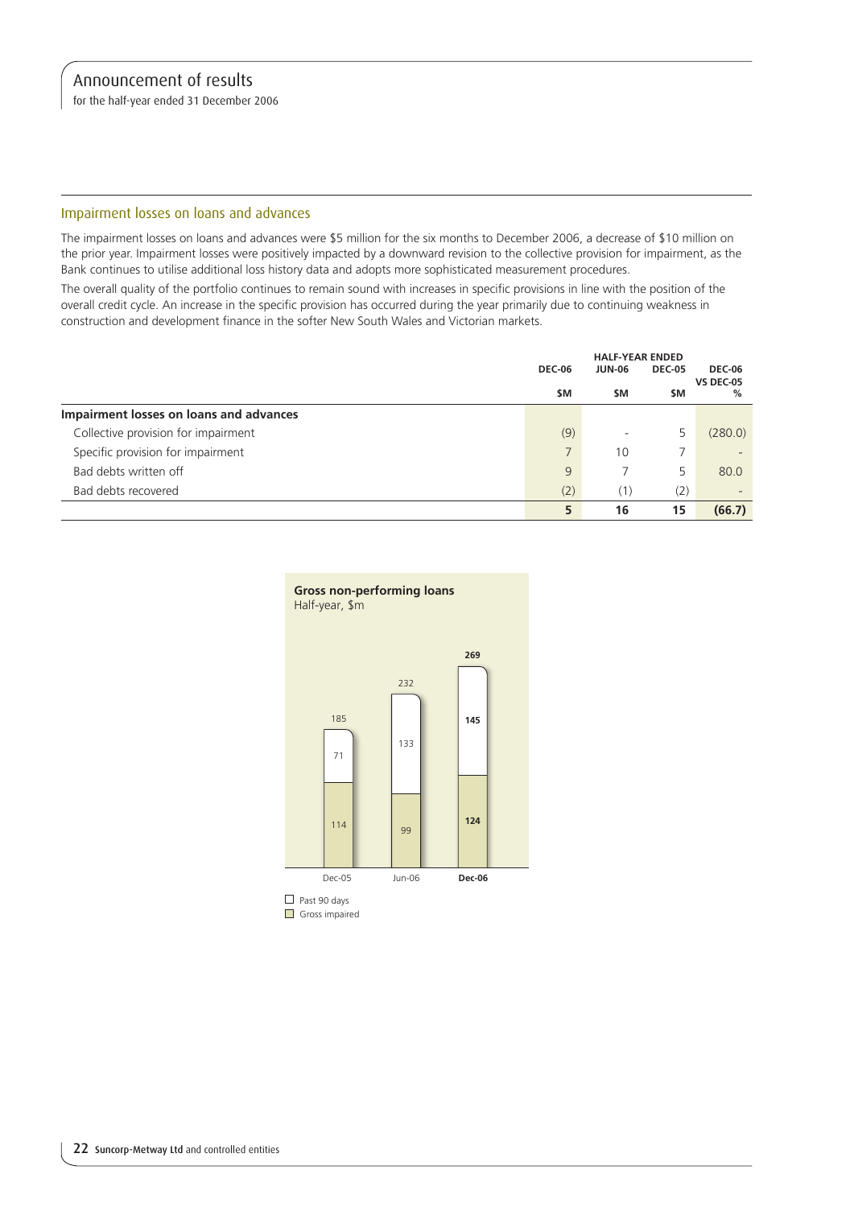## Impairment losses on loans and advances

The impairment losses on loans and advances were $5 million for the six months to December 2006, a decrease of $10 million on the prior year. Impairment losses were positively impacted by a downward revision to the collective provision for impairment, as the Bank continues to utilise additional loss history data and adopts more sophisticated measurement procedures.

The overall quality of the portfolio continues to remain sound with increases in specific provisions in line with the position of the overall credit cycle. An increase in the specific provision has occurred during the year primarily due to continuing weakness in construction and development finance in the softer New South Wales and Victorian markets.

| | HALF-YEAR ENDED | | | |
|---|---|---|---|---|
| | DEC-06 | JUN-06 | DEC-05 | DEC-06 VS DEC-05 |
| | $M | $M | $M | % |
| **Impairment losses on loans and advances** | | | | |
| Collective provision for impairment | (9) | - | 5 | (280.0) |
| Specific provision for impairment | 7 | 10 | 7 | - |
| Bad debts written off | 9 | 7 | 5 | 80.0 |
| Bad debts recovered | (2) | (1) | (2) | - |
| | **5** | **16** | **15** | **(66.7)** |

**Gross non-performing loans**
Half-year, $m

| | Dec-05 | Jun-06 | **Dec-06** |
|---|---|---|---|
| Past 90 days | 71 | 133 | **145** |
| Gross impaired | 114 | 99 | **124** |
| Total | 185 | 232 | **269** |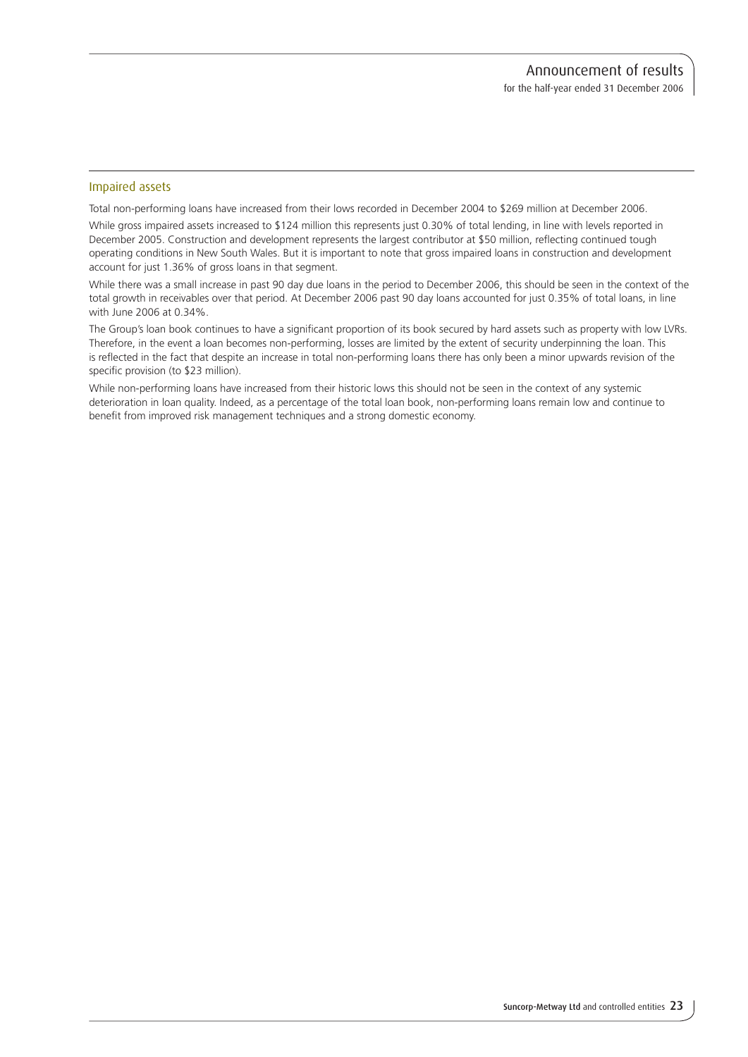## Impaired assets

Total non-performing loans have increased from their lows recorded in December 2004 to $269 million at December 2006.

While gross impaired assets increased to $124 million this represents just 0.30% of total lending, in line with levels reported in December 2005. Construction and development represents the largest contributor at $50 million, reflecting continued tough operating conditions in New South Wales. But it is important to note that gross impaired loans in construction and development account for just 1.36% of gross loans in that segment.

While there was a small increase in past 90 day due loans in the period to December 2006, this should be seen in the context of the total growth in receivables over that period. At December 2006 past 90 day loans accounted for just 0.35% of total loans, in line with June 2006 at 0.34%.

The Group's loan book continues to have a significant proportion of its book secured by hard assets such as property with low LVRs. Therefore, in the event a loan becomes non-performing, losses are limited by the extent of security underpinning the loan. This is reflected in the fact that despite an increase in total non-performing loans there has only been a minor upwards revision of the specific provision (to $23 million).

While non-performing loans have increased from their historic lows this should not be seen in the context of any systemic deterioration in loan quality. Indeed, as a percentage of the total loan book, non-performing loans remain low and continue to benefit from improved risk management techniques and a strong domestic economy.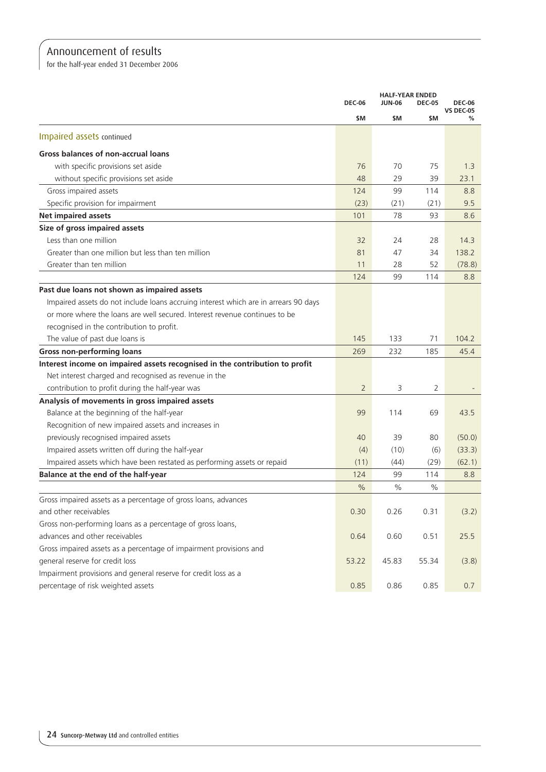# Announcement of results

for the half-year ended 31 December 2006

| | HALF-YEAR ENDED | | | |
|---|---|---|---|---|
| | DEC-06 | JUN-06 | DEC-05 | DEC-06 VS DEC-05 |
| | $M | $M | $M | % |
| **Impaired assets** continued | | | | |
| **Gross balances of non-accrual loans** | | | | |
| with specific provisions set aside | 76 | 70 | 75 | 1.3 |
| without specific provisions set aside | 48 | 29 | 39 | 23.1 |
| Gross impaired assets | 124 | 99 | 114 | 8.8 |
| Specific provision for impairment | (23) | (21) | (21) | 9.5 |
| **Net impaired assets** | 101 | 78 | 93 | 8.6 |
| **Size of gross impaired assets** | | | | |
| Less than one million | 32 | 24 | 28 | 14.3 |
| Greater than one million but less than ten million | 81 | 47 | 34 | 138.2 |
| Greater than ten million | 11 | 28 | 52 | (78.8) |
| | 124 | 99 | 114 | 8.8 |
| **Past due loans not shown as impaired assets** | | | | |
| Impaired assets do not include loans accruing interest which are in arrears 90 days or more where the loans are well secured. Interest revenue continues to be recognised in the contribution to profit. | | | | |
| The value of past due loans is | 145 | 133 | 71 | 104.2 |
| **Gross non-performing loans** | 269 | 232 | 185 | 45.4 |
| **Interest income on impaired assets recognised in the contribution to profit** | | | | |
| Net interest charged and recognised as revenue in the contribution to profit during the half-year was | 2 | 3 | 2 | - |
| **Analysis of movements in gross impaired assets** | | | | |
| Balance at the beginning of the half-year | 99 | 114 | 69 | 43.5 |
| Recognition of new impaired assets and increases in previously recognised impaired assets | 40 | 39 | 80 | (50.0) |
| Impaired assets written off during the half-year | (4) | (10) | (6) | (33.3) |
| Impaired assets which have been restated as performing assets or repaid | (11) | (44) | (29) | (62.1) |
| **Balance at the end of the half-year** | 124 | 99 | 114 | 8.8 |
| | % | % | % | |
| Gross impaired assets as a percentage of gross loans, advances and other receivables | 0.30 | 0.26 | 0.31 | (3.2) |
| Gross non-performing loans as a percentage of gross loans, advances and other receivables | 0.64 | 0.60 | 0.51 | 25.5 |
| Gross impaired assets as a percentage of impairment provisions and general reserve for credit loss | 53.22 | 45.83 | 55.34 | (3.8) |
| Impairment provisions and general reserve for credit loss as a percentage of risk weighted assets | 0.85 | 0.86 | 0.85 | 0.7 |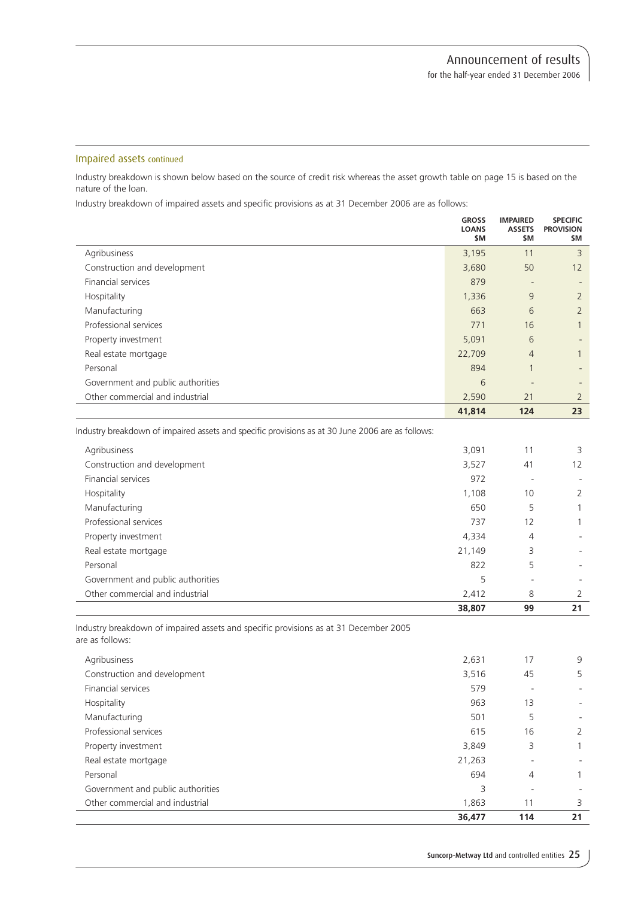## Impaired assets continued

Industry breakdown is shown below based on the source of credit risk whereas the asset growth table on page 15 is based on the nature of the loan.

Industry breakdown of impaired assets and specific provisions as at 31 December 2006 are as follows:

| | GROSS LOANS $M | IMPAIRED ASSETS $M | SPECIFIC PROVISION $M |
|---|---|---|---|
| Agribusiness | 3,195 | 11 | 3 |
| Construction and development | 3,680 | 50 | 12 |
| Financial services | 879 | - | - |
| Hospitality | 1,336 | 9 | 2 |
| Manufacturing | 663 | 6 | 2 |
| Professional services | 771 | 16 | 1 |
| Property investment | 5,091 | 6 | - |
| Real estate mortgage | 22,709 | 4 | 1 |
| Personal | 894 | 1 | - |
| Government and public authorities | 6 | - | - |
| Other commercial and industrial | 2,590 | 21 | 2 |
| | **41,814** | **124** | **23** |

Industry breakdown of impaired assets and specific provisions as at 30 June 2006 are as follows:

| | GROSS LOANS $M | IMPAIRED ASSETS $M | SPECIFIC PROVISION $M |
|---|---|---|---|
| Agribusiness | 3,091 | 11 | 3 |
| Construction and development | 3,527 | 41 | 12 |
| Financial services | 972 | - | - |
| Hospitality | 1,108 | 10 | 2 |
| Manufacturing | 650 | 5 | 1 |
| Professional services | 737 | 12 | 1 |
| Property investment | 4,334 | 4 | - |
| Real estate mortgage | 21,149 | 3 | - |
| Personal | 822 | 5 | - |
| Government and public authorities | 5 | - | - |
| Other commercial and industrial | 2,412 | 8 | 2 |
| | **38,807** | **99** | **21** |

Industry breakdown of impaired assets and specific provisions as at 31 December 2005 are as follows:

| | GROSS LOANS $M | IMPAIRED ASSETS $M | SPECIFIC PROVISION $M |
|---|---|---|---|
| Agribusiness | 2,631 | 17 | 9 |
| Construction and development | 3,516 | 45 | 5 |
| Financial services | 579 | - | - |
| Hospitality | 963 | 13 | - |
| Manufacturing | 501 | 5 | - |
| Professional services | 615 | 16 | 2 |
| Property investment | 3,849 | 3 | 1 |
| Real estate mortgage | 21,263 | - | - |
| Personal | 694 | 4 | 1 |
| Government and public authorities | 3 | - | - |
| Other commercial and industrial | 1,863 | 11 | 3 |
| | **36,477** | **114** | **21** |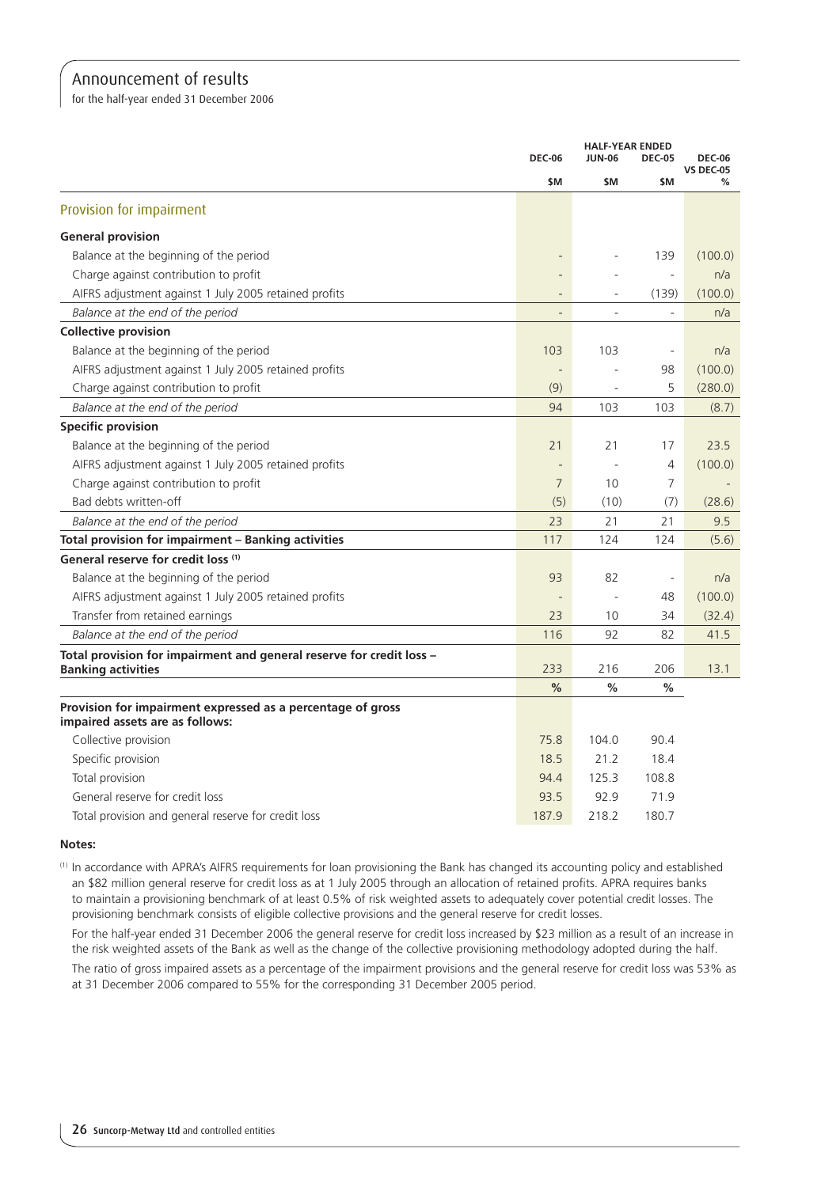# Announcement of results

for the half-year ended 31 December 2006

| | HALF-YEAR ENDED | | | |
|---|---|---|---|---|
| | DEC-06 | JUN-06 | DEC-05 | DEC-06 VS DEC-05 |
| | $M | $M | $M | % |
| **Provision for impairment** | | | | |
| **General provision** | | | | |
| Balance at the beginning of the period | - | - | 139 | (100.0) |
| Charge against contribution to profit | - | - | - | n/a |
| AIFRS adjustment against 1 July 2005 retained profits | - | - | (139) | (100.0) |
| *Balance at the end of the period* | - | - | - | n/a |
| **Collective provision** | | | | |
| Balance at the beginning of the period | 103 | 103 | - | n/a |
| AIFRS adjustment against 1 July 2005 retained profits | - | - | 98 | (100.0) |
| Charge against contribution to profit | (9) | - | 5 | (280.0) |
| *Balance at the end of the period* | 94 | 103 | 103 | (8.7) |
| **Specific provision** | | | | |
| Balance at the beginning of the period | 21 | 21 | 17 | 23.5 |
| AIFRS adjustment against 1 July 2005 retained profits | - | - | 4 | (100.0) |
| Charge against contribution to profit | 7 | 10 | 7 | - |
| Bad debts written-off | (5) | (10) | (7) | (28.6) |
| *Balance at the end of the period* | 23 | 21 | 21 | 9.5 |
| **Total provision for impairment – Banking activities** | 117 | 124 | 124 | (5.6) |
| **General reserve for credit loss [1]** | | | | |
| Balance at the beginning of the period | 93 | 82 | - | n/a |
| AIFRS adjustment against 1 July 2005 retained profits | - | - | 48 | (100.0) |
| Transfer from retained earnings | 23 | 10 | 34 | (32.4) |
| *Balance at the end of the period* | 116 | 92 | 82 | 41.5 |
| **Total provision for impairment and general reserve for credit loss – Banking activities** | 233 | 216 | 206 | 13.1 |
| | % | % | % | |
| **Provision for impairment expressed as a percentage of gross impaired assets are as follows:** | | | | |
| Collective provision | 75.8 | 104.0 | 90.4 | |
| Specific provision | 18.5 | 21.2 | 18.4 | |
| Total provision | 94.4 | 125.3 | 108.8 | |
| General reserve for credit loss | 93.5 | 92.9 | 71.9 | |
| Total provision and general reserve for credit loss | 187.9 | 218.2 | 180.7 | |

**Notes:**

[1] In accordance with APRA's AIFRS requirements for loan provisioning the Bank has changed its accounting policy and established an $82 million general reserve for credit loss as at 1 July 2005 through an allocation of retained profits. APRA requires banks to maintain a provisioning benchmark of at least 0.5% of risk weighted assets to adequately cover potential credit losses. The provisioning benchmark consists of eligible collective provisions and the general reserve for credit losses.

For the half-year ended 31 December 2006 the general reserve for credit loss increased by $23 million as a result of an increase in the risk weighted assets of the Bank as well as the change of the collective provisioning methodology adopted during the half.

The ratio of gross impaired assets as a percentage of the impairment provisions and the general reserve for credit loss was 53% as at 31 December 2006 compared to 55% for the corresponding 31 December 2005 period.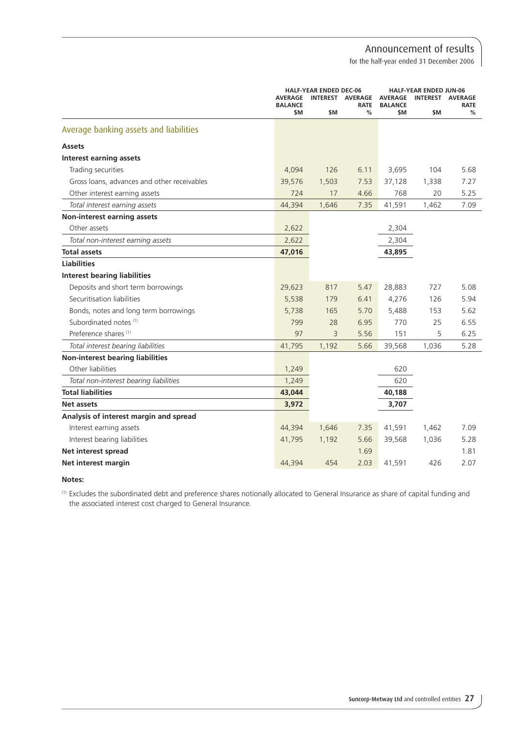## Average banking assets and liabilities

| | HALF-YEAR ENDED DEC-06 | | | HALF-YEAR ENDED JUN-06 | | |
|---|---|---|---|---|---|---|
| | AVERAGE BALANCE $M | INTEREST $M | AVERAGE RATE % | AVERAGE BALANCE $M | INTEREST $M | AVERAGE RATE % |
| **Assets** | | | | | | |
| **Interest earning assets** | | | | | | |
| Trading securities | 4,094 | 126 | 6.11 | 3,695 | 104 | 5.68 |
| Gross loans, advances and other receivables | 39,576 | 1,503 | 7.53 | 37,128 | 1,338 | 7.27 |
| Other interest earning assets | 724 | 17 | 4.66 | 768 | 20 | 5.25 |
| *Total interest earning assets* | 44,394 | 1,646 | 7.35 | 41,591 | 1,462 | 7.09 |
| **Non-interest earning assets** | | | | | | |
| Other assets | 2,622 | | | 2,304 | | |
| *Total non-interest earning assets* | 2,622 | | | 2,304 | | |
| **Total assets** | **47,016** | | | **43,895** | | |
| **Liabilities** | | | | | | |
| **Interest bearing liabilities** | | | | | | |
| Deposits and short term borrowings | 29,623 | 817 | 5.47 | 28,883 | 727 | 5.08 |
| Securitisation liabilities | 5,538 | 179 | 6.41 | 4,276 | 126 | 5.94 |
| Bonds, notes and long term borrowings | 5,738 | 165 | 5.70 | 5,488 | 153 | 5.62 |
| Subordinated notes [(1)] | 799 | 28 | 6.95 | 770 | 25 | 6.55 |
| Preference shares [(1)] | 97 | 3 | 5.56 | 151 | 5 | 6.25 |
| *Total interest bearing liabilities* | 41,795 | 1,192 | 5.66 | 39,568 | 1,036 | 5.28 |
| **Non-interest bearing liabilities** | | | | | | |
| Other liabilities | 1,249 | | | 620 | | |
| *Total non-interest bearing liabilities* | 1,249 | | | 620 | | |
| **Total liabilities** | **43,044** | | | **40,188** | | |
| **Net assets** | **3,972** | | | **3,707** | | |
| **Analysis of interest margin and spread** | | | | | | |
| Interest earning assets | 44,394 | 1,646 | 7.35 | 41,591 | 1,462 | 7.09 |
| Interest bearing liabilities | 41,795 | 1,192 | 5.66 | 39,568 | 1,036 | 5.28 |
| **Net interest spread** | | | 1.69 | | | 1.81 |
| **Net interest margin** | 44,394 | 454 | 2.03 | 41,591 | 426 | 2.07 |

**Notes:**

[(1)] Excludes the subordinated debt and preference shares notionally allocated to General Insurance as share of capital funding and the associated interest cost charged to General Insurance.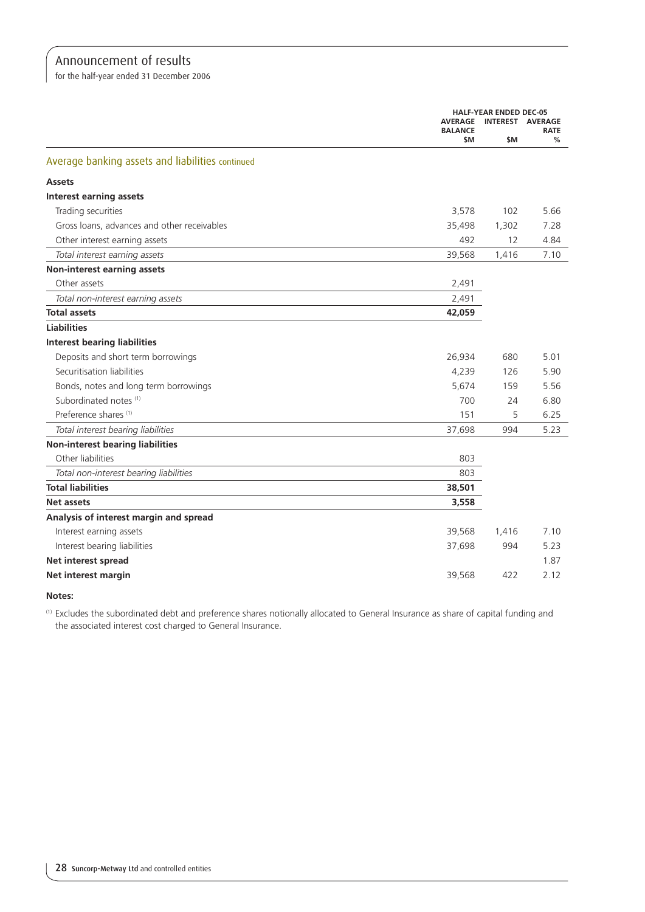## Average banking assets and liabilities continued

| | HALF-YEAR ENDED DEC-05 | | |
|---|---|---|---|
| | AVERAGE BALANCE $M | INTEREST $M | AVERAGE RATE % |
| **Assets** | | | |
| **Interest earning assets** | | | |
| Trading securities | 3,578 | 102 | 5.66 |
| Gross loans, advances and other receivables | 35,498 | 1,302 | 7.28 |
| Other interest earning assets | 492 | 12 | 4.84 |
| *Total interest earning assets* | 39,568 | 1,416 | 7.10 |
| **Non-interest earning assets** | | | |
| Other assets | 2,491 | | |
| *Total non-interest earning assets* | 2,491 | | |
| **Total assets** | **42,059** | | |
| **Liabilities** | | | |
| **Interest bearing liabilities** | | | |
| Deposits and short term borrowings | 26,934 | 680 | 5.01 |
| Securitisation liabilities | 4,239 | 126 | 5.90 |
| Bonds, notes and long term borrowings | 5,674 | 159 | 5.56 |
| Subordinated notes [(1)] | 700 | 24 | 6.80 |
| Preference shares [(1)] | 151 | 5 | 6.25 |
| *Total interest bearing liabilities* | 37,698 | 994 | 5.23 |
| **Non-interest bearing liabilities** | | | |
| Other liabilities | 803 | | |
| *Total non-interest bearing liabilities* | 803 | | |
| **Total liabilities** | **38,501** | | |
| **Net assets** | **3,558** | | |
| **Analysis of interest margin and spread** | | | |
| Interest earning assets | 39,568 | 1,416 | 7.10 |
| Interest bearing liabilities | 37,698 | 994 | 5.23 |
| **Net interest spread** | | | 1.87 |
| **Net interest margin** | 39,568 | 422 | 2.12 |

**Notes:**

(1) Excludes the subordinated debt and preference shares notionally allocated to General Insurance as share of capital funding and the associated interest cost charged to General Insurance.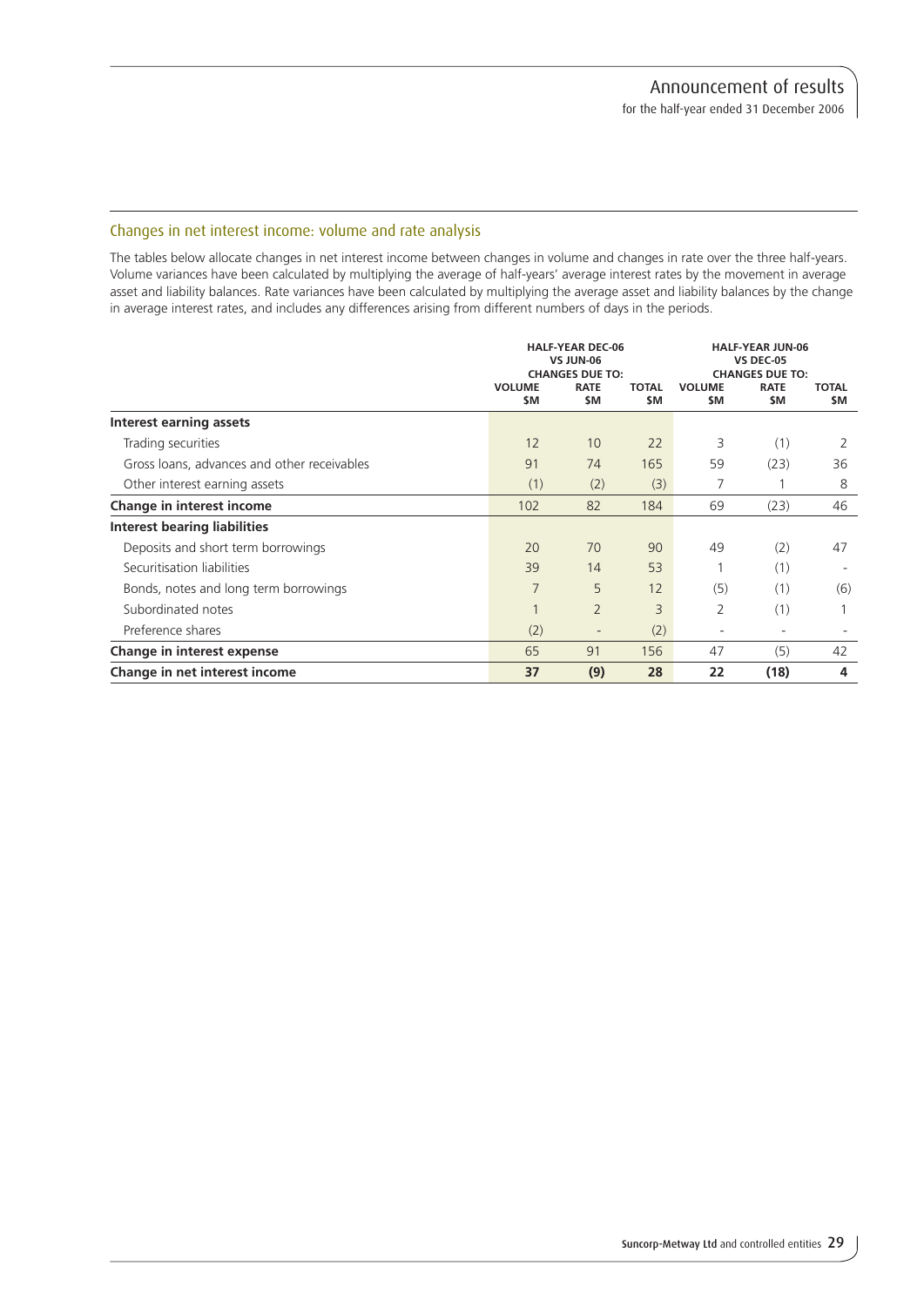## Changes in net interest income: volume and rate analysis

The tables below allocate changes in net interest income between changes in volume and changes in rate over the three half-years. Volume variances have been calculated by multiplying the average of half-years' average interest rates by the movement in average asset and liability balances. Rate variances have been calculated by multiplying the average asset and liability balances by the change in average interest rates, and includes any differences arising from different numbers of days in the periods.

| | HALF-YEAR DEC-06 VS JUN-06 CHANGES DUE TO: | | | HALF-YEAR JUN-06 VS DEC-05 CHANGES DUE TO: | | |
|---|---|---|---|---|---|---|
| | VOLUME $M | RATE $M | TOTAL $M | VOLUME $M | RATE $M | TOTAL $M |
| **Interest earning assets** | | | | | | |
| Trading securities | 12 | 10 | 22 | 3 | (1) | 2 |
| Gross loans, advances and other receivables | 91 | 74 | 165 | 59 | (23) | 36 |
| Other interest earning assets | (1) | (2) | (3) | 7 | 1 | 8 |
| **Change in interest income** | 102 | 82 | 184 | 69 | (23) | 46 |
| **Interest bearing liabilities** | | | | | | |
| Deposits and short term borrowings | 20 | 70 | 90 | 49 | (2) | 47 |
| Securitisation liabilities | 39 | 14 | 53 | 1 | (1) | - |
| Bonds, notes and long term borrowings | 7 | 5 | 12 | (5) | (1) | (6) |
| Subordinated notes | 1 | 2 | 3 | 2 | (1) | 1 |
| Preference shares | (2) | - | (2) | - | - | - |
| **Change in interest expense** | 65 | 91 | 156 | 47 | (5) | 42 |
| **Change in net interest income** | **37** | **(9)** | **28** | **22** | **(18)** | **4** |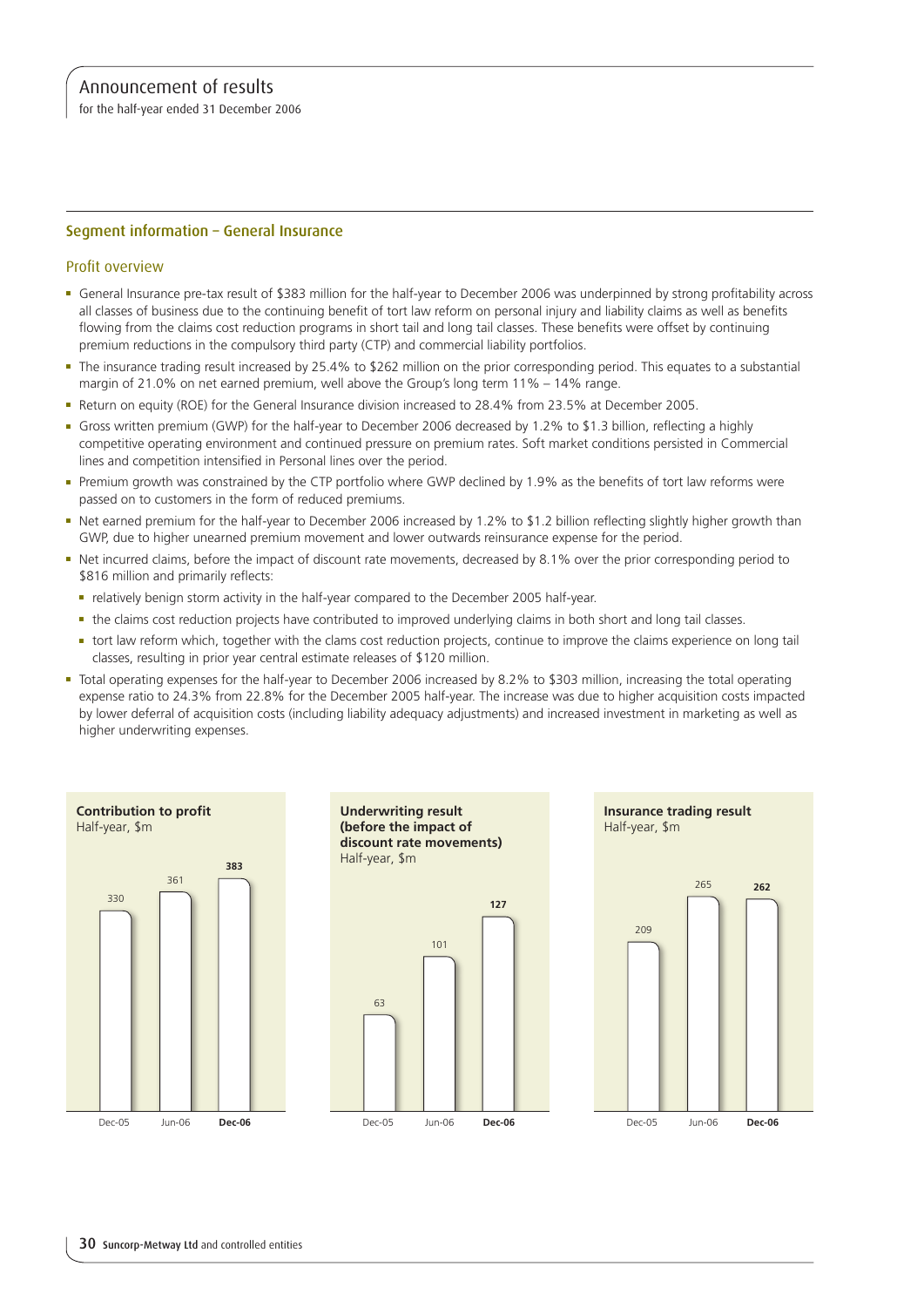## Segment information – General Insurance

### Profit overview

- General Insurance pre-tax result of $383 million for the half-year to December 2006 was underpinned by strong profitability across all classes of business due to the continuing benefit of tort law reform on personal injury and liability claims as well as benefits flowing from the claims cost reduction programs in short tail and long tail classes. These benefits were offset by continuing premium reductions in the compulsory third party (CTP) and commercial liability portfolios.
- The insurance trading result increased by 25.4% to $262 million on the prior corresponding period. This equates to a substantial margin of 21.0% on net earned premium, well above the Group's long term 11% – 14% range.
- Return on equity (ROE) for the General Insurance division increased to 28.4% from 23.5% at December 2005.
- Gross written premium (GWP) for the half-year to December 2006 decreased by 1.2% to $1.3 billion, reflecting a highly competitive operating environment and continued pressure on premium rates. Soft market conditions persisted in Commercial lines and competition intensified in Personal lines over the period.
- Premium growth was constrained by the CTP portfolio where GWP declined by 1.9% as the benefits of tort law reforms were passed on to customers in the form of reduced premiums.
- Net earned premium for the half-year to December 2006 increased by 1.2% to $1.2 billion reflecting slightly higher growth than GWP, due to higher unearned premium movement and lower outwards reinsurance expense for the period.
- Net incurred claims, before the impact of discount rate movements, decreased by 8.1% over the prior corresponding period to $816 million and primarily reflects:
  - relatively benign storm activity in the half-year compared to the December 2005 half-year.
  - the claims cost reduction projects have contributed to improved underlying claims in both short and long tail classes.
  - tort law reform which, together with the clams cost reduction projects, continue to improve the claims experience on long tail classes, resulting in prior year central estimate releases of $120 million.
- Total operating expenses for the half-year to December 2006 increased by 8.2% to $303 million, increasing the total operating expense ratio to 24.3% from 22.8% for the December 2005 half-year. The increase was due to higher acquisition costs impacted by lower deferral of acquisition costs (including liability adequacy adjustments) and increased investment in marketing as well as higher underwriting expenses.

**Contribution to profit**
Half-year, $m

| Dec-05 | Jun-06 | **Dec-06** |
|---|---|---|
| 330 | 361 | **383** |

**Underwriting result (before the impact of discount rate movements)**
Half-year, $m

| Dec-05 | Jun-06 | **Dec-06** |
|---|---|---|
| 63 | 101 | **127** |

**Insurance trading result**
Half-year, $m

| Dec-05 | Jun-06 | **Dec-06** |
|---|---|---|
| 209 | 265 | **262** |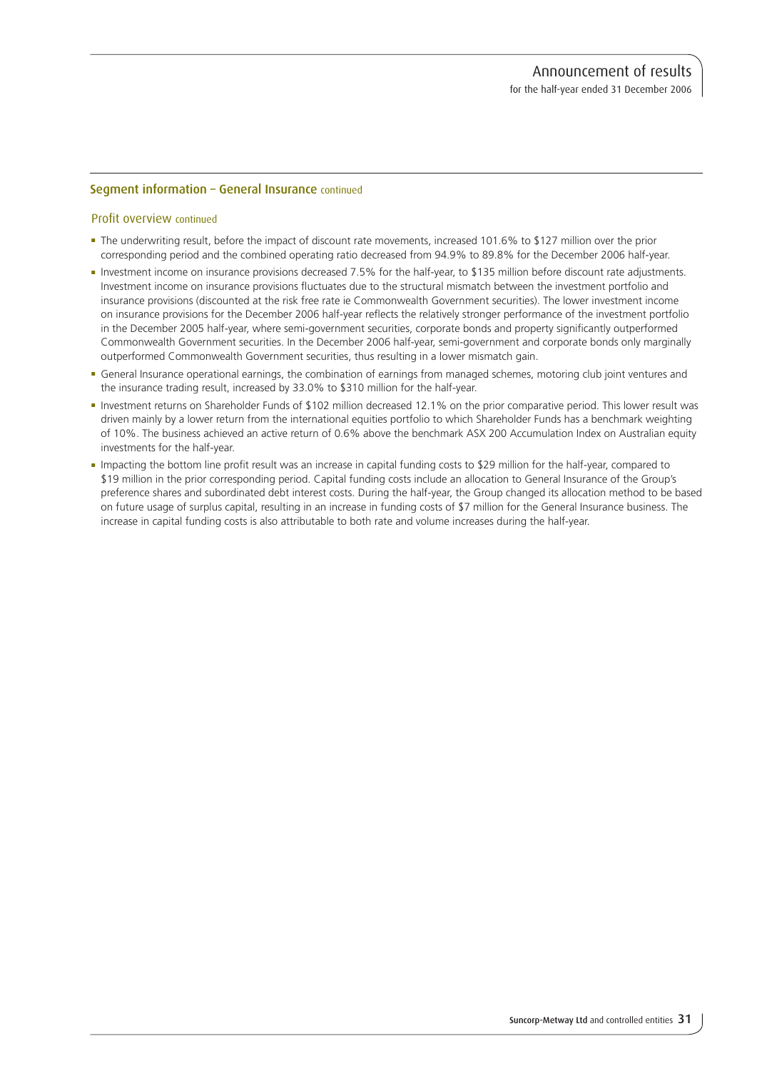## Segment information – General Insurance continued

### Profit overview continued

- The underwriting result, before the impact of discount rate movements, increased 101.6% to $127 million over the prior corresponding period and the combined operating ratio decreased from 94.9% to 89.8% for the December 2006 half-year.
- Investment income on insurance provisions decreased 7.5% for the half-year, to $135 million before discount rate adjustments. Investment income on insurance provisions fluctuates due to the structural mismatch between the investment portfolio and insurance provisions (discounted at the risk free rate ie Commonwealth Government securities). The lower investment income on insurance provisions for the December 2006 half-year reflects the relatively stronger performance of the investment portfolio in the December 2005 half-year, where semi-government securities, corporate bonds and property significantly outperformed Commonwealth Government securities. In the December 2006 half-year, semi-government and corporate bonds only marginally outperformed Commonwealth Government securities, thus resulting in a lower mismatch gain.
- General Insurance operational earnings, the combination of earnings from managed schemes, motoring club joint ventures and the insurance trading result, increased by 33.0% to $310 million for the half-year.
- Investment returns on Shareholder Funds of $102 million decreased 12.1% on the prior comparative period. This lower result was driven mainly by a lower return from the international equities portfolio to which Shareholder Funds has a benchmark weighting of 10%. The business achieved an active return of 0.6% above the benchmark ASX 200 Accumulation Index on Australian equity investments for the half-year.
- Impacting the bottom line profit result was an increase in capital funding costs to $29 million for the half-year, compared to $19 million in the prior corresponding period. Capital funding costs include an allocation to General Insurance of the Group's preference shares and subordinated debt interest costs. During the half-year, the Group changed its allocation method to be based on future usage of surplus capital, resulting in an increase in funding costs of $7 million for the General Insurance business. The increase in capital funding costs is also attributable to both rate and volume increases during the half-year.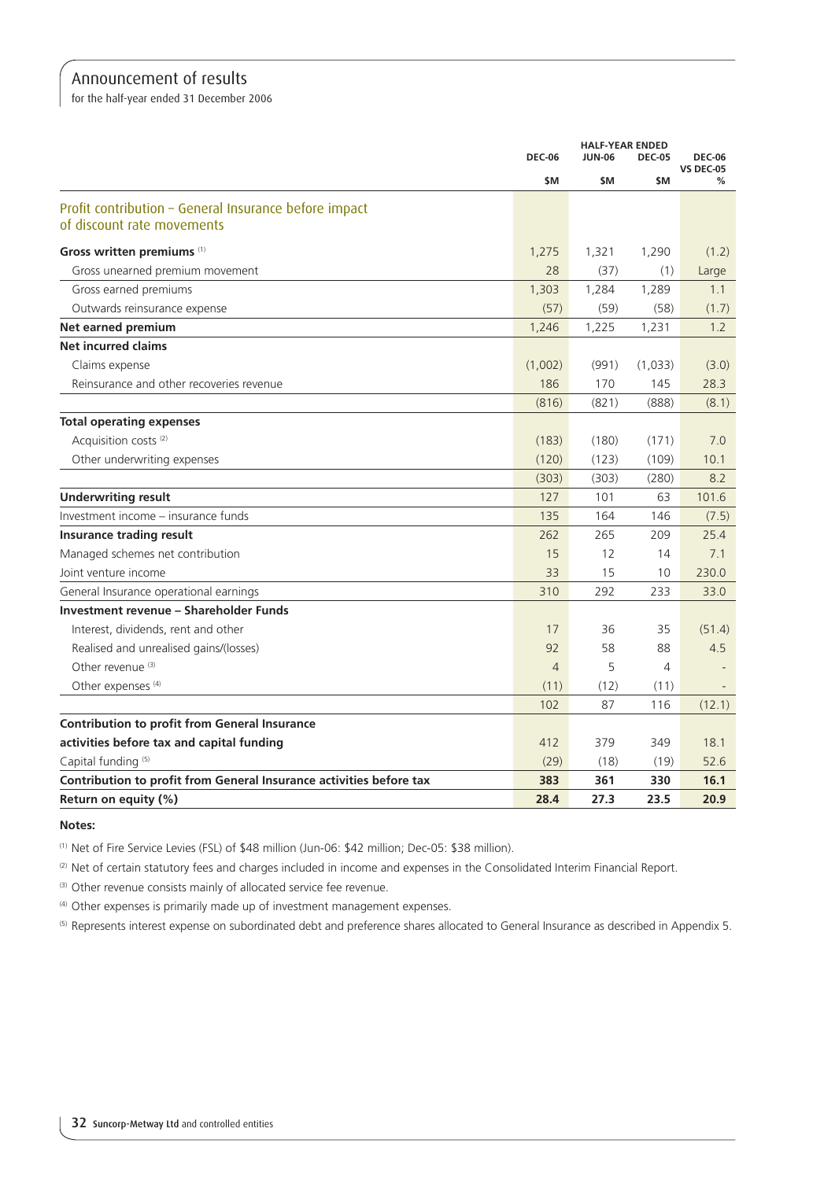# Announcement of results

for the half-year ended 31 December 2006

| | HALF-YEAR ENDED | | | |
|---|---|---|---|---|
| | DEC-06 | JUN-06 | DEC-05 | DEC-06 VS DEC-05 |
| | $M | $M | $M | % |
| **Profit contribution – General Insurance before impact of discount rate movements** | | | | |
| **Gross written premiums** [1] | 1,275 | 1,321 | 1,290 | (1.2) |
| Gross unearned premium movement | 28 | (37) | (1) | Large |
| Gross earned premiums | 1,303 | 1,284 | 1,289 | 1.1 |
| Outwards reinsurance expense | (57) | (59) | (58) | (1.7) |
| **Net earned premium** | 1,246 | 1,225 | 1,231 | 1.2 |
| **Net incurred claims** | | | | |
| Claims expense | (1,002) | (991) | (1,033) | (3.0) |
| Reinsurance and other recoveries revenue | 186 | 170 | 145 | 28.3 |
| | (816) | (821) | (888) | (8.1) |
| **Total operating expenses** | | | | |
| Acquisition costs [2] | (183) | (180) | (171) | 7.0 |
| Other underwriting expenses | (120) | (123) | (109) | 10.1 |
| | (303) | (303) | (280) | 8.2 |
| **Underwriting result** | 127 | 101 | 63 | 101.6 |
| Investment income – insurance funds | 135 | 164 | 146 | (7.5) |
| **Insurance trading result** | 262 | 265 | 209 | 25.4 |
| Managed schemes net contribution | 15 | 12 | 14 | 7.1 |
| Joint venture income | 33 | 15 | 10 | 230.0 |
| General Insurance operational earnings | 310 | 292 | 233 | 33.0 |
| **Investment revenue – Shareholder Funds** | | | | |
| Interest, dividends, rent and other | 17 | 36 | 35 | (51.4) |
| Realised and unrealised gains/(losses) | 92 | 58 | 88 | 4.5 |
| Other revenue [3] | 4 | 5 | 4 | - |
| Other expenses [4] | (11) | (12) | (11) | - |
| | 102 | 87 | 116 | (12.1) |
| **Contribution to profit from General Insurance activities before tax and capital funding** | 412 | 379 | 349 | 18.1 |
| Capital funding [5] | (29) | (18) | (19) | 52.6 |
| **Contribution to profit from General Insurance activities before tax** | **383** | **361** | **330** | **16.1** |
| **Return on equity (%)** | **28.4** | **27.3** | **23.5** | **20.9** |

**Notes:**

[1] Net of Fire Service Levies (FSL) of $48 million (Jun-06: $42 million; Dec-05: $38 million).

[2] Net of certain statutory fees and charges included in income and expenses in the Consolidated Interim Financial Report.

[3] Other revenue consists mainly of allocated service fee revenue.

[4] Other expenses is primarily made up of investment management expenses.

[5] Represents interest expense on subordinated debt and preference shares allocated to General Insurance as described in Appendix 5.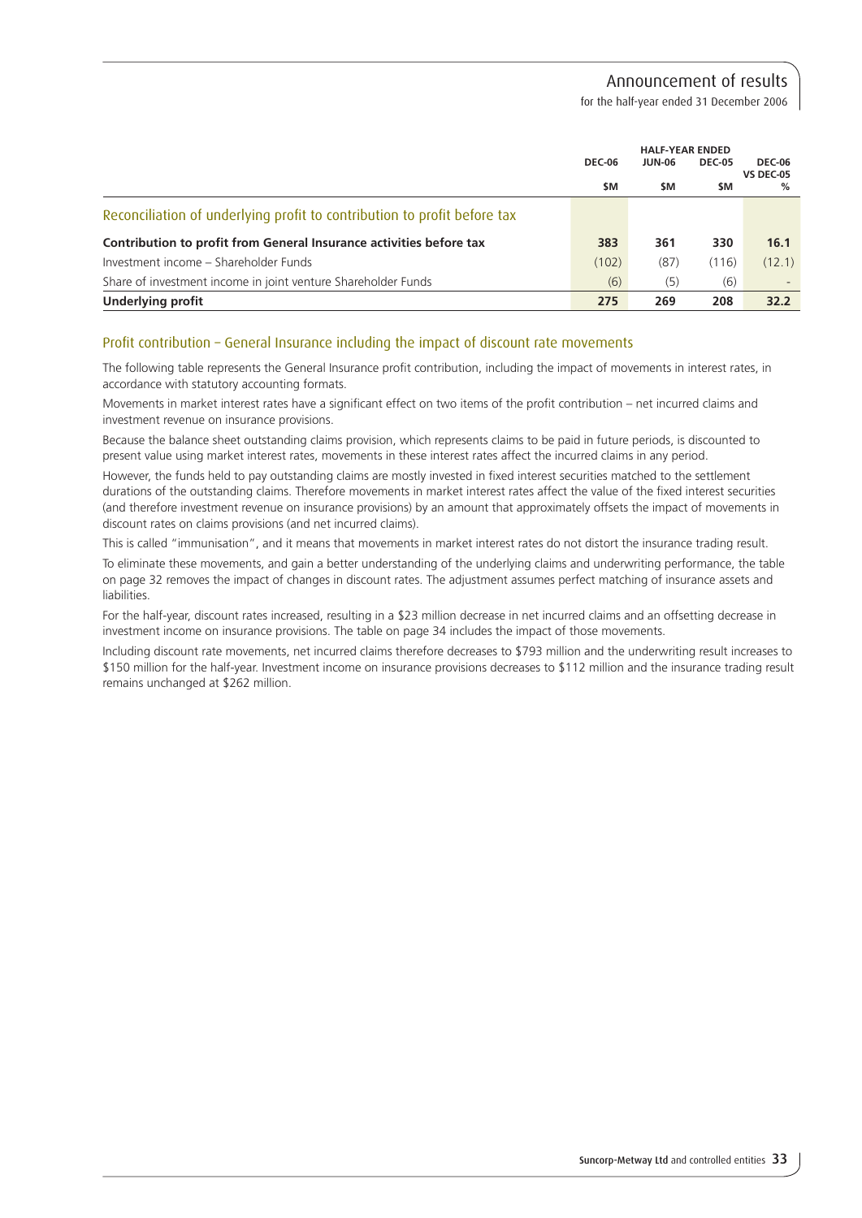| | HALF-YEAR ENDED | | | |
|---|---|---|---|---|
| | DEC-06 | JUN-06 | DEC-05 | DEC-06 VS DEC-05 |
| | $M | $M | $M | % |
| **Reconciliation of underlying profit to contribution to profit before tax** | | | | |
| **Contribution to profit from General Insurance activities before tax** | **383** | **361** | **330** | **16.1** |
| Investment income – Shareholder Funds | (102) | (87) | (116) | (12.1) |
| Share of investment income in joint venture Shareholder Funds | (6) | (5) | (6) | - |
| **Underlying profit** | **275** | **269** | **208** | **32.2** |

## Profit contribution – General Insurance including the impact of discount rate movements

The following table represents the General Insurance profit contribution, including the impact of movements in interest rates, in accordance with statutory accounting formats.

Movements in market interest rates have a significant effect on two items of the profit contribution – net incurred claims and investment revenue on insurance provisions.

Because the balance sheet outstanding claims provision, which represents claims to be paid in future periods, is discounted to present value using market interest rates, movements in these interest rates affect the incurred claims in any period.

However, the funds held to pay outstanding claims are mostly invested in fixed interest securities matched to the settlement durations of the outstanding claims. Therefore movements in market interest rates affect the value of the fixed interest securities (and therefore investment revenue on insurance provisions) by an amount that approximately offsets the impact of movements in discount rates on claims provisions (and net incurred claims).

This is called "immunisation", and it means that movements in market interest rates do not distort the insurance trading result.

To eliminate these movements, and gain a better understanding of the underlying claims and underwriting performance, the table on page 32 removes the impact of changes in discount rates. The adjustment assumes perfect matching of insurance assets and liabilities.

For the half-year, discount rates increased, resulting in a $23 million decrease in net incurred claims and an offsetting decrease in investment income on insurance provisions. The table on page 34 includes the impact of those movements.

Including discount rate movements, net incurred claims therefore decreases to $793 million and the underwriting result increases to $150 million for the half-year. Investment income on insurance provisions decreases to $112 million and the insurance trading result remains unchanged at $262 million.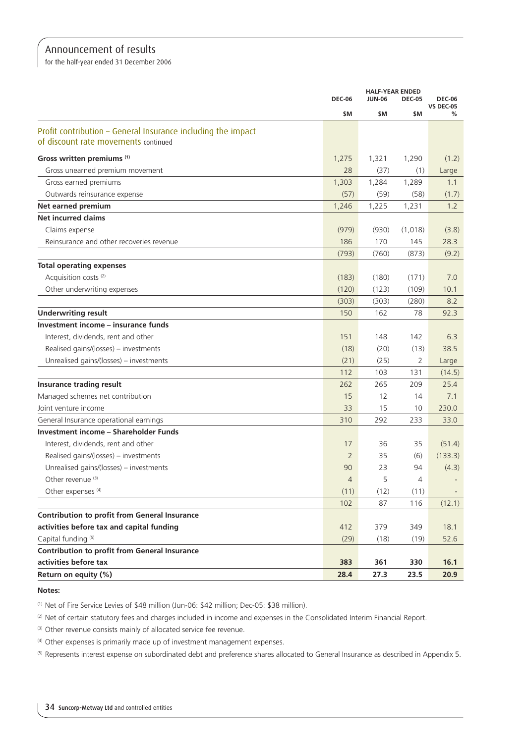# Announcement of results

for the half-year ended 31 December 2006

| | HALF-YEAR ENDED | | | |
|---|---|---|---|---|
| | DEC-06 | JUN-06 | DEC-05 | DEC-06 VS DEC-05 |
| | $M | $M | $M | % |
| **Profit contribution – General Insurance including the impact of discount rate movements** continued | | | | |
| **Gross written premiums** [1] | 1,275 | 1,321 | 1,290 | (1.2) |
| Gross unearned premium movement | 28 | (37) | (1) | Large |
| Gross earned premiums | 1,303 | 1,284 | 1,289 | 1.1 |
| Outwards reinsurance expense | (57) | (59) | (58) | (1.7) |
| **Net earned premium** | 1,246 | 1,225 | 1,231 | 1.2 |
| **Net incurred claims** | | | | |
| Claims expense | (979) | (930) | (1,018) | (3.8) |
| Reinsurance and other recoveries revenue | 186 | 170 | 145 | 28.3 |
| | (793) | (760) | (873) | (9.2) |
| **Total operating expenses** | | | | |
| Acquisition costs [2] | (183) | (180) | (171) | 7.0 |
| Other underwriting expenses | (120) | (123) | (109) | 10.1 |
| | (303) | (303) | (280) | 8.2 |
| **Underwriting result** | 150 | 162 | 78 | 92.3 |
| **Investment income – insurance funds** | | | | |
| Interest, dividends, rent and other | 151 | 148 | 142 | 6.3 |
| Realised gains/(losses) – investments | (18) | (20) | (13) | 38.5 |
| Unrealised gains/(losses) – investments | (21) | (25) | 2 | Large |
| | 112 | 103 | 131 | (14.5) |
| **Insurance trading result** | 262 | 265 | 209 | 25.4 |
| Managed schemes net contribution | 15 | 12 | 14 | 7.1 |
| Joint venture income | 33 | 15 | 10 | 230.0 |
| General Insurance operational earnings | 310 | 292 | 233 | 33.0 |
| **Investment income – Shareholder Funds** | | | | |
| Interest, dividends, rent and other | 17 | 36 | 35 | (51.4) |
| Realised gains/(losses) – investments | 2 | 35 | (6) | (133.3) |
| Unrealised gains/(losses) – investments | 90 | 23 | 94 | (4.3) |
| Other revenue [3] | 4 | 5 | 4 | - |
| Other expenses [4] | (11) | (12) | (11) | - |
| | 102 | 87 | 116 | (12.1) |
| **Contribution to profit from General Insurance activities before tax and capital funding** | 412 | 379 | 349 | 18.1 |
| Capital funding [5] | (29) | (18) | (19) | 52.6 |
| **Contribution to profit from General Insurance activities before tax** | **383** | **361** | **330** | **16.1** |
| **Return on equity (%)** | **28.4** | **27.3** | **23.5** | **20.9** |

**Notes:**

[1] Net of Fire Service Levies of $48 million (Jun-06: $42 million; Dec-05: $38 million).

[2] Net of certain statutory fees and charges included in income and expenses in the Consolidated Interim Financial Report.

[3] Other revenue consists mainly of allocated service fee revenue.

[4] Other expenses is primarily made up of investment management expenses.

[5] Represents interest expense on subordinated debt and preference shares allocated to General Insurance as described in Appendix 5.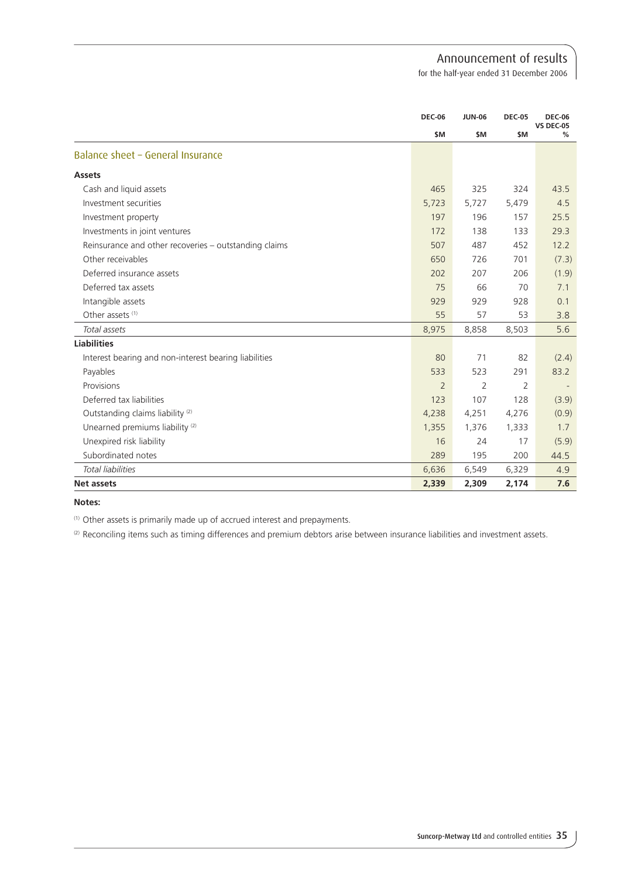|  | DEC-06 | JUN-06 | DEC-05 | DEC-06 VS DEC-05 |
|---|---|---|---|---|
|  | $M | $M | $M | % |
| **Balance sheet – General Insurance** |  |  |  |  |
| **Assets** |  |  |  |  |
| Cash and liquid assets | 465 | 325 | 324 | 43.5 |
| Investment securities | 5,723 | 5,727 | 5,479 | 4.5 |
| Investment property | 197 | 196 | 157 | 25.5 |
| Investments in joint ventures | 172 | 138 | 133 | 29.3 |
| Reinsurance and other recoveries – outstanding claims | 507 | 487 | 452 | 12.2 |
| Other receivables | 650 | 726 | 701 | (7.3) |
| Deferred insurance assets | 202 | 207 | 206 | (1.9) |
| Deferred tax assets | 75 | 66 | 70 | 7.1 |
| Intangible assets | 929 | 929 | 928 | 0.1 |
| Other assets [(1)] | 55 | 57 | 53 | 3.8 |
| *Total assets* | 8,975 | 8,858 | 8,503 | 5.6 |
| **Liabilities** |  |  |  |  |
| Interest bearing and non-interest bearing liabilities | 80 | 71 | 82 | (2.4) |
| Payables | 533 | 523 | 291 | 83.2 |
| Provisions | 2 | 2 | 2 | - |
| Deferred tax liabilities | 123 | 107 | 128 | (3.9) |
| Outstanding claims liability [(2)] | 4,238 | 4,251 | 4,276 | (0.9) |
| Unearned premiums liability [(2)] | 1,355 | 1,376 | 1,333 | 1.7 |
| Unexpired risk liability | 16 | 24 | 17 | (5.9) |
| Subordinated notes | 289 | 195 | 200 | 44.5 |
| *Total liabilities* | 6,636 | 6,549 | 6,329 | 4.9 |
| **Net assets** | **2,339** | **2,309** | **2,174** | **7.6** |

**Notes:**

[(1)] Other assets is primarily made up of accrued interest and prepayments.

[(2)] Reconciling items such as timing differences and premium debtors arise between insurance liabilities and investment assets.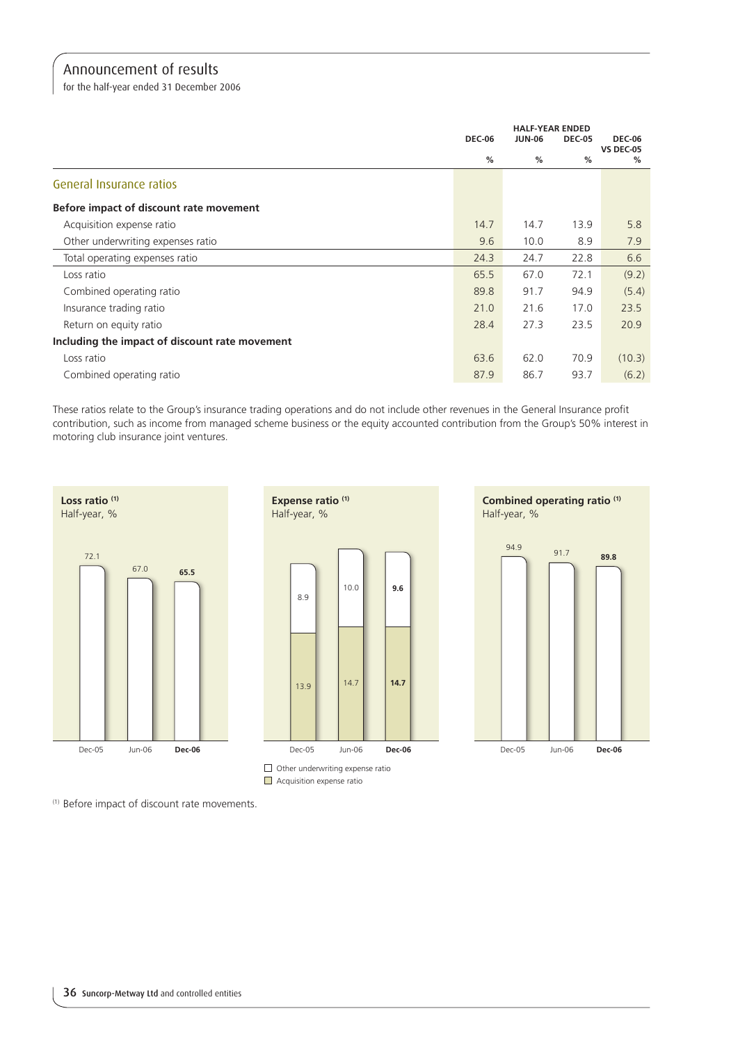# Announcement of results

for the half-year ended 31 December 2006

| | HALF-YEAR ENDED DEC-06 % | JUN-06 % | DEC-05 % | DEC-06 VS DEC-05 % |
|---|---|---|---|---|
| **General Insurance ratios** | | | | |
| **Before impact of discount rate movement** | | | | |
| Acquisition expense ratio | 14.7 | 14.7 | 13.9 | 5.8 |
| Other underwriting expenses ratio | 9.6 | 10.0 | 8.9 | 7.9 |
| Total operating expenses ratio | 24.3 | 24.7 | 22.8 | 6.6 |
| Loss ratio | 65.5 | 67.0 | 72.1 | (9.2) |
| Combined operating ratio | 89.8 | 91.7 | 94.9 | (5.4) |
| Insurance trading ratio | 21.0 | 21.6 | 17.0 | 23.5 |
| Return on equity ratio | 28.4 | 27.3 | 23.5 | 20.9 |
| **Including the impact of discount rate movement** | | | | |
| Loss ratio | 63.6 | 62.0 | 70.9 | (10.3) |
| Combined operating ratio | 87.9 | 86.7 | 93.7 | (6.2) |

These ratios relate to the Group's insurance trading operations and do not include other revenues in the General Insurance profit contribution, such as income from managed scheme business or the equity accounted contribution from the Group's 50% interest in motoring club insurance joint ventures.

**Loss ratio** [(1)]
Half-year, %

| Dec-05 | Jun-06 | **Dec-06** |
|---|---|---|
| 72.1 | 67.0 | **65.5** |

**Expense ratio** [(1)]
Half-year, %

| | Dec-05 | Jun-06 | **Dec-06** |
|---|---|---|---|
| Other underwriting expense ratio | 8.9 | 10.0 | **9.6** |
| Acquisition expense ratio | 13.9 | 14.7 | **14.7** |

**Combined operating ratio** [(1)]
Half-year, %

| Dec-05 | Jun-06 | **Dec-06** |
|---|---|---|
| 94.9 | 91.7 | **89.8** |

[(1)] Before impact of discount rate movements.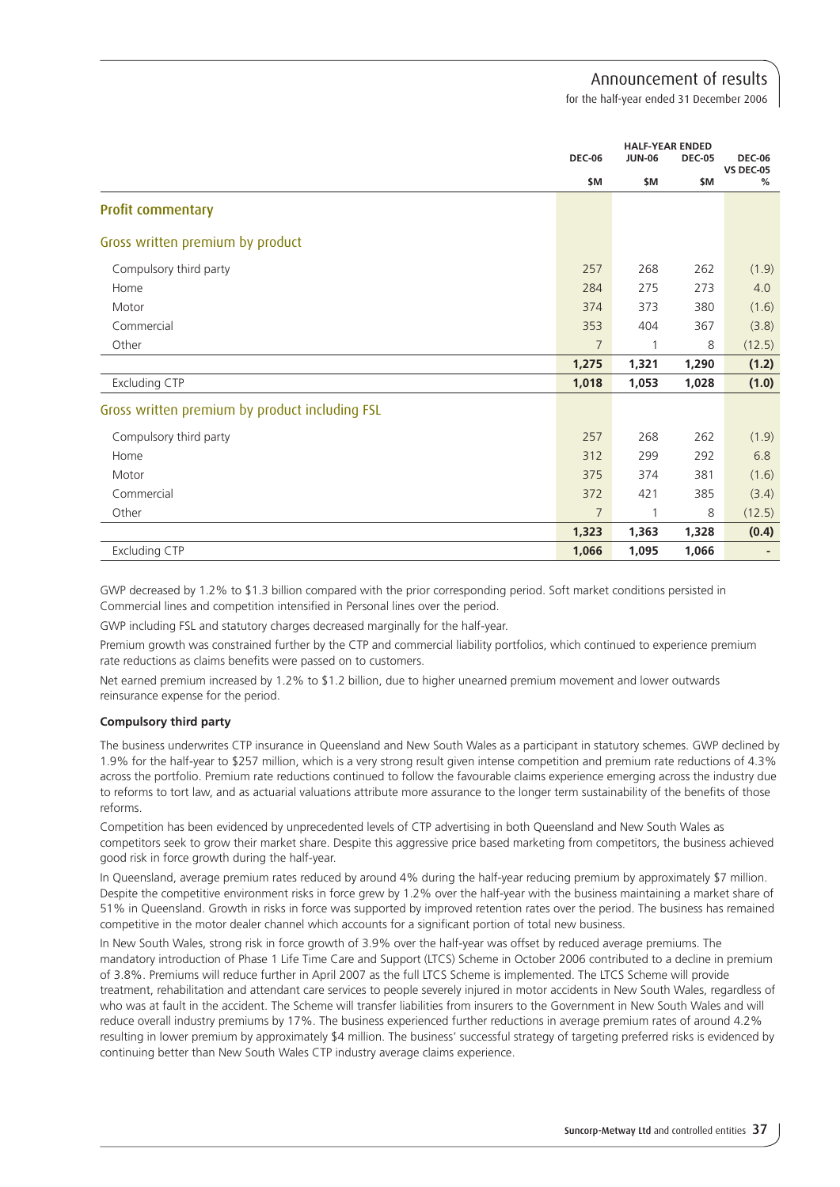|  | HALF-YEAR ENDED |  |  |  |
|---|---|---|---|---|
|  | DEC-06 | JUN-06 | DEC-05 | DEC-06 VS DEC-05 |
|  | $M | $M | $M | % |
| **Profit commentary** |  |  |  |  |
| **Gross written premium by product** |  |  |  |  |
| Compulsory third party | 257 | 268 | 262 | (1.9) |
| Home | 284 | 275 | 273 | 4.0 |
| Motor | 374 | 373 | 380 | (1.6) |
| Commercial | 353 | 404 | 367 | (3.8) |
| Other | 7 | 1 | 8 | (12.5) |
|  | **1,275** | **1,321** | **1,290** | **(1.2)** |
| Excluding CTP | **1,018** | **1,053** | **1,028** | **(1.0)** |
| **Gross written premium by product including FSL** |  |  |  |  |
| Compulsory third party | 257 | 268 | 262 | (1.9) |
| Home | 312 | 299 | 292 | 6.8 |
| Motor | 375 | 374 | 381 | (1.6) |
| Commercial | 372 | 421 | 385 | (3.4) |
| Other | 7 | 1 | 8 | (12.5) |
|  | **1,323** | **1,363** | **1,328** | **(0.4)** |
| Excluding CTP | **1,066** | **1,095** | **1,066** | **-** |

GWP decreased by 1.2% to $1.3 billion compared with the prior corresponding period. Soft market conditions persisted in Commercial lines and competition intensified in Personal lines over the period.

GWP including FSL and statutory charges decreased marginally for the half-year.

Premium growth was constrained further by the CTP and commercial liability portfolios, which continued to experience premium rate reductions as claims benefits were passed on to customers.

Net earned premium increased by 1.2% to $1.2 billion, due to higher unearned premium movement and lower outwards reinsurance expense for the period.

**Compulsory third party**

The business underwrites CTP insurance in Queensland and New South Wales as a participant in statutory schemes. GWP declined by 1.9% for the half-year to $257 million, which is a very strong result given intense competition and premium rate reductions of 4.3% across the portfolio. Premium rate reductions continued to follow the favourable claims experience emerging across the industry due to reforms to tort law, and as actuarial valuations attribute more assurance to the longer term sustainability of the benefits of those reforms.

Competition has been evidenced by unprecedented levels of CTP advertising in both Queensland and New South Wales as competitors seek to grow their market share. Despite this aggressive price based marketing from competitors, the business achieved good risk in force growth during the half-year.

In Queensland, average premium rates reduced by around 4% during the half-year reducing premium by approximately $7 million. Despite the competitive environment risks in force grew by 1.2% over the half-year with the business maintaining a market share of 51% in Queensland. Growth in risks in force was supported by improved retention rates over the period. The business has remained competitive in the motor dealer channel which accounts for a significant portion of total new business.

In New South Wales, strong risk in force growth of 3.9% over the half-year was offset by reduced average premiums. The mandatory introduction of Phase 1 Life Time Care and Support (LTCS) Scheme in October 2006 contributed to a decline in premium of 3.8%. Premiums will reduce further in April 2007 as the full LTCS Scheme is implemented. The LTCS Scheme will provide treatment, rehabilitation and attendant care services to people severely injured in motor accidents in New South Wales, regardless of who was at fault in the accident. The Scheme will transfer liabilities from insurers to the Government in New South Wales and will reduce overall industry premiums by 17%. The business experienced further reductions in average premium rates of around 4.2% resulting in lower premium by approximately $4 million. The business' successful strategy of targeting preferred risks is evidenced by continuing better than New South Wales CTP industry average claims experience.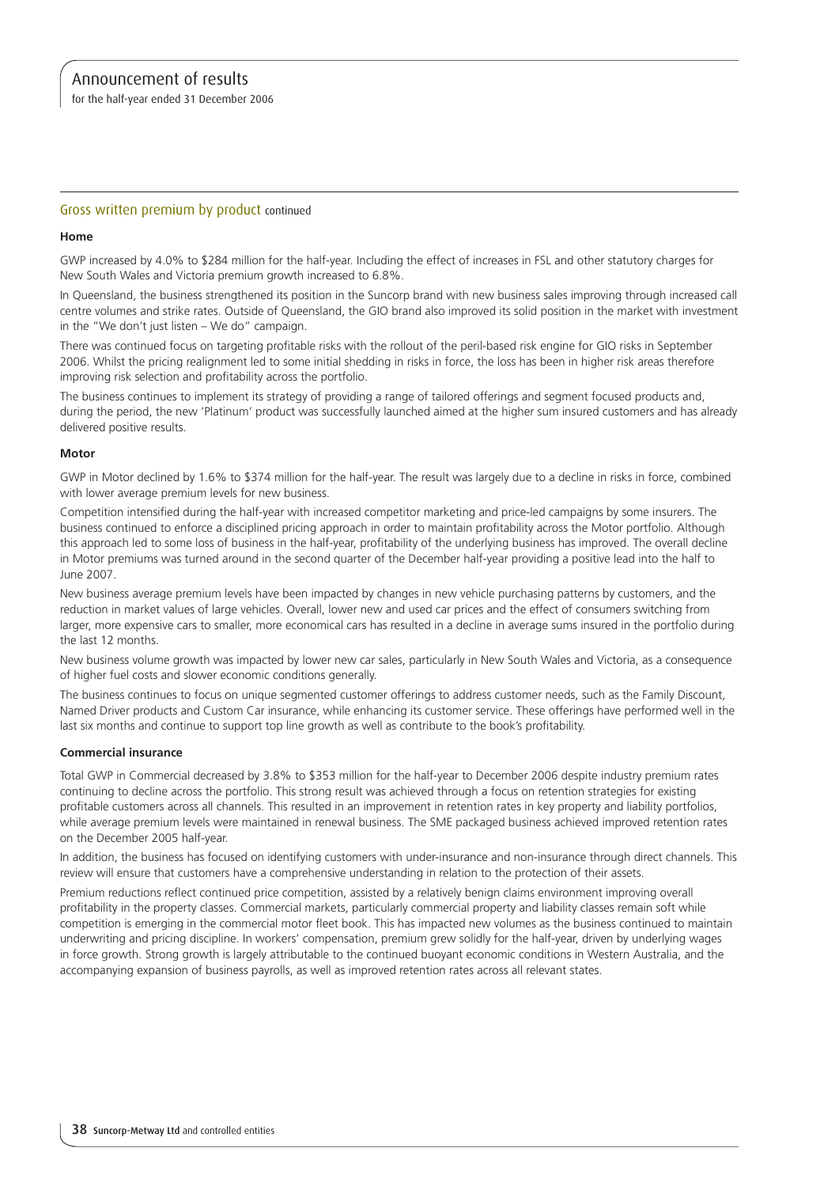## Gross written premium by product continued

### Home

GWP increased by 4.0% to $284 million for the half-year. Including the effect of increases in FSL and other statutory charges for New South Wales and Victoria premium growth increased to 6.8%.

In Queensland, the business strengthened its position in the Suncorp brand with new business sales improving through increased call centre volumes and strike rates. Outside of Queensland, the GIO brand also improved its solid position in the market with investment in the "We don't just listen – We do" campaign.

There was continued focus on targeting profitable risks with the rollout of the peril-based risk engine for GIO risks in September 2006. Whilst the pricing realignment led to some initial shedding in risks in force, the loss has been in higher risk areas therefore improving risk selection and profitability across the portfolio.

The business continues to implement its strategy of providing a range of tailored offerings and segment focused products and, during the period, the new 'Platinum' product was successfully launched aimed at the higher sum insured customers and has already delivered positive results.

### Motor

GWP in Motor declined by 1.6% to $374 million for the half-year. The result was largely due to a decline in risks in force, combined with lower average premium levels for new business.

Competition intensified during the half-year with increased competitor marketing and price-led campaigns by some insurers. The business continued to enforce a disciplined pricing approach in order to maintain profitability across the Motor portfolio. Although this approach led to some loss of business in the half-year, profitability of the underlying business has improved. The overall decline in Motor premiums was turned around in the second quarter of the December half-year providing a positive lead into the half to June 2007.

New business average premium levels have been impacted by changes in new vehicle purchasing patterns by customers, and the reduction in market values of large vehicles. Overall, lower new and used car prices and the effect of consumers switching from larger, more expensive cars to smaller, more economical cars has resulted in a decline in average sums insured in the portfolio during the last 12 months.

New business volume growth was impacted by lower new car sales, particularly in New South Wales and Victoria, as a consequence of higher fuel costs and slower economic conditions generally.

The business continues to focus on unique segmented customer offerings to address customer needs, such as the Family Discount, Named Driver products and Custom Car insurance, while enhancing its customer service. These offerings have performed well in the last six months and continue to support top line growth as well as contribute to the book's profitability.

### Commercial insurance

Total GWP in Commercial decreased by 3.8% to $353 million for the half-year to December 2006 despite industry premium rates continuing to decline across the portfolio. This strong result was achieved through a focus on retention strategies for existing profitable customers across all channels. This resulted in an improvement in retention rates in key property and liability portfolios, while average premium levels were maintained in renewal business. The SME packaged business achieved improved retention rates on the December 2005 half-year.

In addition, the business has focused on identifying customers with under-insurance and non-insurance through direct channels. This review will ensure that customers have a comprehensive understanding in relation to the protection of their assets.

Premium reductions reflect continued price competition, assisted by a relatively benign claims environment improving overall profitability in the property classes. Commercial markets, particularly commercial property and liability classes remain soft while competition is emerging in the commercial motor fleet book. This has impacted new volumes as the business continued to maintain underwriting and pricing discipline. In workers' compensation, premium grew solidly for the half-year, driven by underlying wages in force growth. Strong growth is largely attributable to the continued buoyant economic conditions in Western Australia, and the accompanying expansion of business payrolls, as well as improved retention rates across all relevant states.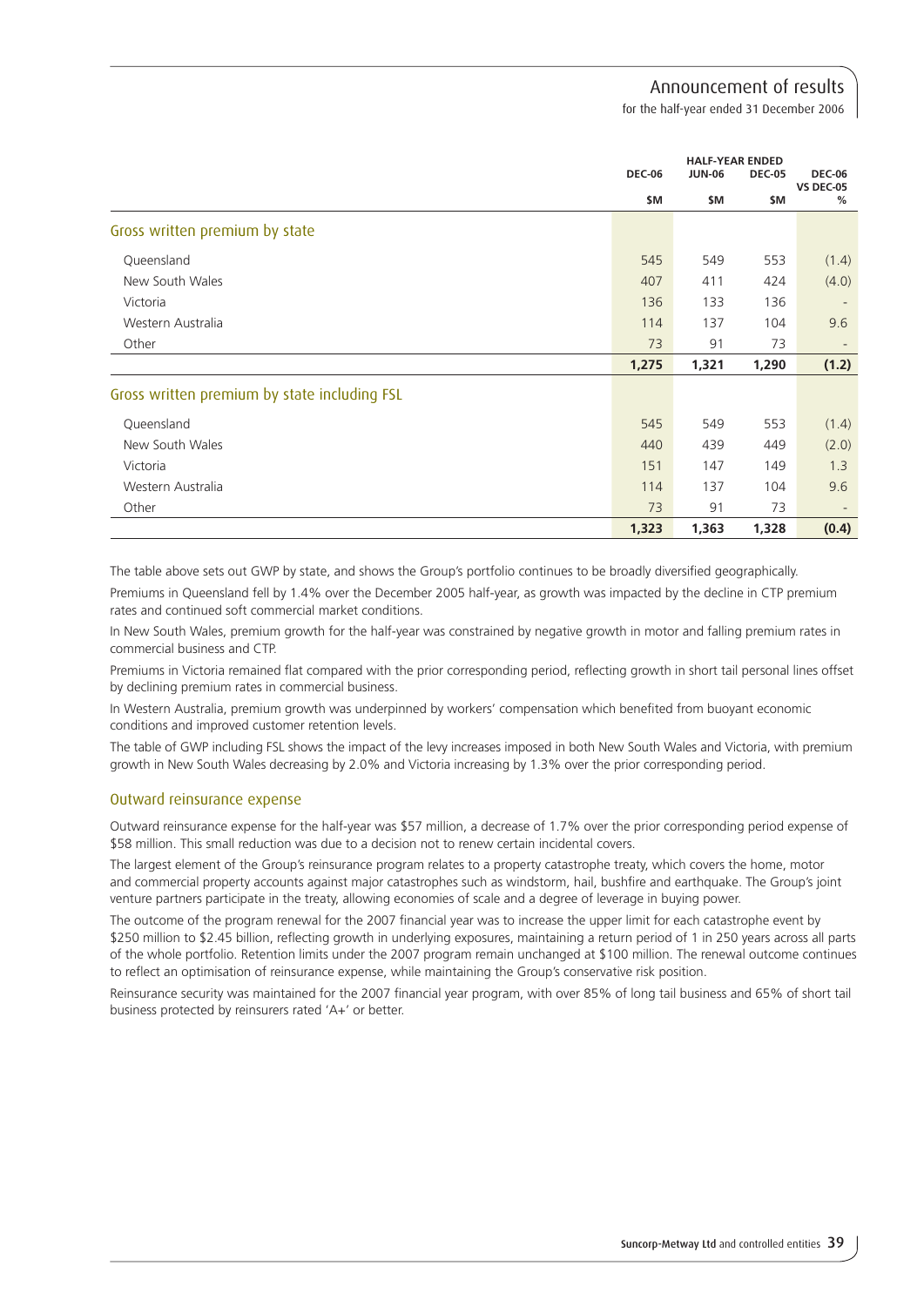| | HALF-YEAR ENDED | | | |
|---|---|---|---|---|
| | DEC-06 | JUN-06 | DEC-05 | DEC-06 VS DEC-05 |
| | $M | $M | $M | % |
| **Gross written premium by state** | | | | |
| Queensland | 545 | 549 | 553 | (1.4) |
| New South Wales | 407 | 411 | 424 | (4.0) |
| Victoria | 136 | 133 | 136 | - |
| Western Australia | 114 | 137 | 104 | 9.6 |
| Other | 73 | 91 | 73 | - |
| | **1,275** | **1,321** | **1,290** | **(1.2)** |
| **Gross written premium by state including FSL** | | | | |
| Queensland | 545 | 549 | 553 | (1.4) |
| New South Wales | 440 | 439 | 449 | (2.0) |
| Victoria | 151 | 147 | 149 | 1.3 |
| Western Australia | 114 | 137 | 104 | 9.6 |
| Other | 73 | 91 | 73 | - |
| | **1,323** | **1,363** | **1,328** | **(0.4)** |

The table above sets out GWP by state, and shows the Group's portfolio continues to be broadly diversified geographically.

Premiums in Queensland fell by 1.4% over the December 2005 half-year, as growth was impacted by the decline in CTP premium rates and continued soft commercial market conditions.

In New South Wales, premium growth for the half-year was constrained by negative growth in motor and falling premium rates in commercial business and CTP.

Premiums in Victoria remained flat compared with the prior corresponding period, reflecting growth in short tail personal lines offset by declining premium rates in commercial business.

In Western Australia, premium growth was underpinned by workers' compensation which benefited from buoyant economic conditions and improved customer retention levels.

The table of GWP including FSL shows the impact of the levy increases imposed in both New South Wales and Victoria, with premium growth in New South Wales decreasing by 2.0% and Victoria increasing by 1.3% over the prior corresponding period.

## Outward reinsurance expense

Outward reinsurance expense for the half-year was $57 million, a decrease of 1.7% over the prior corresponding period expense of $58 million. This small reduction was due to a decision not to renew certain incidental covers.

The largest element of the Group's reinsurance program relates to a property catastrophe treaty, which covers the home, motor and commercial property accounts against major catastrophes such as windstorm, hail, bushfire and earthquake. The Group's joint venture partners participate in the treaty, allowing economies of scale and a degree of leverage in buying power.

The outcome of the program renewal for the 2007 financial year was to increase the upper limit for each catastrophe event by $250 million to $2.45 billion, reflecting growth in underlying exposures, maintaining a return period of 1 in 250 years across all parts of the whole portfolio. Retention limits under the 2007 program remain unchanged at $100 million. The renewal outcome continues to reflect an optimisation of reinsurance expense, while maintaining the Group's conservative risk position.

Reinsurance security was maintained for the 2007 financial year program, with over 85% of long tail business and 65% of short tail business protected by reinsurers rated 'A+' or better.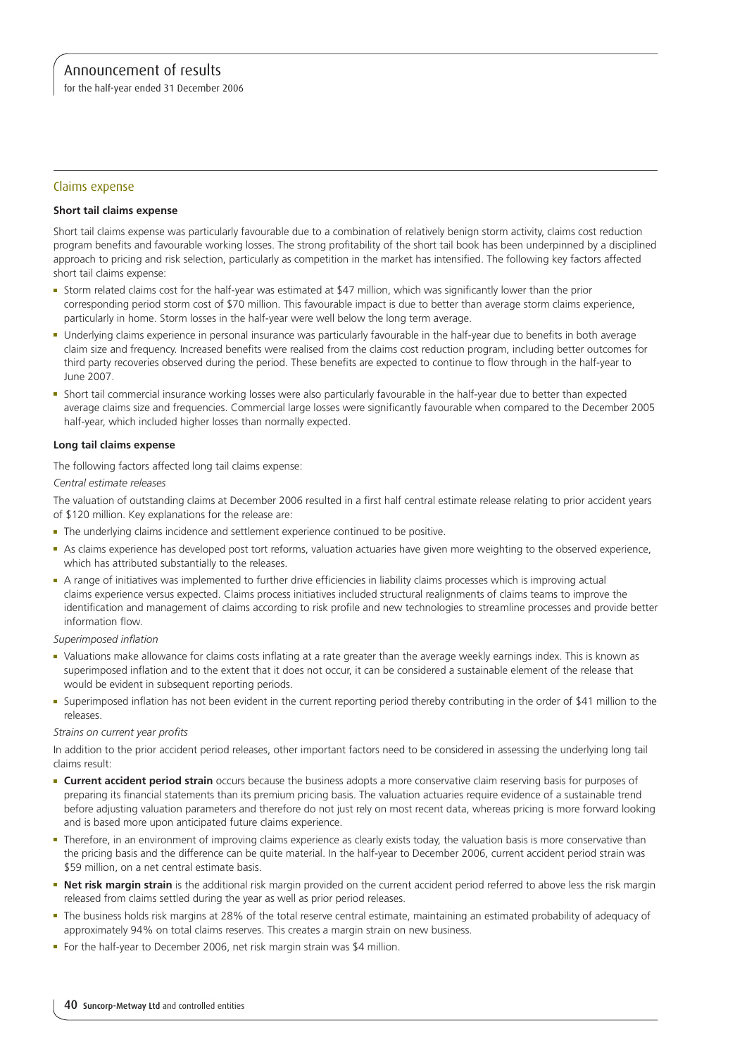## Claims expense

### Short tail claims expense

Short tail claims expense was particularly favourable due to a combination of relatively benign storm activity, claims cost reduction program benefits and favourable working losses. The strong profitability of the short tail book has been underpinned by a disciplined approach to pricing and risk selection, particularly as competition in the market has intensified. The following key factors affected short tail claims expense:

- Storm related claims cost for the half-year was estimated at $47 million, which was significantly lower than the prior corresponding period storm cost of $70 million. This favourable impact is due to better than average storm claims experience, particularly in home. Storm losses in the half-year were well below the long term average.
- Underlying claims experience in personal insurance was particularly favourable in the half-year due to benefits in both average claim size and frequency. Increased benefits were realised from the claims cost reduction program, including better outcomes for third party recoveries observed during the period. These benefits are expected to continue to flow through in the half-year to June 2007.
- Short tail commercial insurance working losses were also particularly favourable in the half-year due to better than expected average claims size and frequencies. Commercial large losses were significantly favourable when compared to the December 2005 half-year, which included higher losses than normally expected.

### Long tail claims expense

The following factors affected long tail claims expense:

*Central estimate releases*

The valuation of outstanding claims at December 2006 resulted in a first half central estimate release relating to prior accident years of $120 million. Key explanations for the release are:

- The underlying claims incidence and settlement experience continued to be positive.
- As claims experience has developed post tort reforms, valuation actuaries have given more weighting to the observed experience, which has attributed substantially to the releases.
- A range of initiatives was implemented to further drive efficiencies in liability claims processes which is improving actual claims experience versus expected. Claims process initiatives included structural realignments of claims teams to improve the identification and management of claims according to risk profile and new technologies to streamline processes and provide better information flow.

*Superimposed inflation*

- Valuations make allowance for claims costs inflating at a rate greater than the average weekly earnings index. This is known as superimposed inflation and to the extent that it does not occur, it can be considered a sustainable element of the release that would be evident in subsequent reporting periods.
- Superimposed inflation has not been evident in the current reporting period thereby contributing in the order of $41 million to the releases.

*Strains on current year profits*

In addition to the prior accident period releases, other important factors need to be considered in assessing the underlying long tail claims result:

- **Current accident period strain** occurs because the business adopts a more conservative claim reserving basis for purposes of preparing its financial statements than its premium pricing basis. The valuation actuaries require evidence of a sustainable trend before adjusting valuation parameters and therefore do not just rely on most recent data, whereas pricing is more forward looking and is based more upon anticipated future claims experience.
- Therefore, in an environment of improving claims experience as clearly exists today, the valuation basis is more conservative than the pricing basis and the difference can be quite material. In the half-year to December 2006, current accident period strain was $59 million, on a net central estimate basis.
- **Net risk margin strain** is the additional risk margin provided on the current accident period referred to above less the risk margin released from claims settled during the year as well as prior period releases.
- The business holds risk margins at 28% of the total reserve central estimate, maintaining an estimated probability of adequacy of approximately 94% on total claims reserves. This creates a margin strain on new business.
- For the half-year to December 2006, net risk margin strain was $4 million.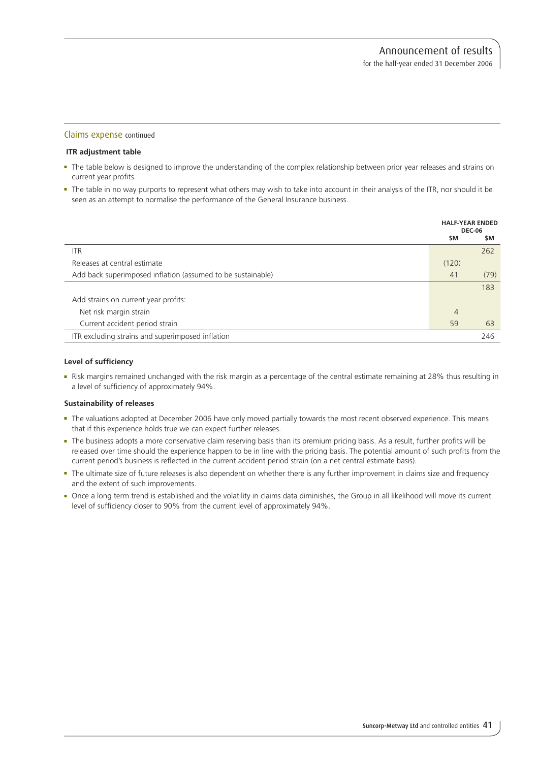## Claims expense continued

### ITR adjustment table

- The table below is designed to improve the understanding of the complex relationship between prior year releases and strains on current year profits.
- The table in no way purports to represent what others may wish to take into account in their analysis of the ITR, nor should it be seen as an attempt to normalise the performance of the General Insurance business.

| | HALF-YEAR ENDED DEC-06 | |
|---|---|---|
| | $M | $M |
| ITR | | 262 |
| Releases at central estimate | (120) | |
| Add back superimposed inflation (assumed to be sustainable) | 41 | (79) |
| | | 183 |
| Add strains on current year profits: | | |
| Net risk margin strain | 4 | |
| Current accident period strain | 59 | 63 |
| ITR excluding strains and superimposed inflation | | 246 |

### Level of sufficiency

- Risk margins remained unchanged with the risk margin as a percentage of the central estimate remaining at 28% thus resulting in a level of sufficiency of approximately 94%.

### Sustainability of releases

- The valuations adopted at December 2006 have only moved partially towards the most recent observed experience. This means that if this experience holds true we can expect further releases.
- The business adopts a more conservative claim reserving basis than its premium pricing basis. As a result, further profits will be released over time should the experience happen to be in line with the pricing basis. The potential amount of such profits from the current period's business is reflected in the current accident period strain (on a net central estimate basis).
- The ultimate size of future releases is also dependent on whether there is any further improvement in claims size and frequency and the extent of such improvements.
- Once a long term trend is established and the volatility in claims data diminishes, the Group in all likelihood will move its current level of sufficiency closer to 90% from the current level of approximately 94%.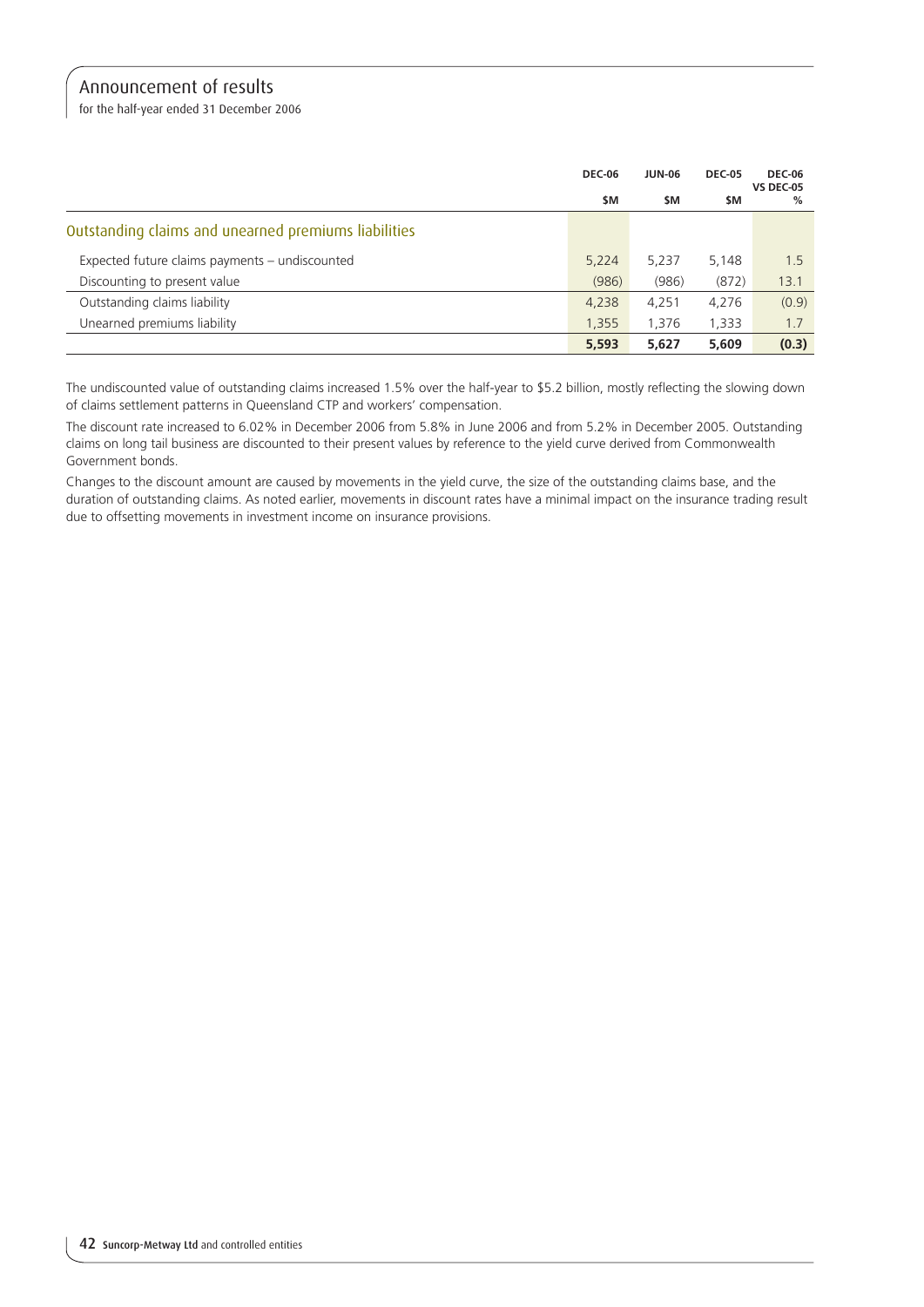| | DEC-06 $M | JUN-06 $M | DEC-05 $M | DEC-06 VS DEC-05 % |
|---|---|---|---|---|
| **Outstanding claims and unearned premiums liabilities** | | | | |
| Expected future claims payments – undiscounted | 5,224 | 5,237 | 5,148 | 1.5 |
| Discounting to present value | (986) | (986) | (872) | 13.1 |
| Outstanding claims liability | 4,238 | 4,251 | 4,276 | (0.9) |
| Unearned premiums liability | 1,355 | 1,376 | 1,333 | 1.7 |
| | **5,593** | **5,627** | **5,609** | **(0.3)** |

The undiscounted value of outstanding claims increased 1.5% over the half-year to $5.2 billion, mostly reflecting the slowing down of claims settlement patterns in Queensland CTP and workers' compensation.

The discount rate increased to 6.02% in December 2006 from 5.8% in June 2006 and from 5.2% in December 2005. Outstanding claims on long tail business are discounted to their present values by reference to the yield curve derived from Commonwealth Government bonds.

Changes to the discount amount are caused by movements in the yield curve, the size of the outstanding claims base, and the duration of outstanding claims. As noted earlier, movements in discount rates have a minimal impact on the insurance trading result due to offsetting movements in investment income on insurance provisions.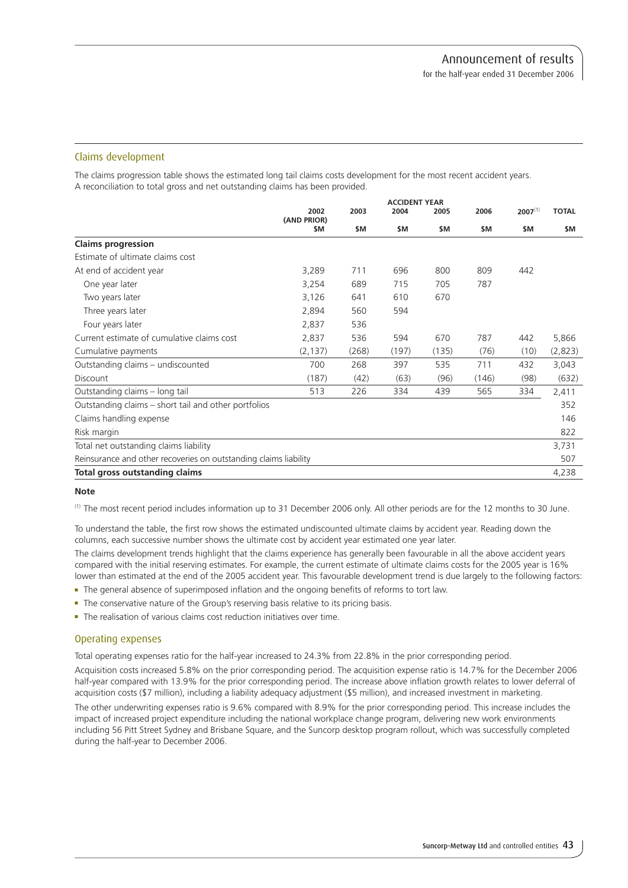## Claims development

The claims progression table shows the estimated long tail claims costs development for the most recent accident years. A reconciliation to total gross and net outstanding claims has been provided.

| | ACCIDENT YEAR | | | | | | |
|---|---|---|---|---|---|---|---|
| | 2002 (AND PRIOR) | 2003 | 2004 | 2005 | 2006 | 2007[1] | TOTAL |
| | $M | $M | $M | $M | $M | $M | $M |
| **Claims progression** | | | | | | | |
| Estimate of ultimate claims cost | | | | | | | |
| At end of accident year | 3,289 | 711 | 696 | 800 | 809 | 442 | |
| One year later | 3,254 | 689 | 715 | 705 | 787 | | |
| Two years later | 3,126 | 641 | 610 | 670 | | | |
| Three years later | 2,894 | 560 | 594 | | | | |
| Four years later | 2,837 | 536 | | | | | |
| Current estimate of cumulative claims cost | 2,837 | 536 | 594 | 670 | 787 | 442 | 5,866 |
| Cumulative payments | (2,137) | (268) | (197) | (135) | (76) | (10) | (2,823) |
| Outstanding claims – undiscounted | 700 | 268 | 397 | 535 | 711 | 432 | 3,043 |
| Discount | (187) | (42) | (63) | (96) | (146) | (98) | (632) |
| Outstanding claims – long tail | 513 | 226 | 334 | 439 | 565 | 334 | 2,411 |
| Outstanding claims – short tail and other portfolios | | | | | | | 352 |
| Claims handling expense | | | | | | | 146 |
| Risk margin | | | | | | | 822 |
| Total net outstanding claims liability | | | | | | | 3,731 |
| Reinsurance and other recoveries on outstanding claims liability | | | | | | | 507 |
| **Total gross outstanding claims** | | | | | | | 4,238 |

**Note**

[1] The most recent period includes information up to 31 December 2006 only. All other periods are for the 12 months to 30 June.

To understand the table, the first row shows the estimated undiscounted ultimate claims by accident year. Reading down the columns, each successive number shows the ultimate cost by accident year estimated one year later.

The claims development trends highlight that the claims experience has generally been favourable in all the above accident years compared with the initial reserving estimates. For example, the current estimate of ultimate claims costs for the 2005 year is 16% lower than estimated at the end of the 2005 accident year. This favourable development trend is due largely to the following factors:

- The general absence of superimposed inflation and the ongoing benefits of reforms to tort law.
- The conservative nature of the Group's reserving basis relative to its pricing basis.
- The realisation of various claims cost reduction initiatives over time.

## Operating expenses

Total operating expenses ratio for the half-year increased to 24.3% from 22.8% in the prior corresponding period.

Acquisition costs increased 5.8% on the prior corresponding period. The acquisition expense ratio is 14.7% for the December 2006 half-year compared with 13.9% for the prior corresponding period. The increase above inflation growth relates to lower deferral of acquisition costs ($7 million), including a liability adequacy adjustment ($5 million), and increased investment in marketing.

The other underwriting expenses ratio is 9.6% compared with 8.9% for the prior corresponding period. This increase includes the impact of increased project expenditure including the national workplace change program, delivering new work environments including 56 Pitt Street Sydney and Brisbane Square, and the Suncorp desktop program rollout, which was successfully completed during the half-year to December 2006.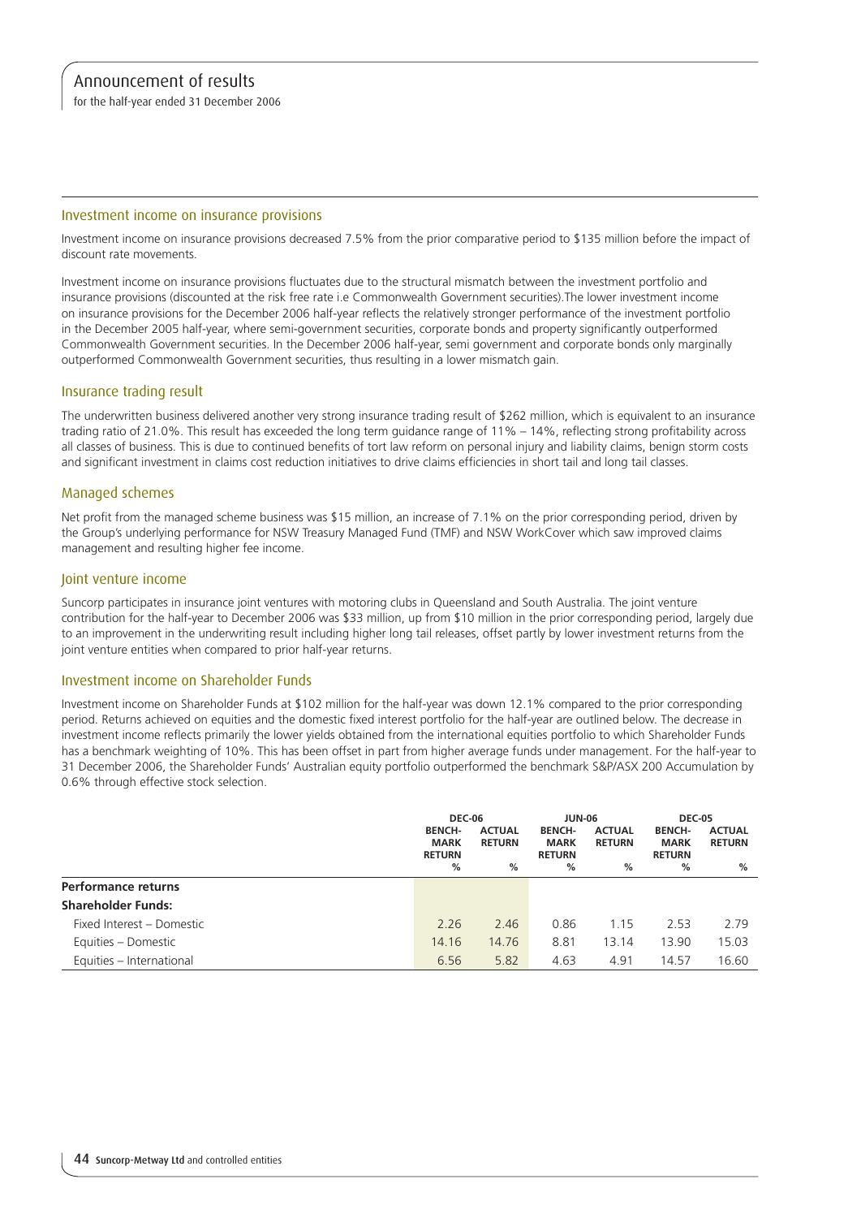## Investment income on insurance provisions

Investment income on insurance provisions decreased 7.5% from the prior comparative period to $135 million before the impact of discount rate movements.

Investment income on insurance provisions fluctuates due to the structural mismatch between the investment portfolio and insurance provisions (discounted at the risk free rate i.e Commonwealth Government securities).The lower investment income on insurance provisions for the December 2006 half-year reflects the relatively stronger performance of the investment portfolio in the December 2005 half-year, where semi-government securities, corporate bonds and property significantly outperformed Commonwealth Government securities. In the December 2006 half-year, semi government and corporate bonds only marginally outperformed Commonwealth Government securities, thus resulting in a lower mismatch gain.

## Insurance trading result

The underwritten business delivered another very strong insurance trading result of $262 million, which is equivalent to an insurance trading ratio of 21.0%. This result has exceeded the long term guidance range of 11% – 14%, reflecting strong profitability across all classes of business. This is due to continued benefits of tort law reform on personal injury and liability claims, benign storm costs and significant investment in claims cost reduction initiatives to drive claims efficiencies in short tail and long tail classes.

## Managed schemes

Net profit from the managed scheme business was $15 million, an increase of 7.1% on the prior corresponding period, driven by the Group's underlying performance for NSW Treasury Managed Fund (TMF) and NSW WorkCover which saw improved claims management and resulting higher fee income.

## Joint venture income

Suncorp participates in insurance joint ventures with motoring clubs in Queensland and South Australia. The joint venture contribution for the half-year to December 2006 was $33 million, up from $10 million in the prior corresponding period, largely due to an improvement in the underwriting result including higher long tail releases, offset partly by lower investment returns from the joint venture entities when compared to prior half-year returns.

## Investment income on Shareholder Funds

Investment income on Shareholder Funds at $102 million for the half-year was down 12.1% compared to the prior corresponding period. Returns achieved on equities and the domestic fixed interest portfolio for the half-year are outlined below. The decrease in investment income reflects primarily the lower yields obtained from the international equities portfolio to which Shareholder Funds has a benchmark weighting of 10%. This has been offset in part from higher average funds under management. For the half-year to 31 December 2006, the Shareholder Funds' Australian equity portfolio outperformed the benchmark S&P/ASX 200 Accumulation by 0.6% through effective stock selection.

| | DEC-06 | | JUN-06 | | DEC-05 | |
|---|---|---|---|---|---|---|
| | BENCHMARK RETURN % | ACTUAL RETURN % | BENCHMARK RETURN % | ACTUAL RETURN % | BENCHMARK RETURN % | ACTUAL RETURN % |
| **Performance returns** | | | | | | |
| **Shareholder Funds:** | | | | | | |
| Fixed Interest – Domestic | 2.26 | 2.46 | 0.86 | 1.15 | 2.53 | 2.79 |
| Equities – Domestic | 14.16 | 14.76 | 8.81 | 13.14 | 13.90 | 15.03 |
| Equities – International | 6.56 | 5.82 | 4.63 | 4.91 | 14.57 | 16.60 |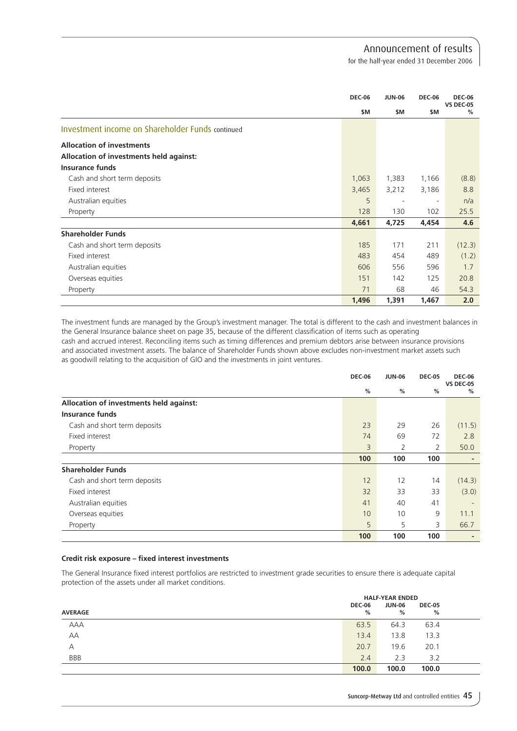| | DEC-06 | JUN-06 | DEC-06 | DEC-06 VS DEC-05 |
|---|---|---|---|---|
| | $M | $M | $M | % |
| **Investment income on Shareholder Funds** continued | | | | |
| **Allocation of investments** | | | | |
| **Allocation of investments held against:** | | | | |
| **Insurance funds** | | | | |
| Cash and short term deposits | 1,063 | 1,383 | 1,166 | (8.8) |
| Fixed interest | 3,465 | 3,212 | 3,186 | 8.8 |
| Australian equities | 5 | - | - | n/a |
| Property | 128 | 130 | 102 | 25.5 |
| | **4,661** | **4,725** | **4,454** | **4.6** |
| **Shareholder Funds** | | | | |
| Cash and short term deposits | 185 | 171 | 211 | (12.3) |
| Fixed interest | 483 | 454 | 489 | (1.2) |
| Australian equities | 606 | 556 | 596 | 1.7 |
| Overseas equities | 151 | 142 | 125 | 20.8 |
| Property | 71 | 68 | 46 | 54.3 |
| | **1,496** | **1,391** | **1,467** | **2.0** |

The investment funds are managed by the Group's investment manager. The total is different to the cash and investment balances in the General Insurance balance sheet on page 35, because of the different classification of items such as operating cash and accrued interest. Reconciling items such as timing differences and premium debtors arise between insurance provisions and associated investment assets. The balance of Shareholder Funds shown above excludes non-investment market assets such as goodwill relating to the acquisition of GIO and the investments in joint ventures.

| | DEC-06 | JUN-06 | DEC-05 | DEC-06 VS DEC-05 |
|---|---|---|---|---|
| | % | % | % | % |
| **Allocation of investments held against:** | | | | |
| **Insurance funds** | | | | |
| Cash and short term deposits | 23 | 29 | 26 | (11.5) |
| Fixed interest | 74 | 69 | 72 | 2.8 |
| Property | 3 | 2 | 2 | 50.0 |
| | **100** | **100** | **100** | **-** |
| **Shareholder Funds** | | | | |
| Cash and short term deposits | 12 | 12 | 14 | (14.3) |
| Fixed interest | 32 | 33 | 33 | (3.0) |
| Australian equities | 41 | 40 | 41 | - |
| Overseas equities | 10 | 10 | 9 | 11.1 |
| Property | 5 | 5 | 3 | 66.7 |
| | **100** | **100** | **100** | **-** |

### Credit risk exposure – fixed interest investments

The General Insurance fixed interest portfolios are restricted to investment grade securities to ensure there is adequate capital protection of the assets under all market conditions.

| | HALF-YEAR ENDED | | |
|---|---|---|---|
| **AVERAGE** | DEC-06 % | JUN-06 % | DEC-05 % |
| AAA | 63.5 | 64.3 | 63.4 |
| AA | 13.4 | 13.8 | 13.3 |
| A | 20.7 | 19.6 | 20.1 |
| BBB | 2.4 | 2.3 | 3.2 |
| | **100.0** | **100.0** | **100.0** |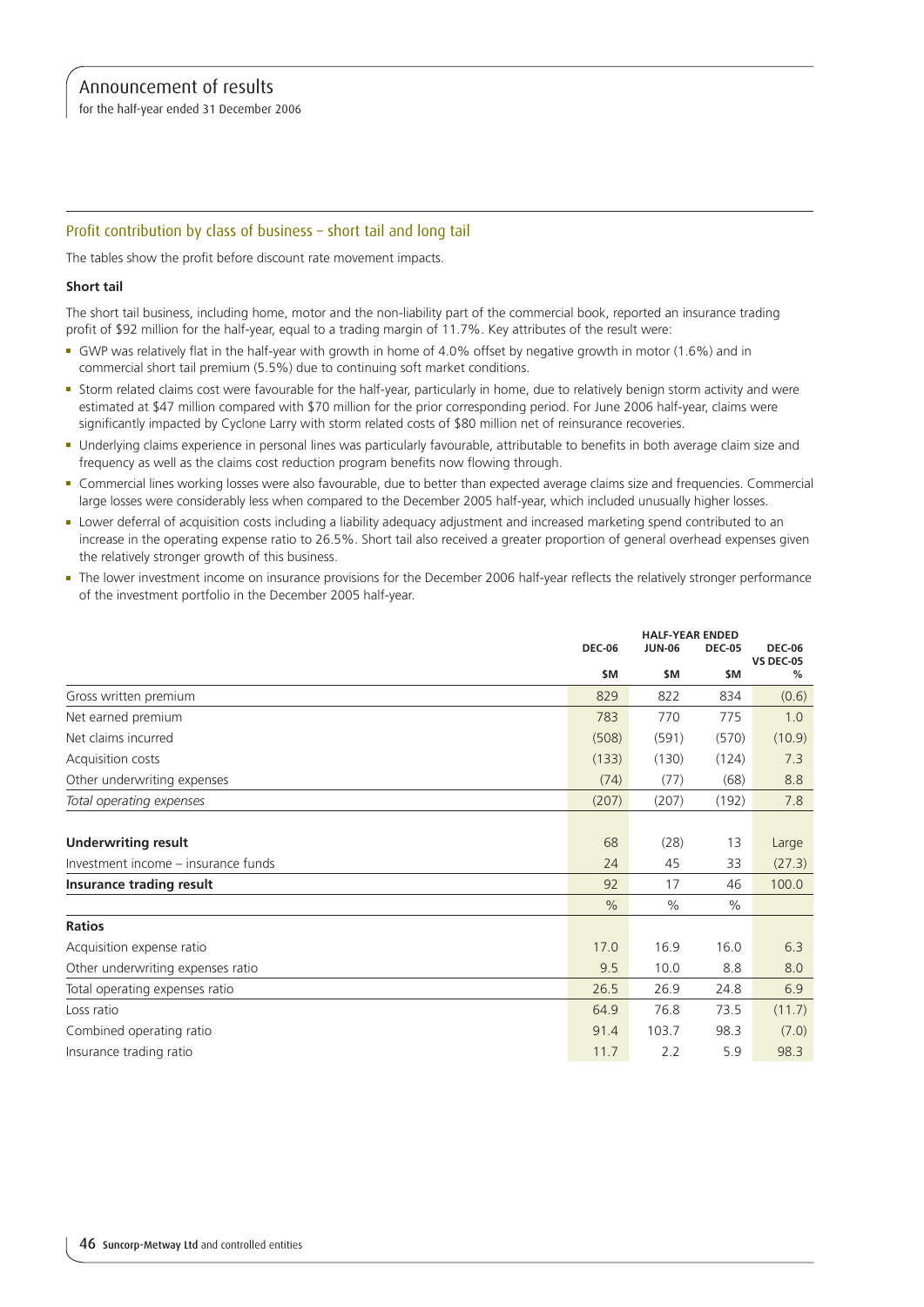## Profit contribution by class of business – short tail and long tail

The tables show the profit before discount rate movement impacts.

**Short tail**

The short tail business, including home, motor and the non-liability part of the commercial book, reported an insurance trading profit of $92 million for the half-year, equal to a trading margin of 11.7%. Key attributes of the result were:

- GWP was relatively flat in the half-year with growth in home of 4.0% offset by negative growth in motor (1.6%) and in commercial short tail premium (5.5%) due to continuing soft market conditions.
- Storm related claims cost were favourable for the half-year, particularly in home, due to relatively benign storm activity and were estimated at $47 million compared with $70 million for the prior corresponding period. For June 2006 half-year, claims were significantly impacted by Cyclone Larry with storm related costs of $80 million net of reinsurance recoveries.
- Underlying claims experience in personal lines was particularly favourable, attributable to benefits in both average claim size and frequency as well as the claims cost reduction program benefits now flowing through.
- Commercial lines working losses were also favourable, due to better than expected average claims size and frequencies. Commercial large losses were considerably less when compared to the December 2005 half-year, which included unusually higher losses.
- Lower deferral of acquisition costs including a liability adequacy adjustment and increased marketing spend contributed to an increase in the operating expense ratio to 26.5%. Short tail also received a greater proportion of general overhead expenses given the relatively stronger growth of this business.
- The lower investment income on insurance provisions for the December 2006 half-year reflects the relatively stronger performance of the investment portfolio in the December 2005 half-year.

| | HALF-YEAR ENDED | | | |
|---|---|---|---|---|
| | DEC-06 | JUN-06 | DEC-05 | DEC-06 VS DEC-05 |
| | $M | $M | $M | % |
| Gross written premium | 829 | 822 | 834 | (0.6) |
| Net earned premium | 783 | 770 | 775 | 1.0 |
| Net claims incurred | (508) | (591) | (570) | (10.9) |
| Acquisition costs | (133) | (130) | (124) | 7.3 |
| Other underwriting expenses | (74) | (77) | (68) | 8.8 |
| *Total operating expenses* | (207) | (207) | (192) | 7.8 |
| **Underwriting result** | 68 | (28) | 13 | Large |
| Investment income – insurance funds | 24 | 45 | 33 | (27.3) |
| **Insurance trading result** | 92 | 17 | 46 | 100.0 |
| | % | % | % | |
| **Ratios** | | | | |
| Acquisition expense ratio | 17.0 | 16.9 | 16.0 | 6.3 |
| Other underwriting expenses ratio | 9.5 | 10.0 | 8.8 | 8.0 |
| Total operating expenses ratio | 26.5 | 26.9 | 24.8 | 6.9 |
| Loss ratio | 64.9 | 76.8 | 73.5 | (11.7) |
| Combined operating ratio | 91.4 | 103.7 | 98.3 | (7.0) |
| Insurance trading ratio | 11.7 | 2.2 | 5.9 | 98.3 |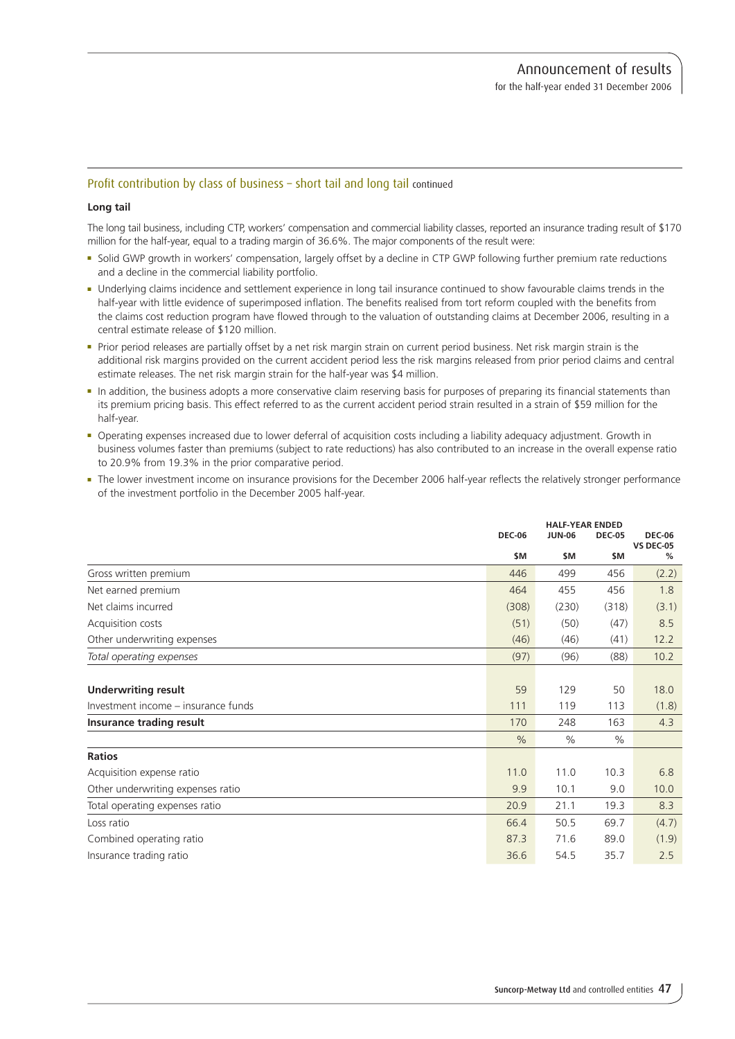## Profit contribution by class of business – short tail and long tail continued

### Long tail

The long tail business, including CTP, workers' compensation and commercial liability classes, reported an insurance trading result of $170 million for the half-year, equal to a trading margin of 36.6%. The major components of the result were:

- Solid GWP growth in workers' compensation, largely offset by a decline in CTP GWP following further premium rate reductions and a decline in the commercial liability portfolio.
- Underlying claims incidence and settlement experience in long tail insurance continued to show favourable claims trends in the half-year with little evidence of superimposed inflation. The benefits realised from tort reform coupled with the benefits from the claims cost reduction program have flowed through to the valuation of outstanding claims at December 2006, resulting in a central estimate release of $120 million.
- Prior period releases are partially offset by a net risk margin strain on current period business. Net risk margin strain is the additional risk margins provided on the current accident period less the risk margins released from prior period claims and central estimate releases. The net risk margin strain for the half-year was $4 million.
- In addition, the business adopts a more conservative claim reserving basis for purposes of preparing its financial statements than its premium pricing basis. This effect referred to as the current accident period strain resulted in a strain of $59 million for the half-year.
- Operating expenses increased due to lower deferral of acquisition costs including a liability adequacy adjustment. Growth in business volumes faster than premiums (subject to rate reductions) has also contributed to an increase in the overall expense ratio to 20.9% from 19.3% in the prior comparative period.
- The lower investment income on insurance provisions for the December 2006 half-year reflects the relatively stronger performance of the investment portfolio in the December 2005 half-year.

| | HALF-YEAR ENDED | | | |
|---|---|---|---|---|
| | DEC-06 | JUN-06 | DEC-05 | DEC-06 VS DEC-05 |
| | $M | $M | $M | % |
| Gross written premium | 446 | 499 | 456 | (2.2) |
| Net earned premium | 464 | 455 | 456 | 1.8 |
| Net claims incurred | (308) | (230) | (318) | (3.1) |
| Acquisition costs | (51) | (50) | (47) | 8.5 |
| Other underwriting expenses | (46) | (46) | (41) | 12.2 |
| *Total operating expenses* | (97) | (96) | (88) | 10.2 |
| | | | | |
| **Underwriting result** | 59 | 129 | 50 | 18.0 |
| Investment income – insurance funds | 111 | 119 | 113 | (1.8) |
| **Insurance trading result** | 170 | 248 | 163 | 4.3 |
| | % | % | % | |
| **Ratios** | | | | |
| Acquisition expense ratio | 11.0 | 11.0 | 10.3 | 6.8 |
| Other underwriting expenses ratio | 9.9 | 10.1 | 9.0 | 10.0 |
| Total operating expenses ratio | 20.9 | 21.1 | 19.3 | 8.3 |
| Loss ratio | 66.4 | 50.5 | 69.7 | (4.7) |
| Combined operating ratio | 87.3 | 71.6 | 89.0 | (1.9) |
| Insurance trading ratio | 36.6 | 54.5 | 35.7 | 2.5 |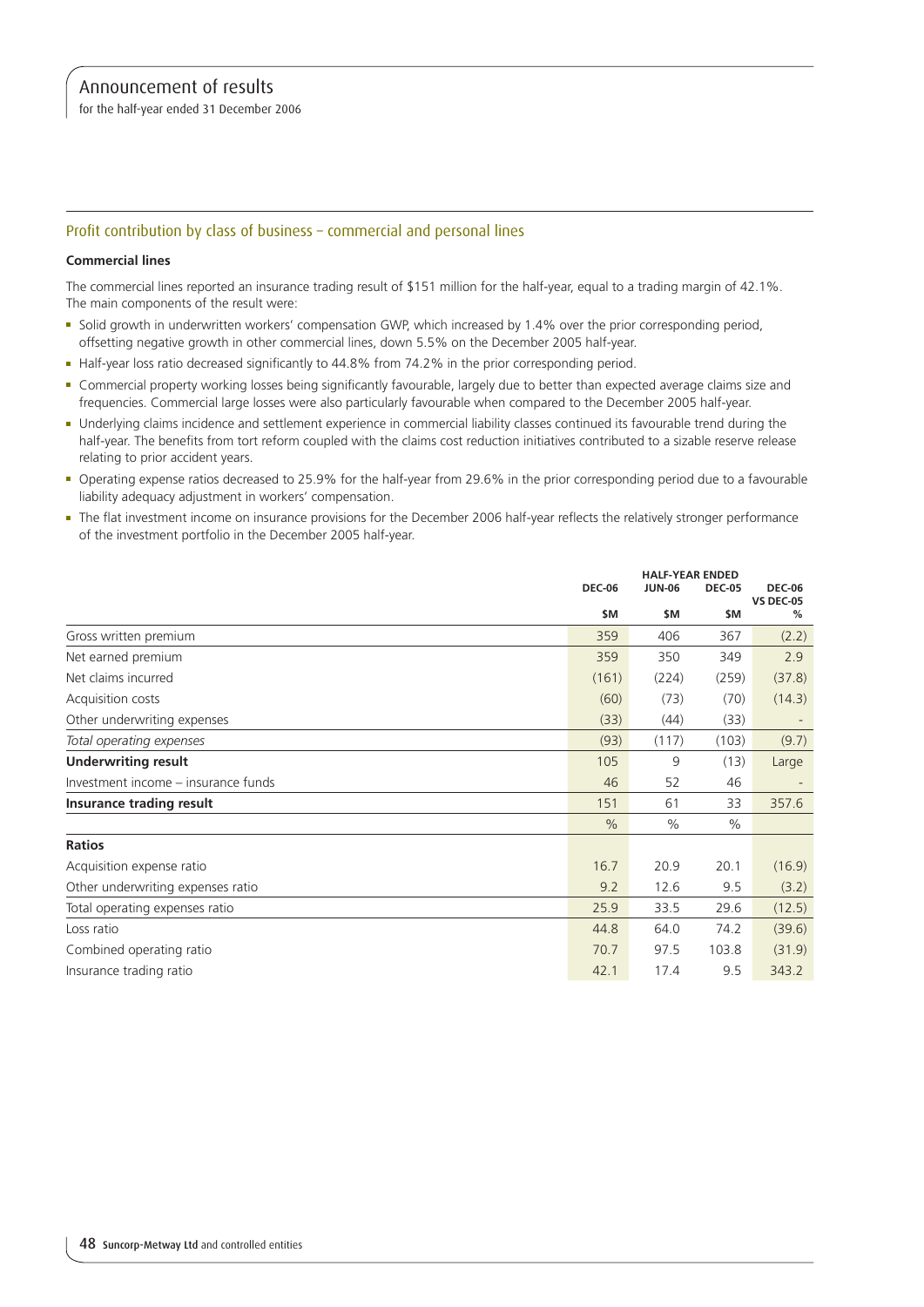## Profit contribution by class of business – commercial and personal lines

### Commercial lines

The commercial lines reported an insurance trading result of $151 million for the half-year, equal to a trading margin of 42.1%. The main components of the result were:

- Solid growth in underwritten workers' compensation GWP, which increased by 1.4% over the prior corresponding period, offsetting negative growth in other commercial lines, down 5.5% on the December 2005 half-year.
- Half-year loss ratio decreased significantly to 44.8% from 74.2% in the prior corresponding period.
- Commercial property working losses being significantly favourable, largely due to better than expected average claims size and frequencies. Commercial large losses were also particularly favourable when compared to the December 2005 half-year.
- Underlying claims incidence and settlement experience in commercial liability classes continued its favourable trend during the half-year. The benefits from tort reform coupled with the claims cost reduction initiatives contributed to a sizable reserve release relating to prior accident years.
- Operating expense ratios decreased to 25.9% for the half-year from 29.6% in the prior corresponding period due to a favourable liability adequacy adjustment in workers' compensation.
- The flat investment income on insurance provisions for the December 2006 half-year reflects the relatively stronger performance of the investment portfolio in the December 2005 half-year.

| | HALF-YEAR ENDED | | | |
|---|---|---|---|---|
| | DEC-06 | JUN-06 | DEC-05 | DEC-06 VS DEC-05 |
| | $M | $M | $M | % |
| Gross written premium | 359 | 406 | 367 | (2.2) |
| Net earned premium | 359 | 350 | 349 | 2.9 |
| Net claims incurred | (161) | (224) | (259) | (37.8) |
| Acquisition costs | (60) | (73) | (70) | (14.3) |
| Other underwriting expenses | (33) | (44) | (33) | - |
| *Total operating expenses* | (93) | (117) | (103) | (9.7) |
| **Underwriting result** | 105 | 9 | (13) | Large |
| Investment income – insurance funds | 46 | 52 | 46 | - |
| **Insurance trading result** | 151 | 61 | 33 | 357.6 |
| | % | % | % | |
| **Ratios** | | | | |
| Acquisition expense ratio | 16.7 | 20.9 | 20.1 | (16.9) |
| Other underwriting expenses ratio | 9.2 | 12.6 | 9.5 | (3.2) |
| Total operating expenses ratio | 25.9 | 33.5 | 29.6 | (12.5) |
| Loss ratio | 44.8 | 64.0 | 74.2 | (39.6) |
| Combined operating ratio | 70.7 | 97.5 | 103.8 | (31.9) |
| Insurance trading ratio | 42.1 | 17.4 | 9.5 | 343.2 |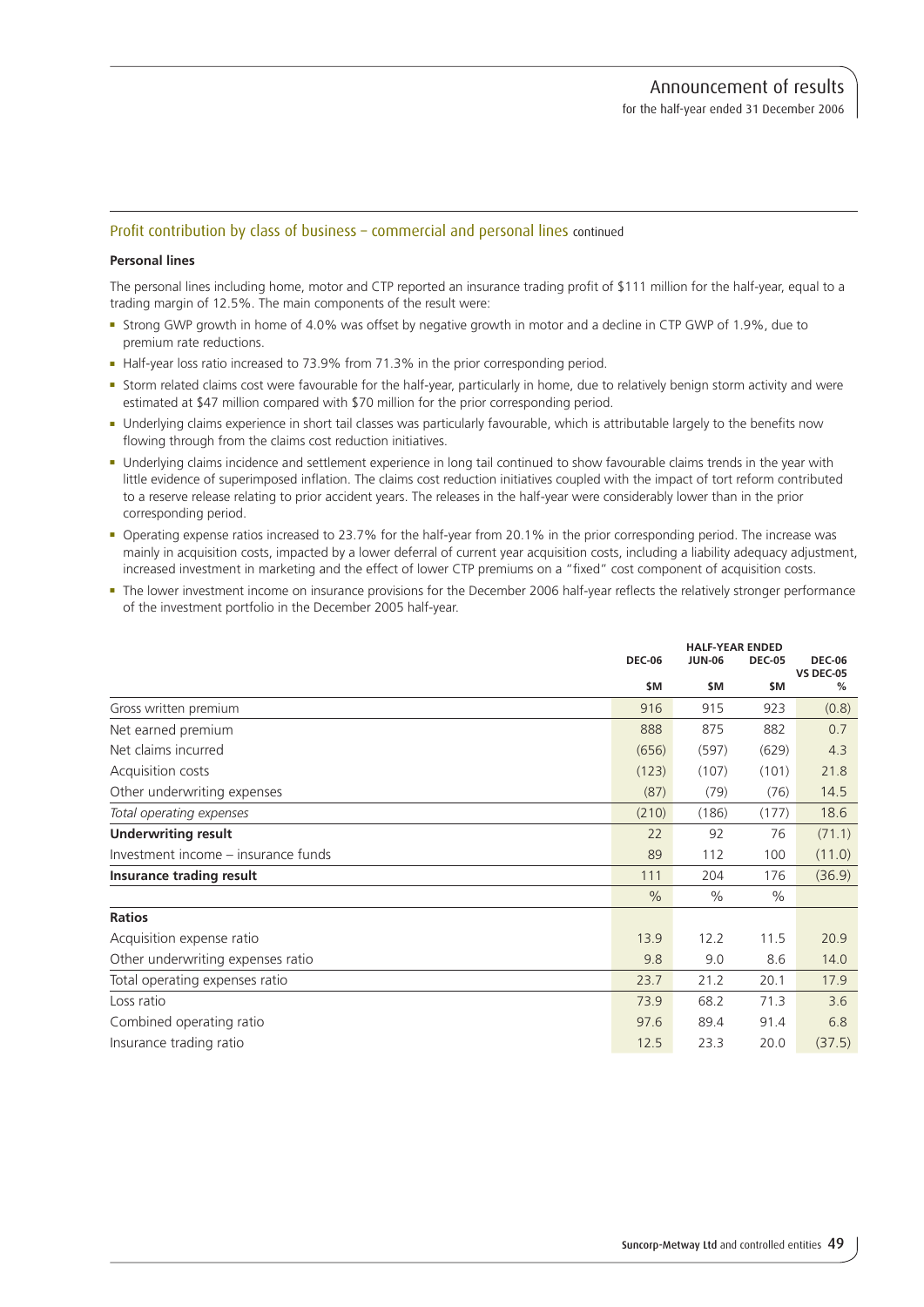## Profit contribution by class of business – commercial and personal lines continued

### Personal lines

The personal lines including home, motor and CTP reported an insurance trading profit of $111 million for the half-year, equal to a trading margin of 12.5%. The main components of the result were:

- Strong GWP growth in home of 4.0% was offset by negative growth in motor and a decline in CTP GWP of 1.9%, due to premium rate reductions.
- Half-year loss ratio increased to 73.9% from 71.3% in the prior corresponding period.
- Storm related claims cost were favourable for the half-year, particularly in home, due to relatively benign storm activity and were estimated at $47 million compared with $70 million for the prior corresponding period.
- Underlying claims experience in short tail classes was particularly favourable, which is attributable largely to the benefits now flowing through from the claims cost reduction initiatives.
- Underlying claims incidence and settlement experience in long tail continued to show favourable claims trends in the year with little evidence of superimposed inflation. The claims cost reduction initiatives coupled with the impact of tort reform contributed to a reserve release relating to prior accident years. The releases in the half-year were considerably lower than in the prior corresponding period.
- Operating expense ratios increased to 23.7% for the half-year from 20.1% in the prior corresponding period. The increase was mainly in acquisition costs, impacted by a lower deferral of current year acquisition costs, including a liability adequacy adjustment, increased investment in marketing and the effect of lower CTP premiums on a "fixed" cost component of acquisition costs.
- The lower investment income on insurance provisions for the December 2006 half-year reflects the relatively stronger performance of the investment portfolio in the December 2005 half-year.

| | HALF-YEAR ENDED | | | |
|---|---|---|---|---|
| | DEC-06 | JUN-06 | DEC-05 | DEC-06 VS DEC-05 |
| | $M | $M | $M | % |
| Gross written premium | 916 | 915 | 923 | (0.8) |
| Net earned premium | 888 | 875 | 882 | 0.7 |
| Net claims incurred | (656) | (597) | (629) | 4.3 |
| Acquisition costs | (123) | (107) | (101) | 21.8 |
| Other underwriting expenses | (87) | (79) | (76) | 14.5 |
| *Total operating expenses* | (210) | (186) | (177) | 18.6 |
| **Underwriting result** | 22 | 92 | 76 | (71.1) |
| Investment income – insurance funds | 89 | 112 | 100 | (11.0) |
| **Insurance trading result** | 111 | 204 | 176 | (36.9) |
| | % | % | % | |
| **Ratios** | | | | |
| Acquisition expense ratio | 13.9 | 12.2 | 11.5 | 20.9 |
| Other underwriting expenses ratio | 9.8 | 9.0 | 8.6 | 14.0 |
| Total operating expenses ratio | 23.7 | 21.2 | 20.1 | 17.9 |
| Loss ratio | 73.9 | 68.2 | 71.3 | 3.6 |
| Combined operating ratio | 97.6 | 89.4 | 91.4 | 6.8 |
| Insurance trading ratio | 12.5 | 23.3 | 20.0 | (37.5) |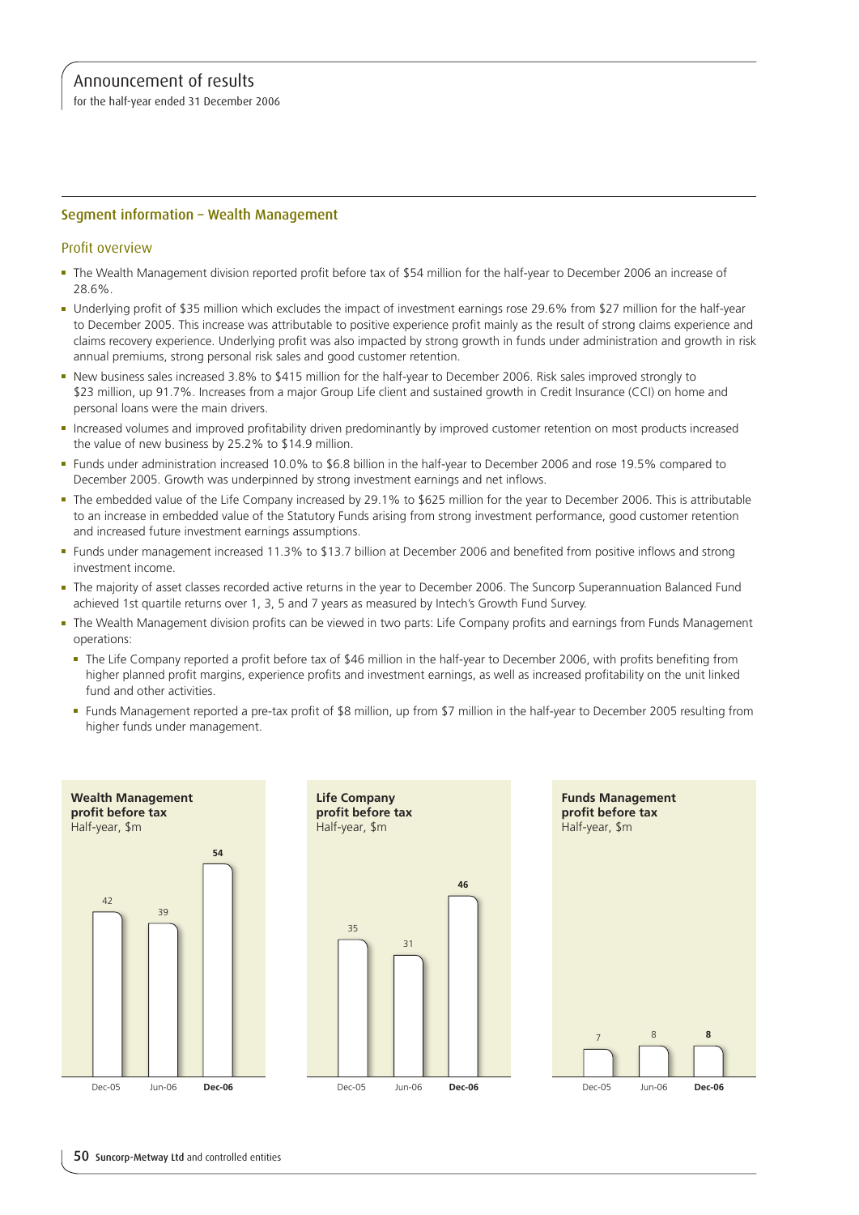## Segment information – Wealth Management

### Profit overview

- The Wealth Management division reported profit before tax of $54 million for the half-year to December 2006 an increase of 28.6%.
- Underlying profit of $35 million which excludes the impact of investment earnings rose 29.6% from $27 million for the half-year to December 2005. This increase was attributable to positive experience profit mainly as the result of strong claims experience and claims recovery experience. Underlying profit was also impacted by strong growth in funds under administration and growth in risk annual premiums, strong personal risk sales and good customer retention.
- New business sales increased 3.8% to $415 million for the half-year to December 2006. Risk sales improved strongly to $23 million, up 91.7%. Increases from a major Group Life client and sustained growth in Credit Insurance (CCI) on home and personal loans were the main drivers.
- Increased volumes and improved profitability driven predominantly by improved customer retention on most products increased the value of new business by 25.2% to $14.9 million.
- Funds under administration increased 10.0% to $6.8 billion in the half-year to December 2006 and rose 19.5% compared to December 2005. Growth was underpinned by strong investment earnings and net inflows.
- The embedded value of the Life Company increased by 29.1% to $625 million for the year to December 2006. This is attributable to an increase in embedded value of the Statutory Funds arising from strong investment performance, good customer retention and increased future investment earnings assumptions.
- Funds under management increased 11.3% to $13.7 billion at December 2006 and benefited from positive inflows and strong investment income.
- The majority of asset classes recorded active returns in the year to December 2006. The Suncorp Superannuation Balanced Fund achieved 1st quartile returns over 1, 3, 5 and 7 years as measured by Intech's Growth Fund Survey.
- The Wealth Management division profits can be viewed in two parts: Life Company profits and earnings from Funds Management operations:
  - The Life Company reported a profit before tax of $46 million in the half-year to December 2006, with profits benefiting from higher planned profit margins, experience profits and investment earnings, as well as increased profitability on the unit linked fund and other activities.
  - Funds Management reported a pre-tax profit of $8 million, up from $7 million in the half-year to December 2005 resulting from higher funds under management.

**Wealth Management profit before tax**
Half-year, $m

| Dec-05 | Jun-06 | Dec-06 |
|---|---|---|
| 42 | 39 | 54 |

**Life Company profit before tax**
Half-year, $m

| Dec-05 | Jun-06 | Dec-06 |
|---|---|---|
| 35 | 31 | 46 |

**Funds Management profit before tax**
Half-year, $m

| Dec-05 | Jun-06 | Dec-06 |
|---|---|---|
| 7 | 8 | 8 |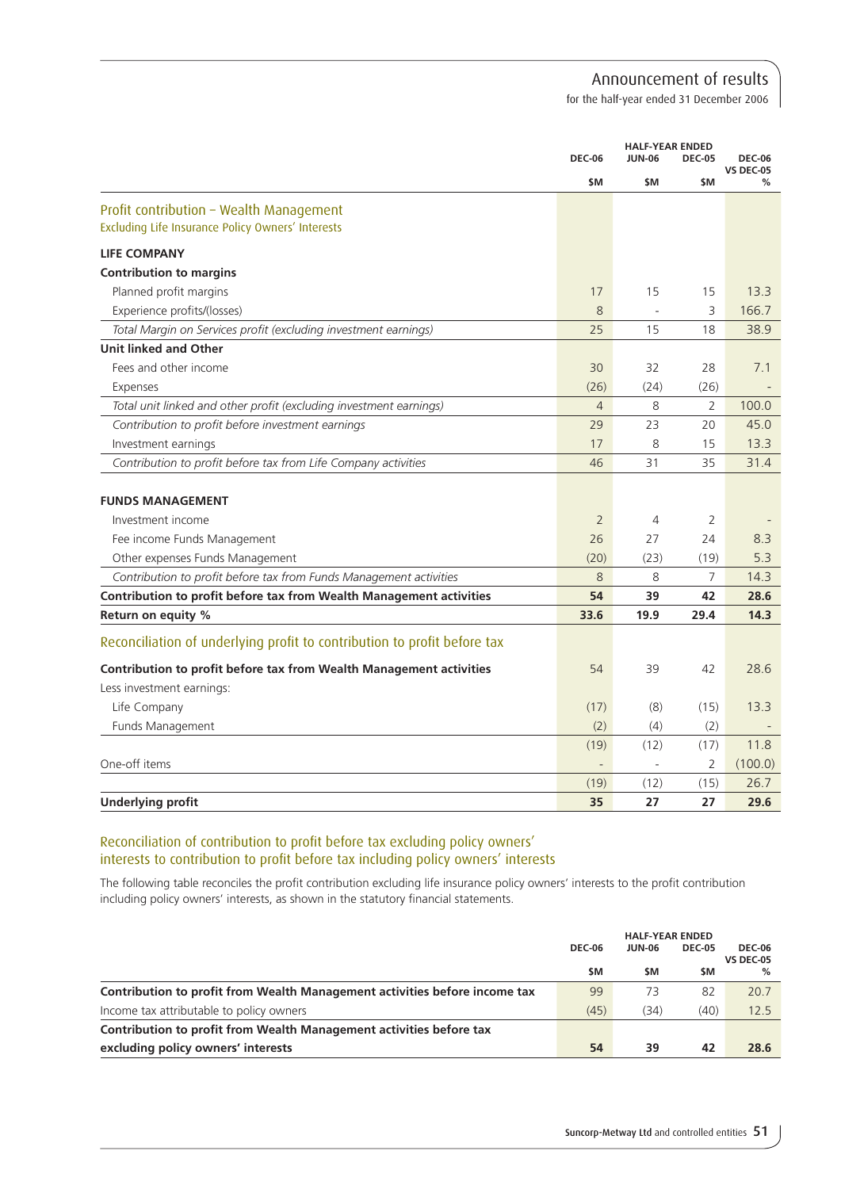| | HALF-YEAR ENDED | | | |
|---|---|---|---|---|
| | DEC-06 | JUN-06 | DEC-05 | DEC-06 VS DEC-05 |
| | $M | $M | $M | % |
| **Profit contribution – Wealth Management** | | | | |
| Excluding Life Insurance Policy Owners' Interests | | | | |
| **LIFE COMPANY** | | | | |
| **Contribution to margins** | | | | |
| Planned profit margins | 17 | 15 | 15 | 13.3 |
| Experience profits/(losses) | 8 | - | 3 | 166.7 |
| *Total Margin on Services profit (excluding investment earnings)* | 25 | 15 | 18 | 38.9 |
| **Unit linked and Other** | | | | |
| Fees and other income | 30 | 32 | 28 | 7.1 |
| Expenses | (26) | (24) | (26) | - |
| *Total unit linked and other profit (excluding investment earnings)* | 4 | 8 | 2 | 100.0 |
| *Contribution to profit before investment earnings* | 29 | 23 | 20 | 45.0 |
| Investment earnings | 17 | 8 | 15 | 13.3 |
| *Contribution to profit before tax from Life Company activities* | 46 | 31 | 35 | 31.4 |
| **FUNDS MANAGEMENT** | | | | |
| Investment income | 2 | 4 | 2 | - |
| Fee income Funds Management | 26 | 27 | 24 | 8.3 |
| Other expenses Funds Management | (20) | (23) | (19) | 5.3 |
| *Contribution to profit before tax from Funds Management activities* | 8 | 8 | 7 | 14.3 |
| **Contribution to profit before tax from Wealth Management activities** | **54** | **39** | **42** | **28.6** |
| **Return on equity %** | **33.6** | **19.9** | **29.4** | **14.3** |
| **Reconciliation of underlying profit to contribution to profit before tax** | | | | |
| **Contribution to profit before tax from Wealth Management activities** | 54 | 39 | 42 | 28.6 |
| Less investment earnings: | | | | |
| Life Company | (17) | (8) | (15) | 13.3 |
| Funds Management | (2) | (4) | (2) | - |
| | (19) | (12) | (17) | 11.8 |
| One-off items | - | - | 2 | (100.0) |
| | (19) | (12) | (15) | 26.7 |
| **Underlying profit** | **35** | **27** | **27** | **29.6** |

## Reconciliation of contribution to profit before tax excluding policy owners' interests to contribution to profit before tax including policy owners' interests

The following table reconciles the profit contribution excluding life insurance policy owners' interests to the profit contribution including policy owners' interests, as shown in the statutory financial statements.

| | HALF-YEAR ENDED | | | |
|---|---|---|---|---|
| | DEC-06 | JUN-06 | DEC-05 | DEC-06 VS DEC-05 |
| | $M | $M | $M | % |
| **Contribution to profit from Wealth Management activities before income tax** | 99 | 73 | 82 | 20.7 |
| Income tax attributable to policy owners | (45) | (34) | (40) | 12.5 |
| **Contribution to profit from Wealth Management activities before tax excluding policy owners' interests** | **54** | **39** | **42** | **28.6** |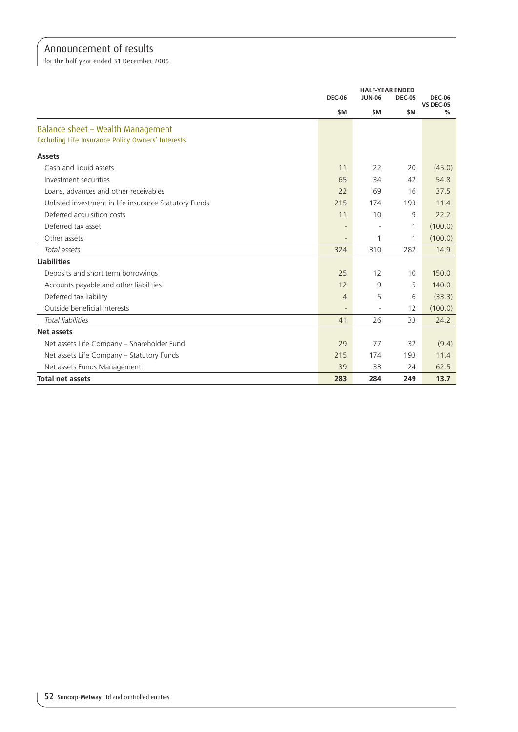# Announcement of results

for the half-year ended 31 December 2006

| | HALF-YEAR ENDED | | | |
|---|---|---|---|---|
| | DEC-06 | JUN-06 | DEC-05 | DEC-06 VS DEC-05 |
| | $M | $M | $M | % |
| **Balance sheet – Wealth Management** | | | | |
| Excluding Life Insurance Policy Owners' Interests | | | | |
| **Assets** | | | | |
| Cash and liquid assets | 11 | 22 | 20 | (45.0) |
| Investment securities | 65 | 34 | 42 | 54.8 |
| Loans, advances and other receivables | 22 | 69 | 16 | 37.5 |
| Unlisted investment in life insurance Statutory Funds | 215 | 174 | 193 | 11.4 |
| Deferred acquisition costs | 11 | 10 | 9 | 22.2 |
| Deferred tax asset | - | - | 1 | (100.0) |
| Other assets | - | 1 | 1 | (100.0) |
| *Total assets* | 324 | 310 | 282 | 14.9 |
| **Liabilities** | | | | |
| Deposits and short term borrowings | 25 | 12 | 10 | 150.0 |
| Accounts payable and other liabilities | 12 | 9 | 5 | 140.0 |
| Deferred tax liability | 4 | 5 | 6 | (33.3) |
| Outside beneficial interests | - | - | 12 | (100.0) |
| *Total liabilities* | 41 | 26 | 33 | 24.2 |
| **Net assets** | | | | |
| Net assets Life Company – Shareholder Fund | 29 | 77 | 32 | (9.4) |
| Net assets Life Company – Statutory Funds | 215 | 174 | 193 | 11.4 |
| Net assets Funds Management | 39 | 33 | 24 | 62.5 |
| **Total net assets** | **283** | **284** | **249** | **13.7** |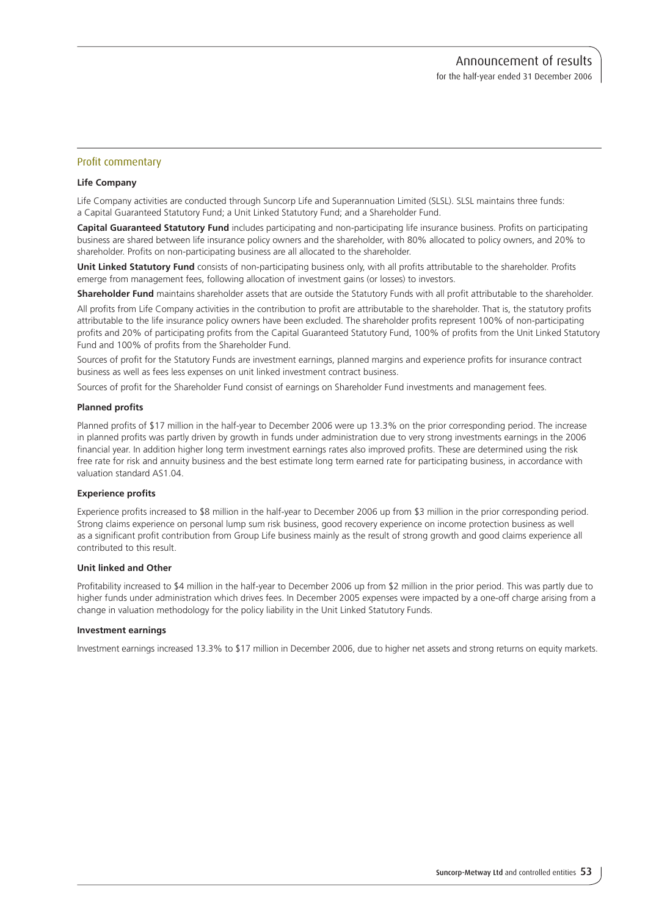## Profit commentary

### Life Company

Life Company activities are conducted through Suncorp Life and Superannuation Limited (SLSL). SLSL maintains three funds: a Capital Guaranteed Statutory Fund; a Unit Linked Statutory Fund; and a Shareholder Fund.

**Capital Guaranteed Statutory Fund** includes participating and non-participating life insurance business. Profits on participating business are shared between life insurance policy owners and the shareholder, with 80% allocated to policy owners, and 20% to shareholder. Profits on non-participating business are all allocated to the shareholder.

**Unit Linked Statutory Fund** consists of non-participating business only, with all profits attributable to the shareholder. Profits emerge from management fees, following allocation of investment gains (or losses) to investors.

**Shareholder Fund** maintains shareholder assets that are outside the Statutory Funds with all profit attributable to the shareholder.

All profits from Life Company activities in the contribution to profit are attributable to the shareholder. That is, the statutory profits attributable to the life insurance policy owners have been excluded. The shareholder profits represent 100% of non-participating profits and 20% of participating profits from the Capital Guaranteed Statutory Fund, 100% of profits from the Unit Linked Statutory Fund and 100% of profits from the Shareholder Fund.

Sources of profit for the Statutory Funds are investment earnings, planned margins and experience profits for insurance contract business as well as fees less expenses on unit linked investment contract business.

Sources of profit for the Shareholder Fund consist of earnings on Shareholder Fund investments and management fees.

### Planned profits

Planned profits of $17 million in the half-year to December 2006 were up 13.3% on the prior corresponding period. The increase in planned profits was partly driven by growth in funds under administration due to very strong investments earnings in the 2006 financial year. In addition higher long term investment earnings rates also improved profits. These are determined using the risk free rate for risk and annuity business and the best estimate long term earned rate for participating business, in accordance with valuation standard AS1.04.

### Experience profits

Experience profits increased to $8 million in the half-year to December 2006 up from $3 million in the prior corresponding period. Strong claims experience on personal lump sum risk business, good recovery experience on income protection business as well as a significant profit contribution from Group Life business mainly as the result of strong growth and good claims experience all contributed to this result.

### Unit linked and Other

Profitability increased to $4 million in the half-year to December 2006 up from $2 million in the prior period. This was partly due to higher funds under administration which drives fees. In December 2005 expenses were impacted by a one-off charge arising from a change in valuation methodology for the policy liability in the Unit Linked Statutory Funds.

### Investment earnings

Investment earnings increased 13.3% to $17 million in December 2006, due to higher net assets and strong returns on equity markets.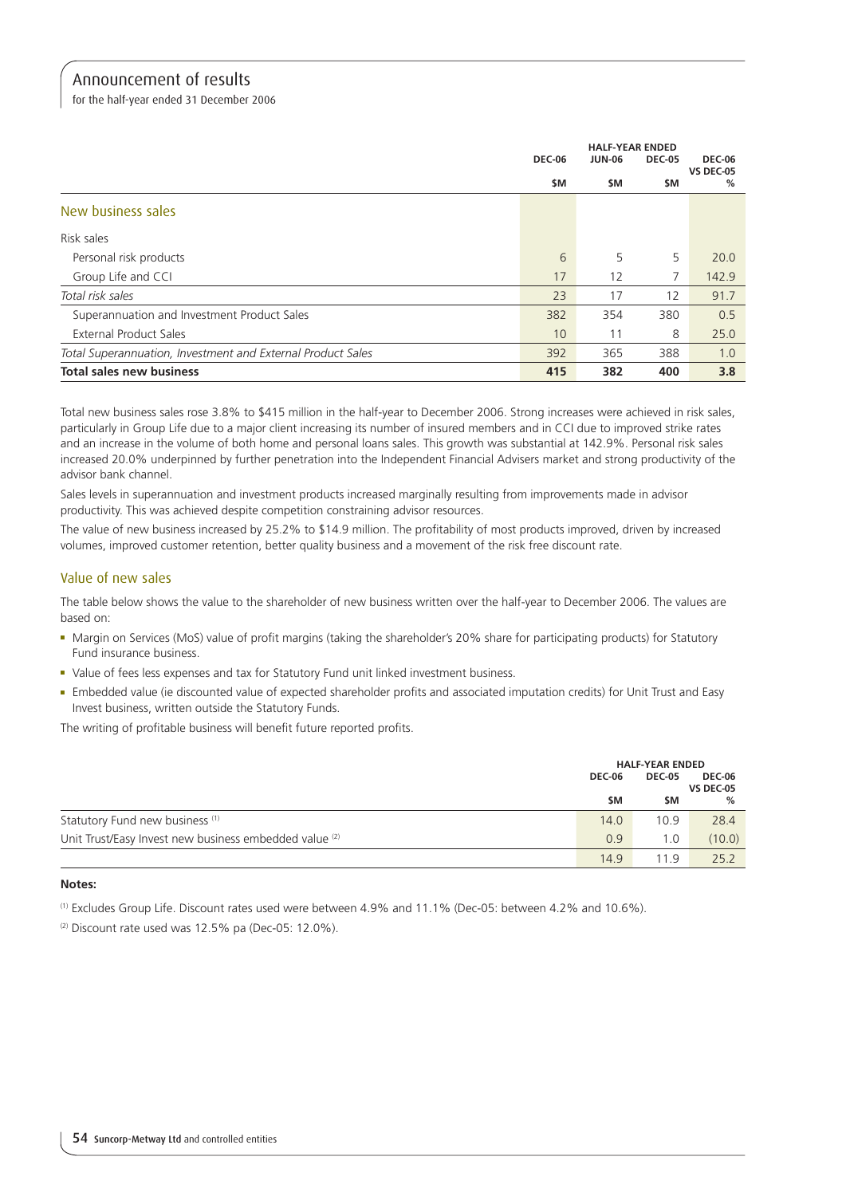# Announcement of results

for the half-year ended 31 December 2006

| | HALF-YEAR ENDED | | | |
|---|---|---|---|---|
| | DEC-06 | JUN-06 | DEC-05 | DEC-06 VS DEC-05 |
| | $M | $M | $M | % |
| **New business sales** | | | | |
| Risk sales | | | | |
| Personal risk products | 6 | 5 | 5 | 20.0 |
| Group Life and CCI | 17 | 12 | 7 | 142.9 |
| *Total risk sales* | 23 | 17 | 12 | 91.7 |
| Superannuation and Investment Product Sales | 382 | 354 | 380 | 0.5 |
| External Product Sales | 10 | 11 | 8 | 25.0 |
| *Total Superannuation, Investment and External Product Sales* | 392 | 365 | 388 | 1.0 |
| **Total sales new business** | **415** | **382** | **400** | **3.8** |

Total new business sales rose 3.8% to $415 million in the half-year to December 2006. Strong increases were achieved in risk sales, particularly in Group Life due to a major client increasing its number of insured members and in CCI due to improved strike rates and an increase in the volume of both home and personal loans sales. This growth was substantial at 142.9%. Personal risk sales increased 20.0% underpinned by further penetration into the Independent Financial Advisers market and strong productivity of the advisor bank channel.

Sales levels in superannuation and investment products increased marginally resulting from improvements made in advisor productivity. This was achieved despite competition constraining advisor resources.

The value of new business increased by 25.2% to $14.9 million. The profitability of most products improved, driven by increased volumes, improved customer retention, better quality business and a movement of the risk free discount rate.

## Value of new sales

The table below shows the value to the shareholder of new business written over the half-year to December 2006. The values are based on:

- Margin on Services (MoS) value of profit margins (taking the shareholder's 20% share for participating products) for Statutory Fund insurance business.
- Value of fees less expenses and tax for Statutory Fund unit linked investment business.
- Embedded value (ie discounted value of expected shareholder profits and associated imputation credits) for Unit Trust and Easy Invest business, written outside the Statutory Funds.

The writing of profitable business will benefit future reported profits.

| | HALF-YEAR ENDED | | |
|---|---|---|---|
| | DEC-06 | DEC-05 | DEC-06 VS DEC-05 |
| | $M | $M | % |
| Statutory Fund new business [1] | 14.0 | 10.9 | 28.4 |
| Unit Trust/Easy Invest new business embedded value [2] | 0.9 | 1.0 | (10.0) |
| | 14.9 | 11.9 | 25.2 |

**Notes:**

[1] Excludes Group Life. Discount rates used were between 4.9% and 11.1% (Dec-05: between 4.2% and 10.6%).

[2] Discount rate used was 12.5% pa (Dec-05: 12.0%).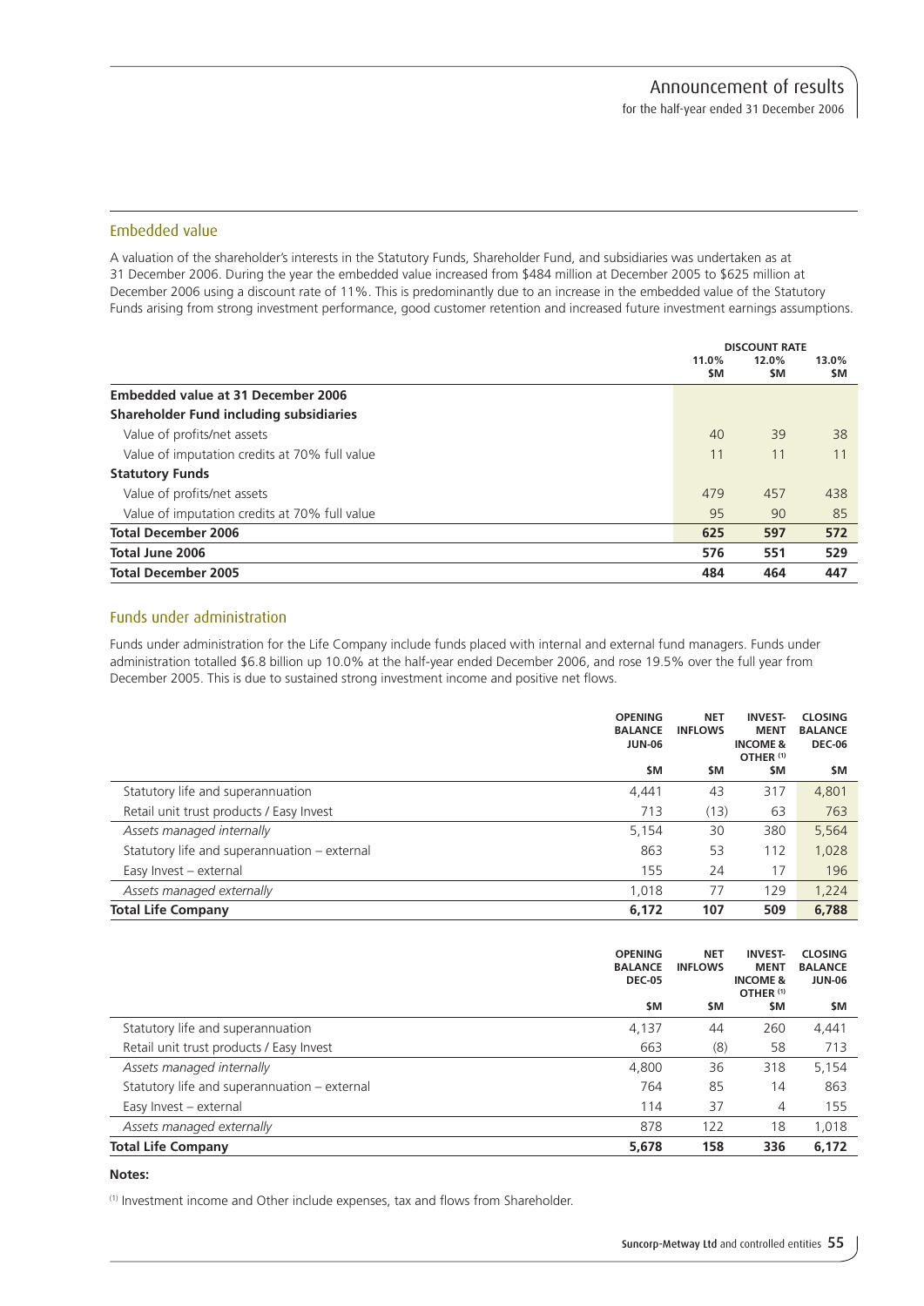## Embedded value

A valuation of the shareholder's interests in the Statutory Funds, Shareholder Fund, and subsidiaries was undertaken as at 31 December 2006. During the year the embedded value increased from $484 million at December 2005 to $625 million at December 2006 using a discount rate of 11%. This is predominantly due to an increase in the embedded value of the Statutory Funds arising from strong investment performance, good customer retention and increased future investment earnings assumptions.

| | DISCOUNT RATE | | |
|---|---|---|---|
| | 11.0% $M | 12.0% $M | 13.0% $M |
| **Embedded value at 31 December 2006** | | | |
| **Shareholder Fund including subsidiaries** | | | |
| Value of profits/net assets | 40 | 39 | 38 |
| Value of imputation credits at 70% full value | 11 | 11 | 11 |
| **Statutory Funds** | | | |
| Value of profits/net assets | 479 | 457 | 438 |
| Value of imputation credits at 70% full value | 95 | 90 | 85 |
| **Total December 2006** | **625** | **597** | **572** |
| **Total June 2006** | **576** | **551** | **529** |
| **Total December 2005** | **484** | **464** | **447** |

## Funds under administration

Funds under administration for the Life Company include funds placed with internal and external fund managers. Funds under administration totalled $6.8 billion up 10.0% at the half-year ended December 2006, and rose 19.5% over the full year from December 2005. This is due to sustained strong investment income and positive net flows.

| | OPENING BALANCE JUN-06 $M | NET INFLOWS $M | INVESTMENT INCOME & OTHER [1] $M | CLOSING BALANCE DEC-06 $M |
|---|---|---|---|---|
| Statutory life and superannuation | 4,441 | 43 | 317 | 4,801 |
| Retail unit trust products / Easy Invest | 713 | (13) | 63 | 763 |
| *Assets managed internally* | 5,154 | 30 | 380 | 5,564 |
| Statutory life and superannuation – external | 863 | 53 | 112 | 1,028 |
| Easy Invest – external | 155 | 24 | 17 | 196 |
| *Assets managed externally* | 1,018 | 77 | 129 | 1,224 |
| **Total Life Company** | **6,172** | **107** | **509** | **6,788** |

| | OPENING BALANCE DEC-05 $M | NET INFLOWS $M | INVESTMENT INCOME & OTHER [1] $M | CLOSING BALANCE JUN-06 $M |
|---|---|---|---|---|
| Statutory life and superannuation | 4,137 | 44 | 260 | 4,441 |
| Retail unit trust products / Easy Invest | 663 | (8) | 58 | 713 |
| *Assets managed internally* | 4,800 | 36 | 318 | 5,154 |
| Statutory life and superannuation – external | 764 | 85 | 14 | 863 |
| Easy Invest – external | 114 | 37 | 4 | 155 |
| *Assets managed externally* | 878 | 122 | 18 | 1,018 |
| **Total Life Company** | **5,678** | **158** | **336** | **6,172** |

**Notes:**

[1] Investment income and Other include expenses, tax and flows from Shareholder.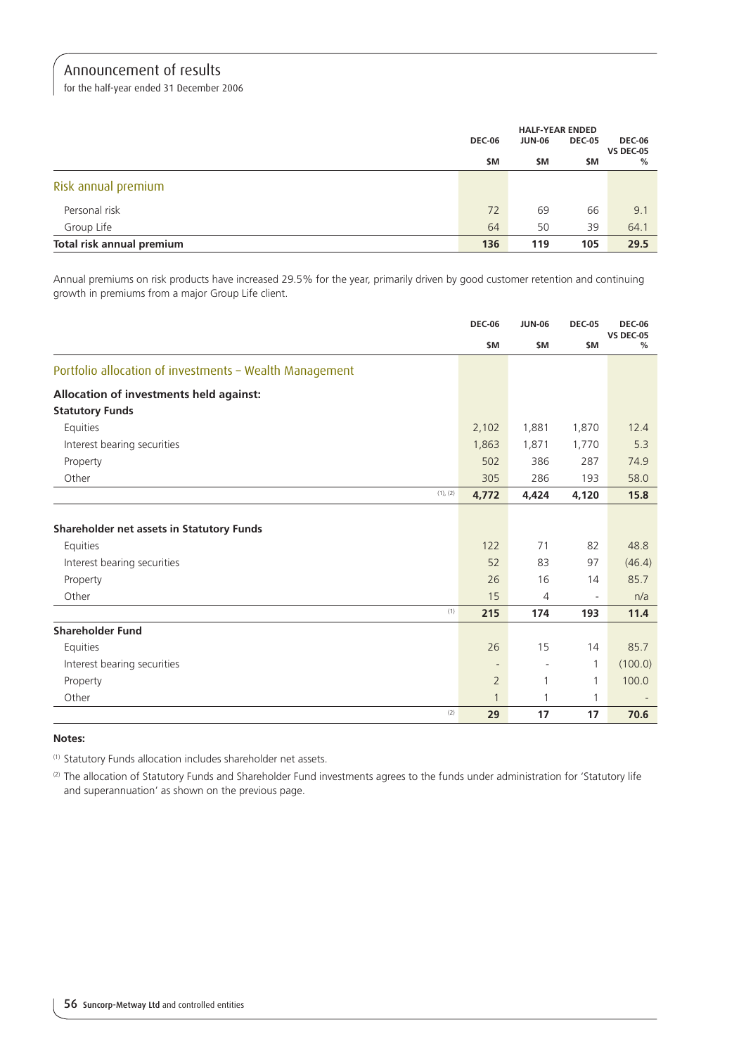# Announcement of results

for the half-year ended 31 December 2006

| | HALF-YEAR ENDED | | | |
|---|---|---|---|---|
| | DEC-06 | JUN-06 | DEC-05 | DEC-06 VS DEC-05 |
| | $M | $M | $M | % |
| **Risk annual premium** | | | | |
| Personal risk | 72 | 69 | 66 | 9.1 |
| Group Life | 64 | 50 | 39 | 64.1 |
| **Total risk annual premium** | **136** | **119** | **105** | **29.5** |

Annual premiums on risk products have increased 29.5% for the year, primarily driven by good customer retention and continuing growth in premiums from a major Group Life client.

| | DEC-06 | JUN-06 | DEC-05 | DEC-06 VS DEC-05 |
|---|---|---|---|---|
| | $M | $M | $M | % |
| **Portfolio allocation of investments – Wealth Management** | | | | |
| **Allocation of investments held against:** | | | | |
| **Statutory Funds** | | | | |
| Equities | 2,102 | 1,881 | 1,870 | 12.4 |
| Interest bearing securities | 1,863 | 1,871 | 1,770 | 5.3 |
| Property | 502 | 386 | 287 | 74.9 |
| Other | 305 | 286 | 193 | 58.0 |
| (1), (2) | **4,772** | **4,424** | **4,120** | **15.8** |
| **Shareholder net assets in Statutory Funds** | | | | |
| Equities | 122 | 71 | 82 | 48.8 |
| Interest bearing securities | 52 | 83 | 97 | (46.4) |
| Property | 26 | 16 | 14 | 85.7 |
| Other | 15 | 4 | - | n/a |
| (1) | **215** | **174** | **193** | **11.4** |
| **Shareholder Fund** | | | | |
| Equities | 26 | 15 | 14 | 85.7 |
| Interest bearing securities | - | - | 1 | (100.0) |
| Property | 2 | 1 | 1 | 100.0 |
| Other | 1 | 1 | 1 | - |
| (2) | **29** | **17** | **17** | **70.6** |

**Notes:**

(1) Statutory Funds allocation includes shareholder net assets.

(2) The allocation of Statutory Funds and Shareholder Fund investments agrees to the funds under administration for 'Statutory life and superannuation' as shown on the previous page.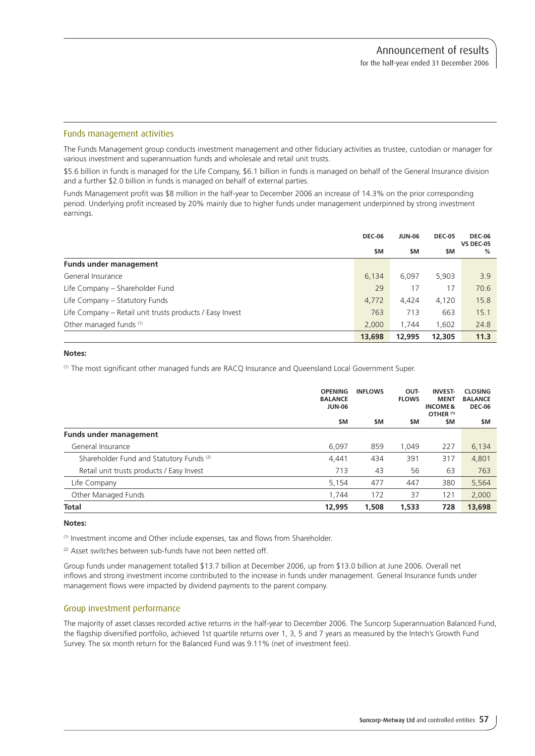## Funds management activities

The Funds Management group conducts investment management and other fiduciary activities as trustee, custodian or manager for various investment and superannuation funds and wholesale and retail unit trusts.

$5.6 billion in funds is managed for the Life Company, $6.1 billion in funds is managed on behalf of the General Insurance division and a further $2.0 billion in funds is managed on behalf of external parties.

Funds Management profit was $8 million in the half-year to December 2006 an increase of 14.3% on the prior corresponding period. Underlying profit increased by 20% mainly due to higher funds under management underpinned by strong investment earnings.

| | DEC-06 | JUN-06 | DEC-05 | DEC-06 VS DEC-05 |
|---|---|---|---|---|
| | $M | $M | $M | % |
| **Funds under management** | | | | |
| General Insurance | 6,134 | 6,097 | 5,903 | 3.9 |
| Life Company – Shareholder Fund | 29 | 17 | 17 | 70.6 |
| Life Company – Statutory Funds | 4,772 | 4,424 | 4,120 | 15.8 |
| Life Company – Retail unit trusts products / Easy Invest | 763 | 713 | 663 | 15.1 |
| Other managed funds [1] | 2,000 | 1,744 | 1,602 | 24.8 |
| | **13,698** | **12,995** | **12,305** | **11.3** |

**Notes:**

[1] The most significant other managed funds are RACQ Insurance and Queensland Local Government Super.

| | OPENING BALANCE JUN-06 | INFLOWS | OUT-FLOWS | INVEST-MENT INCOME & OTHER [1] | CLOSING BALANCE DEC-06 |
|---|---|---|---|---|---|
| | $M | $M | $M | $M | $M |
| **Funds under management** | | | | | |
| General Insurance | 6,097 | 859 | 1,049 | 227 | 6,134 |
| Shareholder Fund and Statutory Funds [2] | 4,441 | 434 | 391 | 317 | 4,801 |
| Retail unit trusts products / Easy Invest | 713 | 43 | 56 | 63 | 763 |
| Life Company | 5,154 | 477 | 447 | 380 | 5,564 |
| Other Managed Funds | 1,744 | 172 | 37 | 121 | 2,000 |
| **Total** | **12,995** | **1,508** | **1,533** | **728** | **13,698** |

**Notes:**

[1] Investment income and Other include expenses, tax and flows from Shareholder.

[2] Asset switches between sub-funds have not been netted off.

Group funds under management totalled $13.7 billion at December 2006, up from $13.0 billion at June 2006. Overall net inflows and strong investment income contributed to the increase in funds under management. General Insurance funds under management flows were impacted by dividend payments to the parent company.

## Group investment performance

The majority of asset classes recorded active returns in the half-year to December 2006. The Suncorp Superannuation Balanced Fund, the flagship diversified portfolio, achieved 1st quartile returns over 1, 3, 5 and 7 years as measured by the Intech's Growth Fund Survey. The six month return for the Balanced Fund was 9.11% (net of investment fees).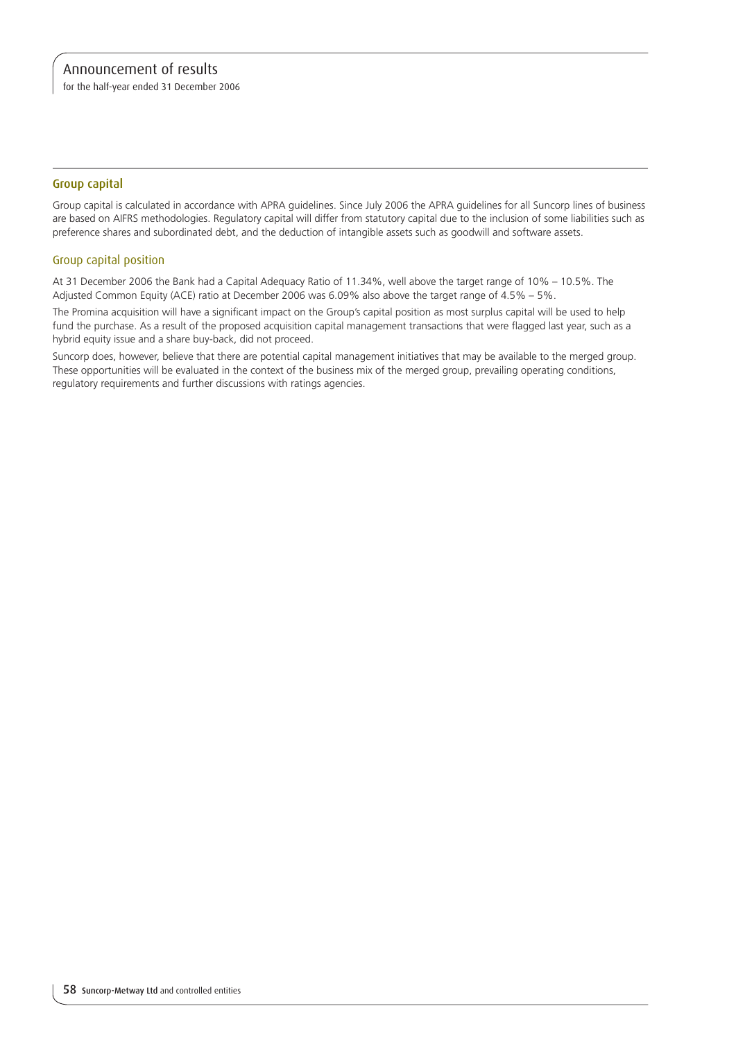## Group capital

Group capital is calculated in accordance with APRA guidelines. Since July 2006 the APRA guidelines for all Suncorp lines of business are based on AIFRS methodologies. Regulatory capital will differ from statutory capital due to the inclusion of some liabilities such as preference shares and subordinated debt, and the deduction of intangible assets such as goodwill and software assets.

### Group capital position

At 31 December 2006 the Bank had a Capital Adequacy Ratio of 11.34%, well above the target range of 10% – 10.5%. The Adjusted Common Equity (ACE) ratio at December 2006 was 6.09% also above the target range of 4.5% – 5%.

The Promina acquisition will have a significant impact on the Group's capital position as most surplus capital will be used to help fund the purchase. As a result of the proposed acquisition capital management transactions that were flagged last year, such as a hybrid equity issue and a share buy-back, did not proceed.

Suncorp does, however, believe that there are potential capital management initiatives that may be available to the merged group. These opportunities will be evaluated in the context of the business mix of the merged group, prevailing operating conditions, regulatory requirements and further discussions with ratings agencies.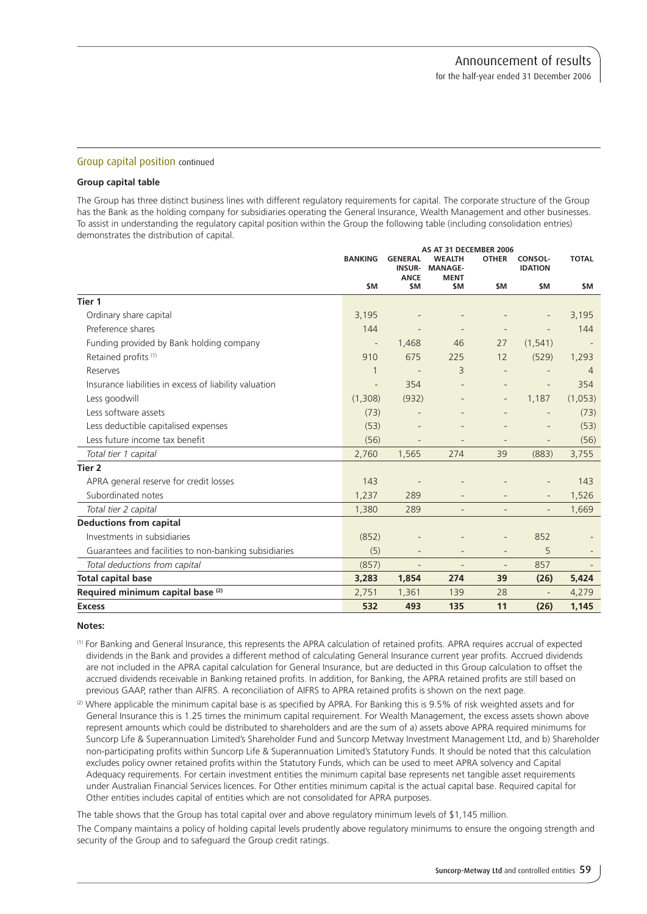## Group capital position continued

### Group capital table

The Group has three distinct business lines with different regulatory requirements for capital. The corporate structure of the Group has the Bank as the holding company for subsidiaries operating the General Insurance, Wealth Management and other businesses. To assist in understanding the regulatory capital position within the Group the following table (including consolidation entries) demonstrates the distribution of capital.

| | AS AT 31 DECEMBER 2006 | | | | | |
|---|---|---|---|---|---|---|
| | BANKING $M | GENERAL INSURANCE $M | WEALTH MANAGEMENT $M | OTHER $M | CONSOLIDATION $M | TOTAL $M |
| **Tier 1** | | | | | | |
| Ordinary share capital | 3,195 | - | - | - | - | 3,195 |
| Preference shares | 144 | - | - | - | - | 144 |
| Funding provided by Bank holding company | - | 1,468 | 46 | 27 | (1,541) | - |
| Retained profits [1] | 910 | 675 | 225 | 12 | (529) | 1,293 |
| Reserves | 1 | - | 3 | - | - | 4 |
| Insurance liabilities in excess of liability valuation | - | 354 | - | - | - | 354 |
| Less goodwill | (1,308) | (932) | - | - | 1,187 | (1,053) |
| Less software assets | (73) | - | - | - | - | (73) |
| Less deductible capitalised expenses | (53) | - | - | - | - | (53) |
| Less future income tax benefit | (56) | - | - | - | - | (56) |
| *Total tier 1 capital* | 2,760 | 1,565 | 274 | 39 | (883) | 3,755 |
| **Tier 2** | | | | | | |
| APRA general reserve for credit losses | 143 | - | - | - | - | 143 |
| Subordinated notes | 1,237 | 289 | - | - | - | 1,526 |
| *Total tier 2 capital* | 1,380 | 289 | - | - | - | 1,669 |
| **Deductions from capital** | | | | | | |
| Investments in subsidiaries | (852) | - | - | - | 852 | - |
| Guarantees and facilities to non-banking subsidiaries | (5) | - | - | - | 5 | - |
| *Total deductions from capital* | (857) | - | - | - | 857 | - |
| **Total capital base** | **3,283** | **1,854** | **274** | **39** | **(26)** | **5,424** |
| **Required minimum capital base [2]** | 2,751 | 1,361 | 139 | 28 | - | 4,279 |
| **Excess** | **532** | **493** | **135** | **11** | **(26)** | **1,145** |

**Notes:**

[1] For Banking and General Insurance, this represents the APRA calculation of retained profits. APRA requires accrual of expected dividends in the Bank and provides a different method of calculating General Insurance current year profits. Accrued dividends are not included in the APRA capital calculation for General Insurance, but are deducted in this Group calculation to offset the accrued dividends receivable in Banking retained profits. In addition, for Banking, the APRA retained profits are still based on previous GAAP, rather than AIFRS. A reconciliation of AIFRS to APRA retained profits is shown on the next page.

[2] Where applicable the minimum capital base is as specified by APRA. For Banking this is 9.5% of risk weighted assets and for General Insurance this is 1.25 times the minimum capital requirement. For Wealth Management, the excess assets shown above represent amounts which could be distributed to shareholders and are the sum of a) assets above APRA required minimums for Suncorp Life & Superannuation Limited's Shareholder Fund and Suncorp Metway Investment Management Ltd, and b) Shareholder non-participating profits within Suncorp Life & Superannuation Limited's Statutory Funds. It should be noted that this calculation excludes policy owner retained profits within the Statutory Funds, which can be used to meet APRA solvency and Capital Adequacy requirements. For certain investment entities the minimum capital base represents net tangible asset requirements under Australian Financial Services licences. For Other entities minimum capital is the actual capital base. Required capital for Other entities includes capital of entities which are not consolidated for APRA purposes.

The table shows that the Group has total capital over and above regulatory minimum levels of $1,145 million.

The Company maintains a policy of holding capital levels prudently above regulatory minimums to ensure the ongoing strength and security of the Group and to safeguard the Group credit ratings.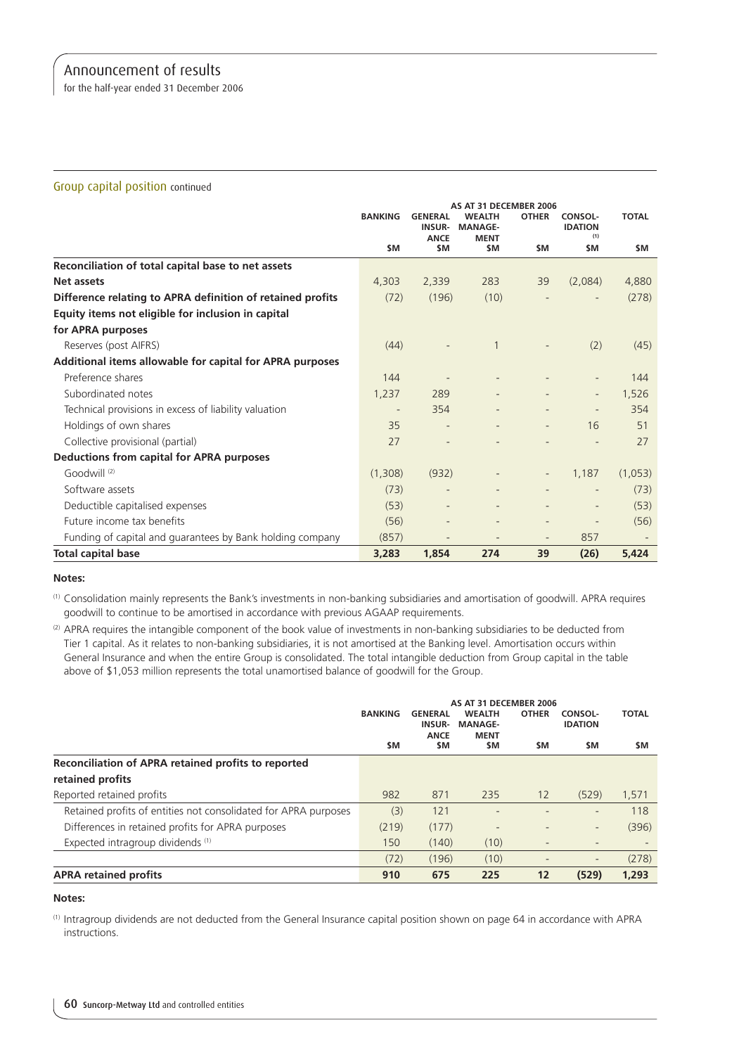## Group capital position continued

| | AS AT 31 DECEMBER 2006 | | | | | |
|---|---|---|---|---|---|---|
| | BANKING | GENERAL INSURANCE | WEALTH MANAGEMENT | OTHER | CONSOLIDATION (1) | TOTAL |
| | $M | $M | $M | $M | $M | $M |
| **Reconciliation of total capital base to net assets** | | | | | | |
| **Net assets** | 4,303 | 2,339 | 283 | 39 | (2,084) | 4,880 |
| **Difference relating to APRA definition of retained profits** | (72) | (196) | (10) | - | - | (278) |
| **Equity items not eligible for inclusion in capital for APRA purposes** | | | | | | |
| Reserves (post AIFRS) | (44) | - | 1 | - | (2) | (45) |
| **Additional items allowable for capital for APRA purposes** | | | | | | |
| Preference shares | 144 | - | - | - | - | 144 |
| Subordinated notes | 1,237 | 289 | - | - | - | 1,526 |
| Technical provisions in excess of liability valuation | - | 354 | - | - | - | 354 |
| Holdings of own shares | 35 | - | - | - | 16 | 51 |
| Collective provisional (partial) | 27 | - | - | - | - | 27 |
| **Deductions from capital for APRA purposes** | | | | | | |
| Goodwill (2) | (1,308) | (932) | - | - | 1,187 | (1,053) |
| Software assets | (73) | - | - | - | - | (73) |
| Deductible capitalised expenses | (53) | - | - | - | - | (53) |
| Future income tax benefits | (56) | - | - | - | - | (56) |
| Funding of capital and guarantees by Bank holding company | (857) | - | - | - | 857 | - |
| **Total capital base** | **3,283** | **1,854** | **274** | **39** | **(26)** | **5,424** |

**Notes:**

(1) Consolidation mainly represents the Bank's investments in non-banking subsidiaries and amortisation of goodwill. APRA requires goodwill to continue to be amortised in accordance with previous AGAAP requirements.

(2) APRA requires the intangible component of the book value of investments in non-banking subsidiaries to be deducted from Tier 1 capital. As it relates to non-banking subsidiaries, it is not amortised at the Banking level. Amortisation occurs within General Insurance and when the entire Group is consolidated. The total intangible deduction from Group capital in the table above of $1,053 million represents the total unamortised balance of goodwill for the Group.

| | AS AT 31 DECEMBER 2006 | | | | | |
|---|---|---|---|---|---|---|
| | BANKING | GENERAL INSURANCE | WEALTH MANAGEMENT | OTHER | CONSOLIDATION | TOTAL |
| | $M | $M | $M | $M | $M | $M |
| **Reconciliation of APRA retained profits to reported retained profits** | | | | | | |
| Reported retained profits | 982 | 871 | 235 | 12 | (529) | 1,571 |
| Retained profits of entities not consolidated for APRA purposes | (3) | 121 | - | - | - | 118 |
| Differences in retained profits for APRA purposes | (219) | (177) | - | - | - | (396) |
| Expected intragroup dividends (1) | 150 | (140) | (10) | - | - | - |
| | (72) | (196) | (10) | - | - | (278) |
| **APRA retained profits** | **910** | **675** | **225** | **12** | **(529)** | **1,293** |

**Notes:**

(1) Intragroup dividends are not deducted from the General Insurance capital position shown on page 64 in accordance with APRA instructions.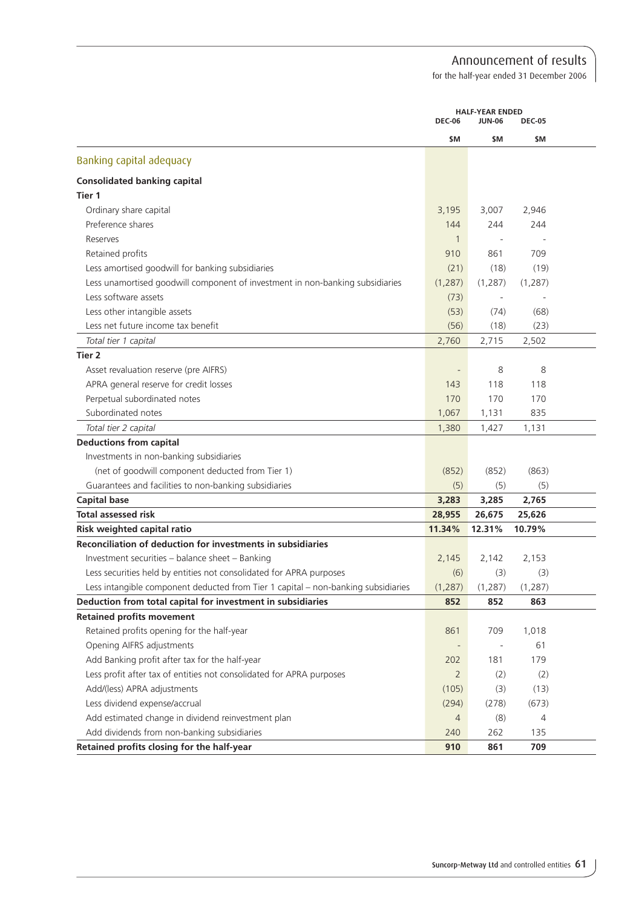## Banking capital adequacy

| | HALF-YEAR ENDED DEC-06 $M | JUN-06 $M | DEC-05 $M |
|---|---|---|---|
| **Consolidated banking capital** | | | |
| **Tier 1** | | | |
| Ordinary share capital | 3,195 | 3,007 | 2,946 |
| Preference shares | 144 | 244 | 244 |
| Reserves | 1 | - | - |
| Retained profits | 910 | 861 | 709 |
| Less amortised goodwill for banking subsidiaries | (21) | (18) | (19) |
| Less unamortised goodwill component of investment in non-banking subsidiaries | (1,287) | (1,287) | (1,287) |
| Less software assets | (73) | - | - |
| Less other intangible assets | (53) | (74) | (68) |
| Less net future income tax benefit | (56) | (18) | (23) |
| *Total tier 1 capital* | 2,760 | 2,715 | 2,502 |
| **Tier 2** | | | |
| Asset revaluation reserve (pre AIFRS) | - | 8 | 8 |
| APRA general reserve for credit losses | 143 | 118 | 118 |
| Perpetual subordinated notes | 170 | 170 | 170 |
| Subordinated notes | 1,067 | 1,131 | 835 |
| *Total tier 2 capital* | 1,380 | 1,427 | 1,131 |
| **Deductions from capital** | | | |
| Investments in non-banking subsidiaries (net of goodwill component deducted from Tier 1) | (852) | (852) | (863) |
| Guarantees and facilities to non-banking subsidiaries | (5) | (5) | (5) |
| **Capital base** | **3,283** | **3,285** | **2,765** |
| **Total assessed risk** | **28,955** | **26,675** | **25,626** |
| **Risk weighted capital ratio** | **11.34%** | **12.31%** | **10.79%** |
| **Reconciliation of deduction for investments in subsidiaries** | | | |
| Investment securities – balance sheet – Banking | 2,145 | 2,142 | 2,153 |
| Less securities held by entities not consolidated for APRA purposes | (6) | (3) | (3) |
| Less intangible component deducted from Tier 1 capital – non-banking subsidiaries | (1,287) | (1,287) | (1,287) |
| **Deduction from total capital for investment in subsidiaries** | **852** | **852** | **863** |
| **Retained profits movement** | | | |
| Retained profits opening for the half-year | 861 | 709 | 1,018 |
| Opening AIFRS adjustments | - | - | 61 |
| Add Banking profit after tax for the half-year | 202 | 181 | 179 |
| Less profit after tax of entities not consolidated for APRA purposes | 2 | (2) | (2) |
| Add/(less) APRA adjustments | (105) | (3) | (13) |
| Less dividend expense/accrual | (294) | (278) | (673) |
| Add estimated change in dividend reinvestment plan | 4 | (8) | 4 |
| Add dividends from non-banking subsidiaries | 240 | 262 | 135 |
| **Retained profits closing for the half-year** | **910** | **861** | **709** |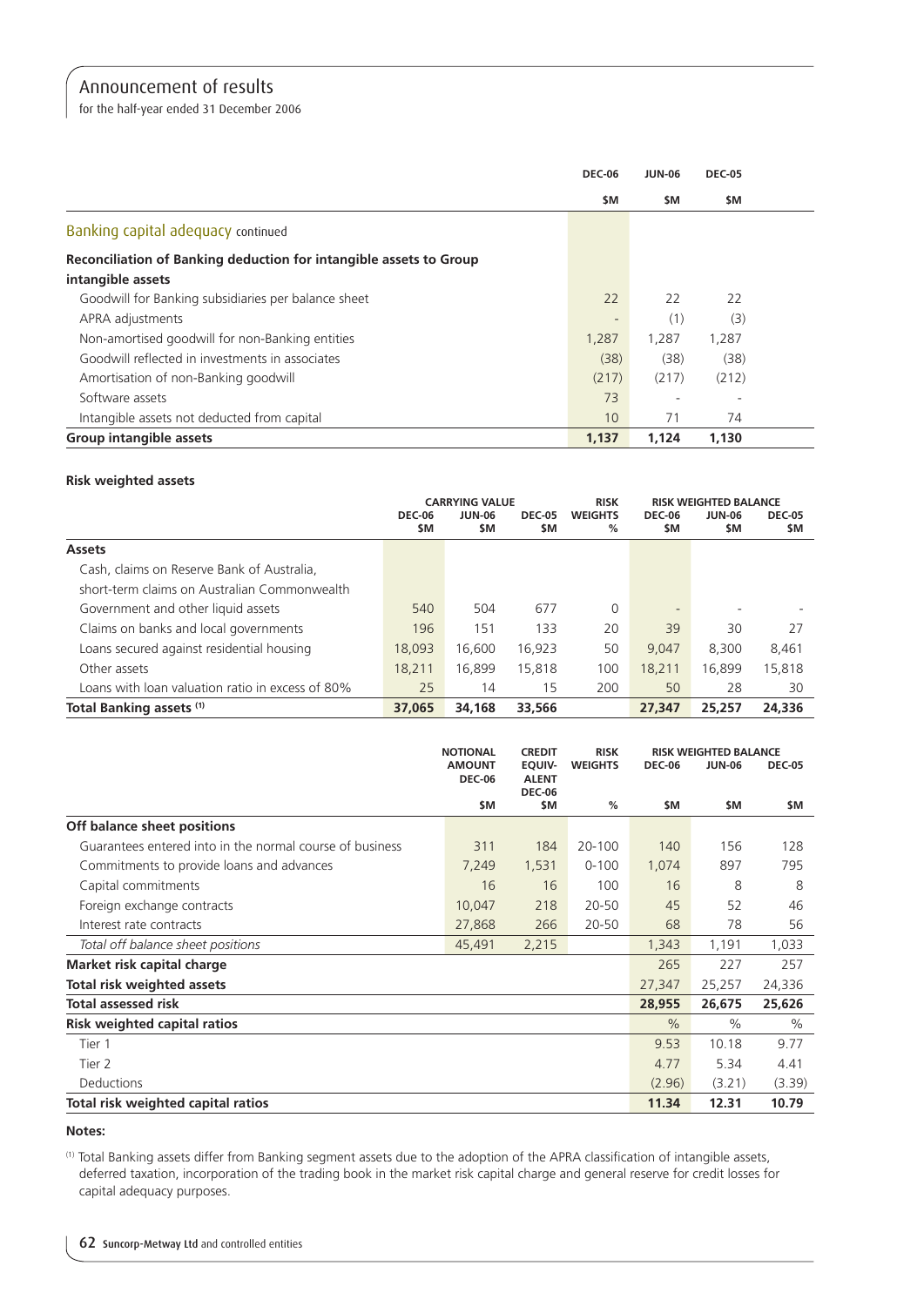# Announcement of results

for the half-year ended 31 December 2006

| | DEC-06 | JUN-06 | DEC-05 |
|---|---|---|---|
| | $M | $M | $M |
| **Banking capital adequacy** continued | | | |
| **Reconciliation of Banking deduction for intangible assets to Group intangible assets** | | | |
| Goodwill for Banking subsidiaries per balance sheet | 22 | 22 | 22 |
| APRA adjustments | - | (1) | (3) |
| Non-amortised goodwill for non-Banking entities | 1,287 | 1,287 | 1,287 |
| Goodwill reflected in investments in associates | (38) | (38) | (38) |
| Amortisation of non-Banking goodwill | (217) | (217) | (212) |
| Software assets | 73 | - | - |
| Intangible assets not deducted from capital | 10 | 71 | 74 |
| **Group intangible assets** | **1,137** | **1,124** | **1,130** |

**Risk weighted assets**

| | CARRYING VALUE | | | RISK WEIGHTS | RISK WEIGHTED BALANCE | | |
|---|---|---|---|---|---|---|---|
| | DEC-06 $M | JUN-06 $M | DEC-05 $M | % | DEC-06 $M | JUN-06 $M | DEC-05 $M |
| **Assets** | | | | | | | |
| Cash, claims on Reserve Bank of Australia, short-term claims on Australian Commonwealth Government and other liquid assets | 540 | 504 | 677 | 0 | - | - | - |
| Claims on banks and local governments | 196 | 151 | 133 | 20 | 39 | 30 | 27 |
| Loans secured against residential housing | 18,093 | 16,600 | 16,923 | 50 | 9,047 | 8,300 | 8,461 |
| Other assets | 18,211 | 16,899 | 15,818 | 100 | 18,211 | 16,899 | 15,818 |
| Loans with loan valuation ratio in excess of 80% | 25 | 14 | 15 | 200 | 50 | 28 | 30 |
| **Total Banking assets** [(1)] | **37,065** | **34,168** | **33,566** | | **27,347** | **25,257** | **24,336** |

| | NOTIONAL AMOUNT DEC-06 | CREDIT EQUIVALENT DEC-06 | RISK WEIGHTS | RISK WEIGHTED BALANCE | | |
|---|---|---|---|---|---|---|
| | $M | $M | % | DEC-06 $M | JUN-06 $M | DEC-05 $M |
| **Off balance sheet positions** | | | | | | |
| Guarantees entered into in the normal course of business | 311 | 184 | 20-100 | 140 | 156 | 128 |
| Commitments to provide loans and advances | 7,249 | 1,531 | 0-100 | 1,074 | 897 | 795 |
| Capital commitments | 16 | 16 | 100 | 16 | 8 | 8 |
| Foreign exchange contracts | 10,047 | 218 | 20-50 | 45 | 52 | 46 |
| Interest rate contracts | 27,868 | 266 | 20-50 | 68 | 78 | 56 |
| *Total off balance sheet positions* | 45,491 | 2,215 | | 1,343 | 1,191 | 1,033 |
| **Market risk capital charge** | | | | 265 | 227 | 257 |
| **Total risk weighted assets** | | | | 27,347 | 25,257 | 24,336 |
| **Total assessed risk** | | | | **28,955** | **26,675** | **25,626** |
| **Risk weighted capital ratios** | | | | % | % | % |
| Tier 1 | | | | 9.53 | 10.18 | 9.77 |
| Tier 2 | | | | 4.77 | 5.34 | 4.41 |
| Deductions | | | | (2.96) | (3.21) | (3.39) |
| **Total risk weighted capital ratios** | | | | **11.34** | **12.31** | **10.79** |

**Notes:**

(1) Total Banking assets differ from Banking segment assets due to the adoption of the APRA classification of intangible assets, deferred taxation, incorporation of the trading book in the market risk capital charge and general reserve for credit losses for capital adequacy purposes.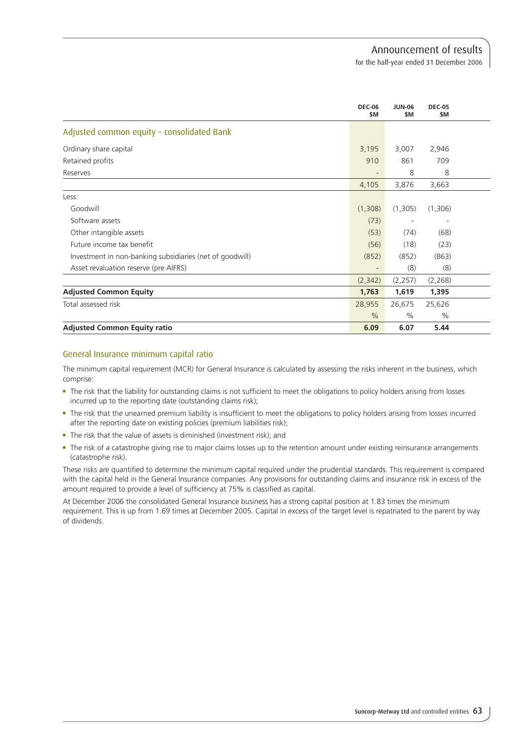| | DEC-06 $M | JUN-06 $M | DEC-05 $M |
|---|---|---|---|
| **Adjusted common equity – consolidated Bank** | | | |
| Ordinary share capital | 3,195 | 3,007 | 2,946 |
| Retained profits | 910 | 861 | 709 |
| Reserves | - | 8 | 8 |
| | 4,105 | 3,876 | 3,663 |
| Less: | | | |
| Goodwill | (1,308) | (1,305) | (1,306) |
| Software assets | (73) | - | - |
| Other intangible assets | (53) | (74) | (68) |
| Future income tax benefit | (56) | (18) | (23) |
| Investment in non-banking subsidiaries (net of goodwill) | (852) | (852) | (863) |
| Asset revaluation reserve (pre AIFRS) | - | (8) | (8) |
| | (2,342) | (2,257) | (2,268) |
| **Adjusted Common Equity** | **1,763** | **1,619** | **1,395** |
| Total assessed risk | 28,955 | 26,675 | 25,626 |
| | % | % | % |
| **Adjusted Common Equity ratio** | **6.09** | **6.07** | **5.44** |

## General Insurance minimum capital ratio

The minimum capital requirement (MCR) for General Insurance is calculated by assessing the risks inherent in the business, which comprise:

- The risk that the liability for outstanding claims is not sufficient to meet the obligations to policy holders arising from losses incurred up to the reporting date (outstanding claims risk);
- The risk that the unearned premium liability is insufficient to meet the obligations to policy holders arising from losses incurred after the reporting date on existing policies (premium liabilities risk);
- The risk that the value of assets is diminished (investment risk); and
- The risk of a catastrophe giving rise to major claims losses up to the retention amount under existing reinsurance arrangements (catastrophe risk).

These risks are quantified to determine the minimum capital required under the prudential standards. This requirement is compared with the capital held in the General Insurance companies. Any provisions for outstanding claims and insurance risk in excess of the amount required to provide a level of sufficiency at 75% is classified as capital.

At December 2006 the consolidated General Insurance business has a strong capital position at 1.83 times the minimum requirement. This is up from 1.69 times at December 2005. Capital in excess of the target level is repatriated to the parent by way of dividends.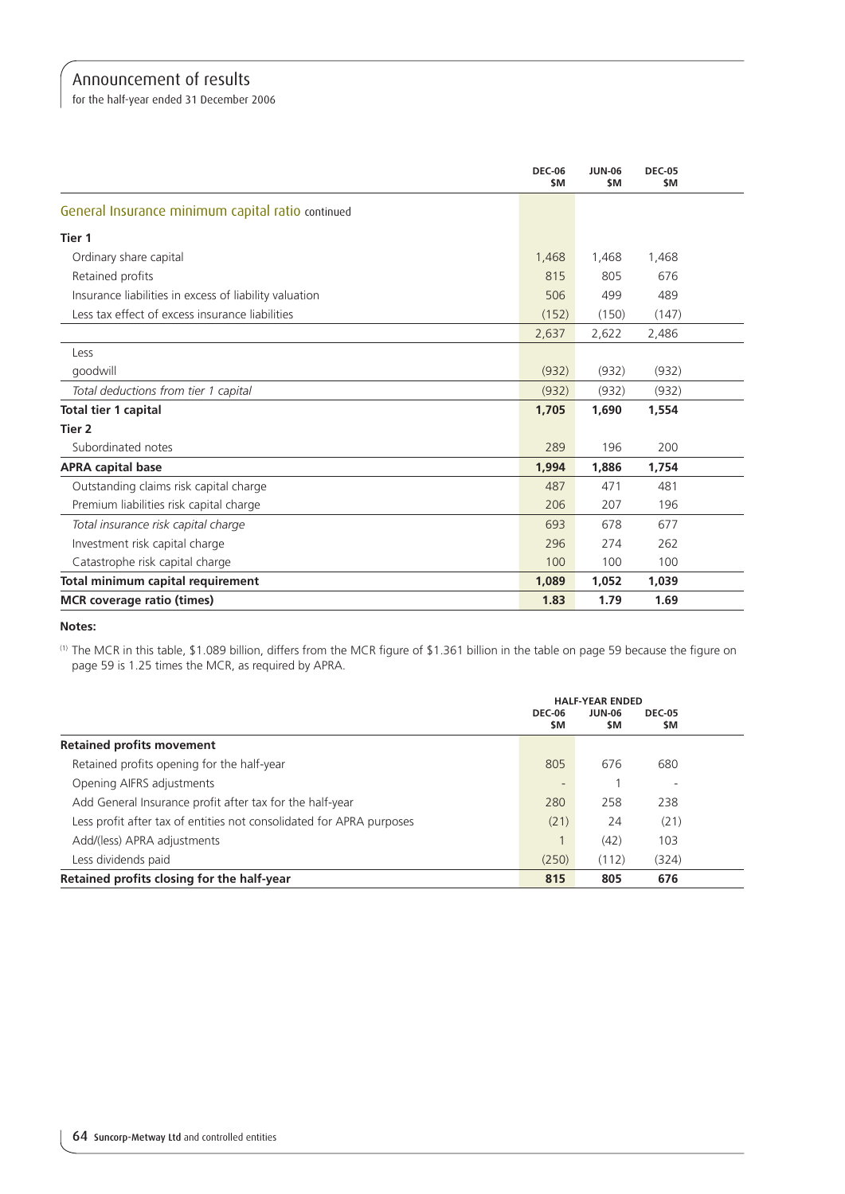| | DEC-06 $M | JUN-06 $M | DEC-05 $M |
|---|---|---|---|
| **General Insurance minimum capital ratio** continued | | | |
| **Tier 1** | | | |
| Ordinary share capital | 1,468 | 1,468 | 1,468 |
| Retained profits | 815 | 805 | 676 |
| Insurance liabilities in excess of liability valuation | 506 | 499 | 489 |
| Less tax effect of excess insurance liabilities | (152) | (150) | (147) |
| | 2,637 | 2,622 | 2,486 |
| Less | | | |
| goodwill | (932) | (932) | (932) |
| *Total deductions from tier 1 capital* | (932) | (932) | (932) |
| **Total tier 1 capital** | **1,705** | **1,690** | **1,554** |
| **Tier 2** | | | |
| Subordinated notes | 289 | 196 | 200 |
| **APRA capital base** | **1,994** | **1,886** | **1,754** |
| Outstanding claims risk capital charge | 487 | 471 | 481 |
| Premium liabilities risk capital charge | 206 | 207 | 196 |
| *Total insurance risk capital charge* | 693 | 678 | 677 |
| Investment risk capital charge | 296 | 274 | 262 |
| Catastrophe risk capital charge | 100 | 100 | 100 |
| **Total minimum capital requirement** | **1,089** | **1,052** | **1,039** |
| **MCR coverage ratio (times)** | **1.83** | **1.79** | **1.69** |

**Notes:**

[1] The MCR in this table, $1.089 billion, differs from the MCR figure of $1.361 billion in the table on page 59 because the figure on page 59 is 1.25 times the MCR, as required by APRA.

| | HALF-YEAR ENDED | | |
|---|---|---|---|
| | DEC-06 $M | JUN-06 $M | DEC-05 $M |
| **Retained profits movement** | | | |
| Retained profits opening for the half-year | 805 | 676 | 680 |
| Opening AIFRS adjustments | - | 1 | - |
| Add General Insurance profit after tax for the half-year | 280 | 258 | 238 |
| Less profit after tax of entities not consolidated for APRA purposes | (21) | 24 | (21) |
| Add/(less) APRA adjustments | 1 | (42) | 103 |
| Less dividends paid | (250) | (112) | (324) |
| **Retained profits closing for the half-year** | **815** | **805** | **676** |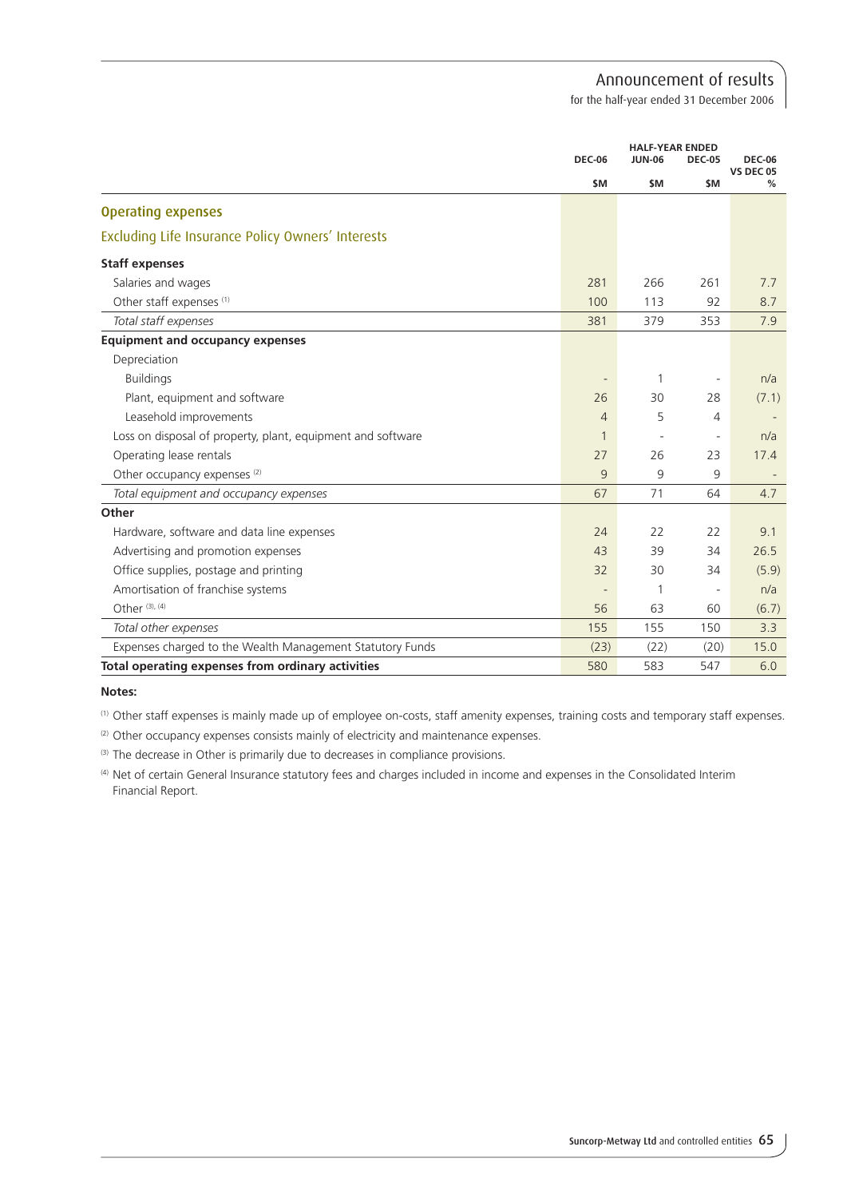## Operating expenses

### Excluding Life Insurance Policy Owners' Interests

| | HALF-YEAR ENDED | | | |
|---|---|---|---|---|
| | DEC-06 | JUN-06 | DEC-05 | DEC-06 VS DEC 05 |
| | $M | $M | $M | % |
| **Staff expenses** | | | | |
| Salaries and wages | 281 | 266 | 261 | 7.7 |
| Other staff expenses [1] | 100 | 113 | 92 | 8.7 |
| *Total staff expenses* | 381 | 379 | 353 | 7.9 |
| **Equipment and occupancy expenses** | | | | |
| Depreciation | | | | |
| Buildings | - | 1 | - | n/a |
| Plant, equipment and software | 26 | 30 | 28 | (7.1) |
| Leasehold improvements | 4 | 5 | 4 | - |
| Loss on disposal of property, plant, equipment and software | 1 | - | - | n/a |
| Operating lease rentals | 27 | 26 | 23 | 17.4 |
| Other occupancy expenses [2] | 9 | 9 | 9 | - |
| *Total equipment and occupancy expenses* | 67 | 71 | 64 | 4.7 |
| **Other** | | | | |
| Hardware, software and data line expenses | 24 | 22 | 22 | 9.1 |
| Advertising and promotion expenses | 43 | 39 | 34 | 26.5 |
| Office supplies, postage and printing | 32 | 30 | 34 | (5.9) |
| Amortisation of franchise systems | - | 1 | - | n/a |
| Other [3], [4] | 56 | 63 | 60 | (6.7) |
| *Total other expenses* | 155 | 155 | 150 | 3.3 |
| Expenses charged to the Wealth Management Statutory Funds | (23) | (22) | (20) | 15.0 |
| **Total operating expenses from ordinary activities** | 580 | 583 | 547 | 6.0 |

**Notes:**

[1] Other staff expenses is mainly made up of employee on-costs, staff amenity expenses, training costs and temporary staff expenses.

[2] Other occupancy expenses consists mainly of electricity and maintenance expenses.

[3] The decrease in Other is primarily due to decreases in compliance provisions.

[4] Net of certain General Insurance statutory fees and charges included in income and expenses in the Consolidated Interim Financial Report.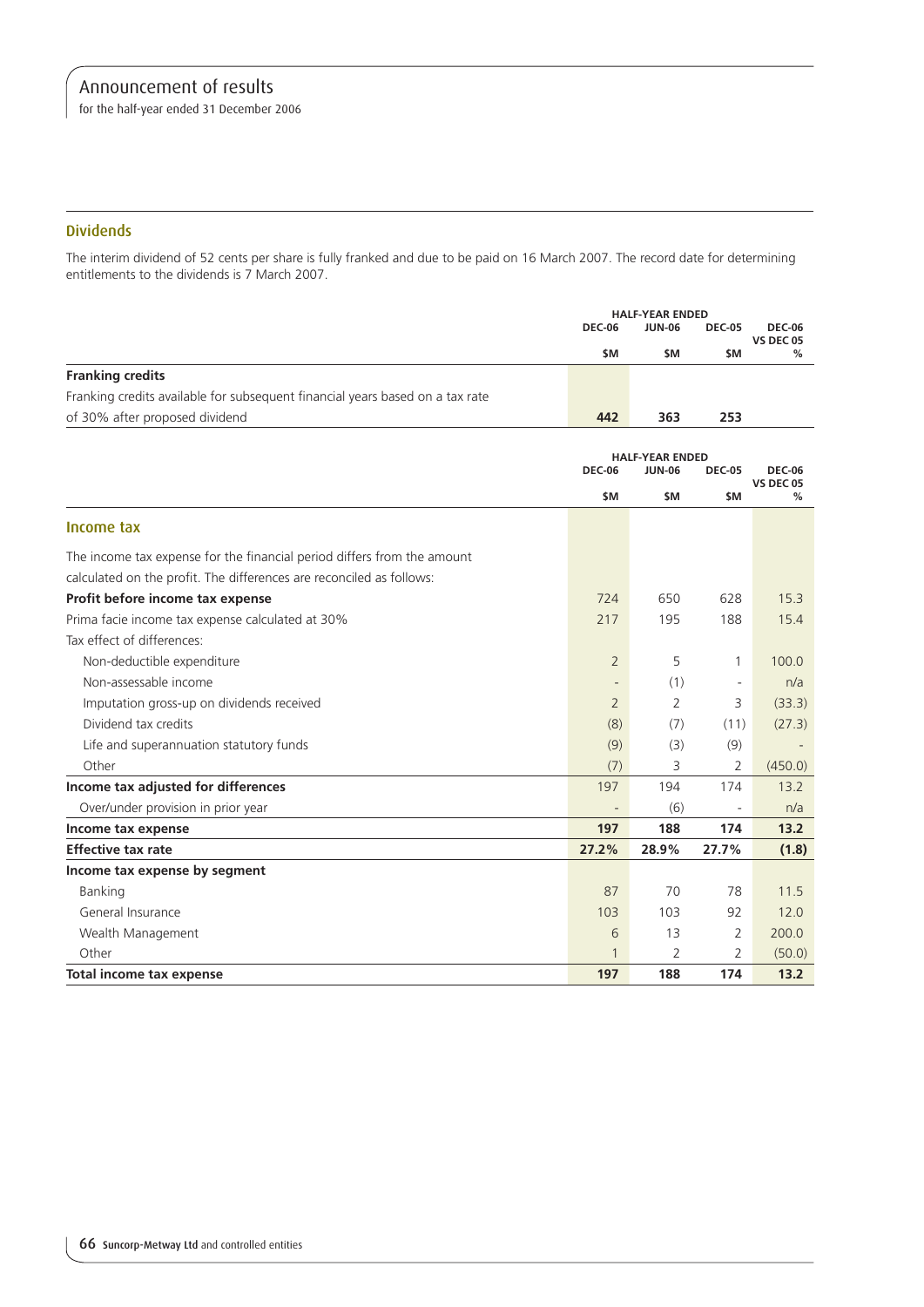## Dividends

The interim dividend of 52 cents per share is fully franked and due to be paid on 16 March 2007. The record date for determining entitlements to the dividends is 7 March 2007.

| | HALF-YEAR ENDED | | | |
|---|---|---|---|---|
| | DEC-06 | JUN-06 | DEC-05 | DEC-06 VS DEC 05 |
| | $M | $M | $M | % |
| **Franking credits** | | | | |
| Franking credits available for subsequent financial years based on a tax rate of 30% after proposed dividend | **442** | **363** | **253** | |

| | HALF-YEAR ENDED | | | |
|---|---|---|---|---|
| | DEC-06 | JUN-06 | DEC-05 | DEC-06 VS DEC 05 |
| | $M | $M | $M | % |
| **Income tax** | | | | |
| The income tax expense for the financial period differs from the amount calculated on the profit. The differences are reconciled as follows: | | | | |
| **Profit before income tax expense** | 724 | 650 | 628 | 15.3 |
| Prima facie income tax expense calculated at 30% | 217 | 195 | 188 | 15.4 |
| Tax effect of differences: | | | | |
| Non-deductible expenditure | 2 | 5 | 1 | 100.0 |
| Non-assessable income | - | (1) | - | n/a |
| Imputation gross-up on dividends received | 2 | 2 | 3 | (33.3) |
| Dividend tax credits | (8) | (7) | (11) | (27.3) |
| Life and superannuation statutory funds | (9) | (3) | (9) | - |
| Other | (7) | 3 | 2 | (450.0) |
| **Income tax adjusted for differences** | 197 | 194 | 174 | 13.2 |
| Over/under provision in prior year | - | (6) | - | n/a |
| **Income tax expense** | **197** | **188** | **174** | **13.2** |
| **Effective tax rate** | **27.2%** | **28.9%** | **27.7%** | **(1.8)** |
| **Income tax expense by segment** | | | | |
| Banking | 87 | 70 | 78 | 11.5 |
| General Insurance | 103 | 103 | 92 | 12.0 |
| Wealth Management | 6 | 13 | 2 | 200.0 |
| Other | 1 | 2 | 2 | (50.0) |
| **Total income tax expense** | **197** | **188** | **174** | **13.2** |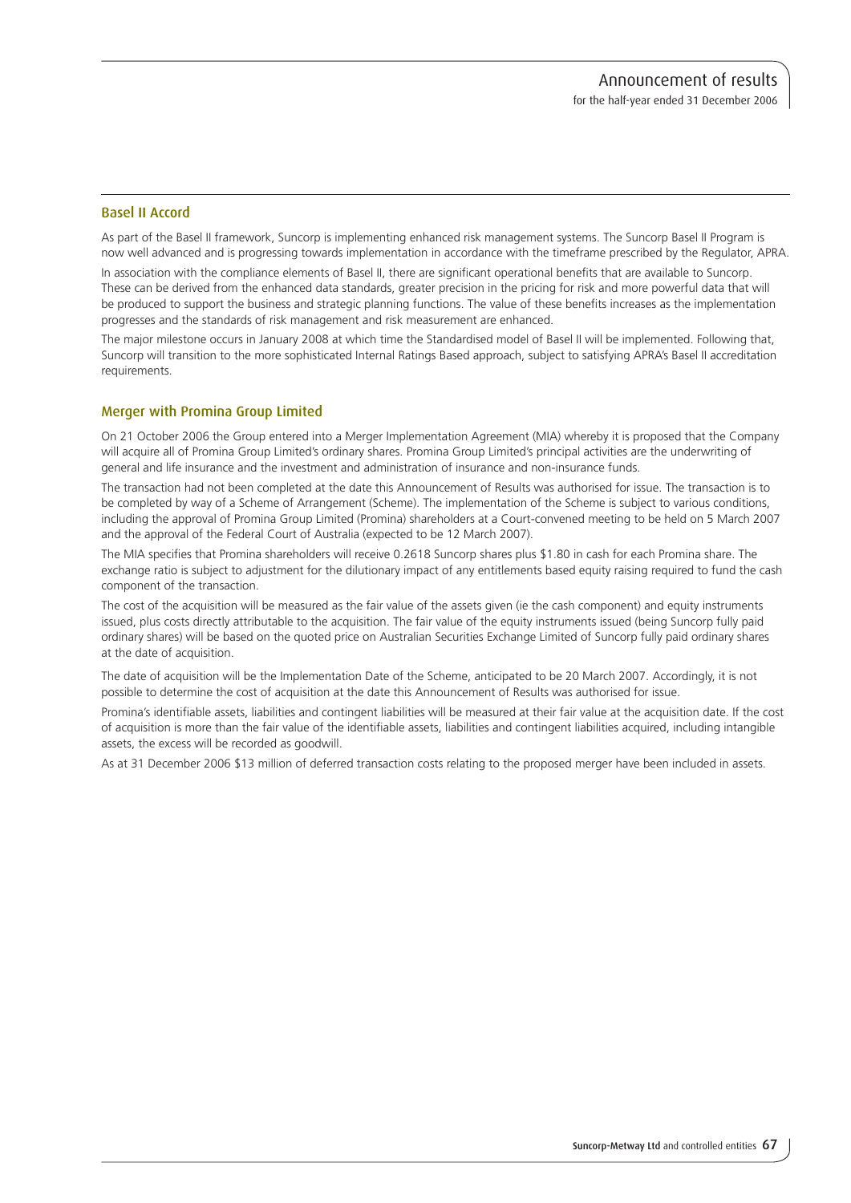## Basel II Accord

As part of the Basel II framework, Suncorp is implementing enhanced risk management systems. The Suncorp Basel II Program is now well advanced and is progressing towards implementation in accordance with the timeframe prescribed by the Regulator, APRA.

In association with the compliance elements of Basel II, there are significant operational benefits that are available to Suncorp. These can be derived from the enhanced data standards, greater precision in the pricing for risk and more powerful data that will be produced to support the business and strategic planning functions. The value of these benefits increases as the implementation progresses and the standards of risk management and risk measurement are enhanced.

The major milestone occurs in January 2008 at which time the Standardised model of Basel II will be implemented. Following that, Suncorp will transition to the more sophisticated Internal Ratings Based approach, subject to satisfying APRA's Basel II accreditation requirements.

## Merger with Promina Group Limited

On 21 October 2006 the Group entered into a Merger Implementation Agreement (MIA) whereby it is proposed that the Company will acquire all of Promina Group Limited's ordinary shares. Promina Group Limited's principal activities are the underwriting of general and life insurance and the investment and administration of insurance and non-insurance funds.

The transaction had not been completed at the date this Announcement of Results was authorised for issue. The transaction is to be completed by way of a Scheme of Arrangement (Scheme). The implementation of the Scheme is subject to various conditions, including the approval of Promina Group Limited (Promina) shareholders at a Court-convened meeting to be held on 5 March 2007 and the approval of the Federal Court of Australia (expected to be 12 March 2007).

The MIA specifies that Promina shareholders will receive 0.2618 Suncorp shares plus $1.80 in cash for each Promina share. The exchange ratio is subject to adjustment for the dilutionary impact of any entitlements based equity raising required to fund the cash component of the transaction.

The cost of the acquisition will be measured as the fair value of the assets given (ie the cash component) and equity instruments issued, plus costs directly attributable to the acquisition. The fair value of the equity instruments issued (being Suncorp fully paid ordinary shares) will be based on the quoted price on Australian Securities Exchange Limited of Suncorp fully paid ordinary shares at the date of acquisition.

The date of acquisition will be the Implementation Date of the Scheme, anticipated to be 20 March 2007. Accordingly, it is not possible to determine the cost of acquisition at the date this Announcement of Results was authorised for issue.

Promina's identifiable assets, liabilities and contingent liabilities will be measured at their fair value at the acquisition date. If the cost of acquisition is more than the fair value of the identifiable assets, liabilities and contingent liabilities acquired, including intangible assets, the excess will be recorded as goodwill.

As at 31 December 2006 $13 million of deferred transaction costs relating to the proposed merger have been included in assets.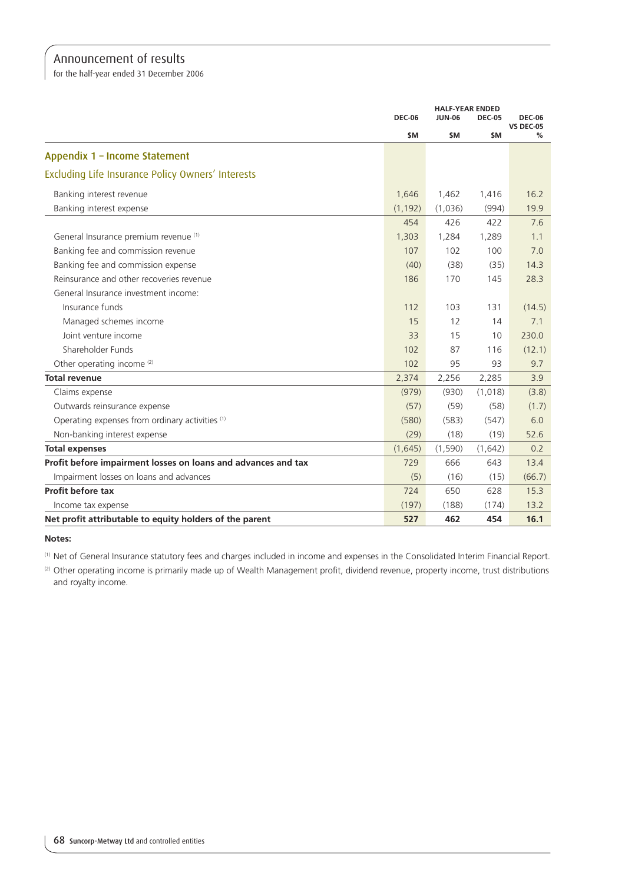# Announcement of results

for the half-year ended 31 December 2006

| | HALF-YEAR ENDED | | | |
|---|---|---|---|---|
| | DEC-06 | JUN-06 | DEC-05 | DEC-06 VS DEC-05 |
| | $M | $M | $M | % |
| **Appendix 1 – Income Statement** | | | | |
| **Excluding Life Insurance Policy Owners' Interests** | | | | |
| Banking interest revenue | 1,646 | 1,462 | 1,416 | 16.2 |
| Banking interest expense | (1,192) | (1,036) | (994) | 19.9 |
| | 454 | 426 | 422 | 7.6 |
| General Insurance premium revenue (1) | 1,303 | 1,284 | 1,289 | 1.1 |
| Banking fee and commission revenue | 107 | 102 | 100 | 7.0 |
| Banking fee and commission expense | (40) | (38) | (35) | 14.3 |
| Reinsurance and other recoveries revenue | 186 | 170 | 145 | 28.3 |
| General Insurance investment income: | | | | |
| Insurance funds | 112 | 103 | 131 | (14.5) |
| Managed schemes income | 15 | 12 | 14 | 7.1 |
| Joint venture income | 33 | 15 | 10 | 230.0 |
| Shareholder Funds | 102 | 87 | 116 | (12.1) |
| Other operating income (2) | 102 | 95 | 93 | 9.7 |
| **Total revenue** | 2,374 | 2,256 | 2,285 | 3.9 |
| Claims expense | (979) | (930) | (1,018) | (3.8) |
| Outwards reinsurance expense | (57) | (59) | (58) | (1.7) |
| Operating expenses from ordinary activities (1) | (580) | (583) | (547) | 6.0 |
| Non-banking interest expense | (29) | (18) | (19) | 52.6 |
| **Total expenses** | (1,645) | (1,590) | (1,642) | 0.2 |
| **Profit before impairment losses on loans and advances and tax** | 729 | 666 | 643 | 13.4 |
| Impairment losses on loans and advances | (5) | (16) | (15) | (66.7) |
| **Profit before tax** | 724 | 650 | 628 | 15.3 |
| Income tax expense | (197) | (188) | (174) | 13.2 |
| **Net profit attributable to equity holders of the parent** | **527** | **462** | **454** | **16.1** |

**Notes:**

(1) Net of General Insurance statutory fees and charges included in income and expenses in the Consolidated Interim Financial Report.

(2) Other operating income is primarily made up of Wealth Management profit, dividend revenue, property income, trust distributions and royalty income.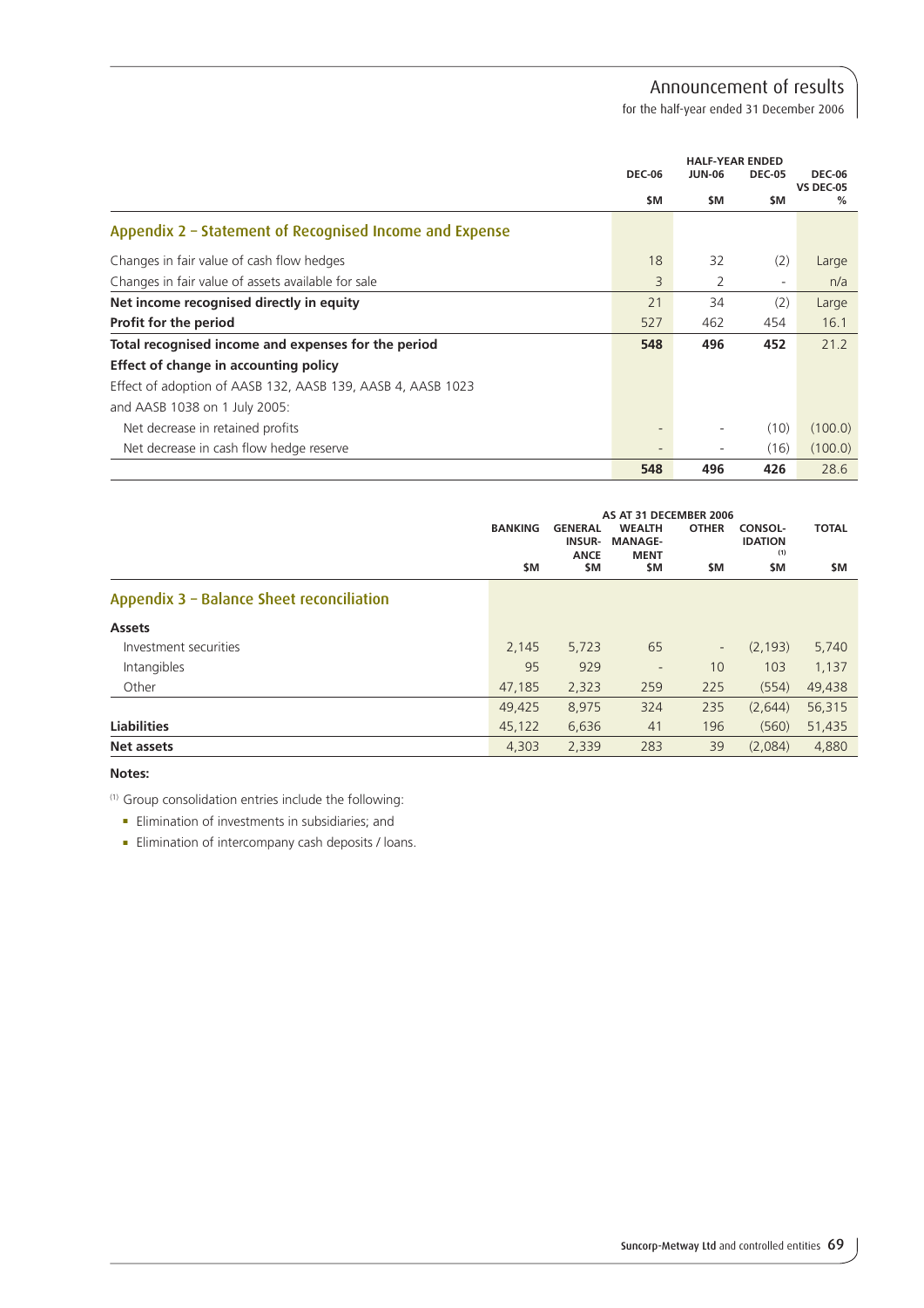## Appendix 2 – Statement of Recognised Income and Expense

| | HALF-YEAR ENDED | | | |
|---|---|---|---|---|
| | DEC-06 | JUN-06 | DEC-05 | DEC-06 VS DEC-05 |
| | $M | $M | $M | % |
| Changes in fair value of cash flow hedges | 18 | 32 | (2) | Large |
| Changes in fair value of assets available for sale | 3 | 2 | - | n/a |
| **Net income recognised directly in equity** | 21 | 34 | (2) | Large |
| **Profit for the period** | 527 | 462 | 454 | 16.1 |
| **Total recognised income and expenses for the period** | **548** | **496** | **452** | 21.2 |
| **Effect of change in accounting policy** | | | | |
| Effect of adoption of AASB 132, AASB 139, AASB 4, AASB 1023 and AASB 1038 on 1 July 2005: | | | | |
| Net decrease in retained profits | - | - | (10) | (100.0) |
| Net decrease in cash flow hedge reserve | - | - | (16) | (100.0) |
| | **548** | **496** | **426** | 28.6 |

## Appendix 3 – Balance Sheet reconciliation

| | AS AT 31 DECEMBER 2006 | | | | | |
|---|---|---|---|---|---|---|
| | BANKING | GENERAL INSURANCE | WEALTH MANAGEMENT | OTHER | CONSOLIDATION [(1)] | TOTAL |
| | $M | $M | $M | $M | $M | $M |
| **Assets** | | | | | | |
| Investment securities | 2,145 | 5,723 | 65 | - | (2,193) | 5,740 |
| Intangibles | 95 | 929 | - | 10 | 103 | 1,137 |
| Other | 47,185 | 2,323 | 259 | 225 | (554) | 49,438 |
| | 49,425 | 8,975 | 324 | 235 | (2,644) | 56,315 |
| **Liabilities** | 45,122 | 6,636 | 41 | 196 | (560) | 51,435 |
| **Net assets** | 4,303 | 2,339 | 283 | 39 | (2,084) | 4,880 |

**Notes:**

(1) Group consolidation entries include the following:

- Elimination of investments in subsidiaries; and
- Elimination of intercompany cash deposits / loans.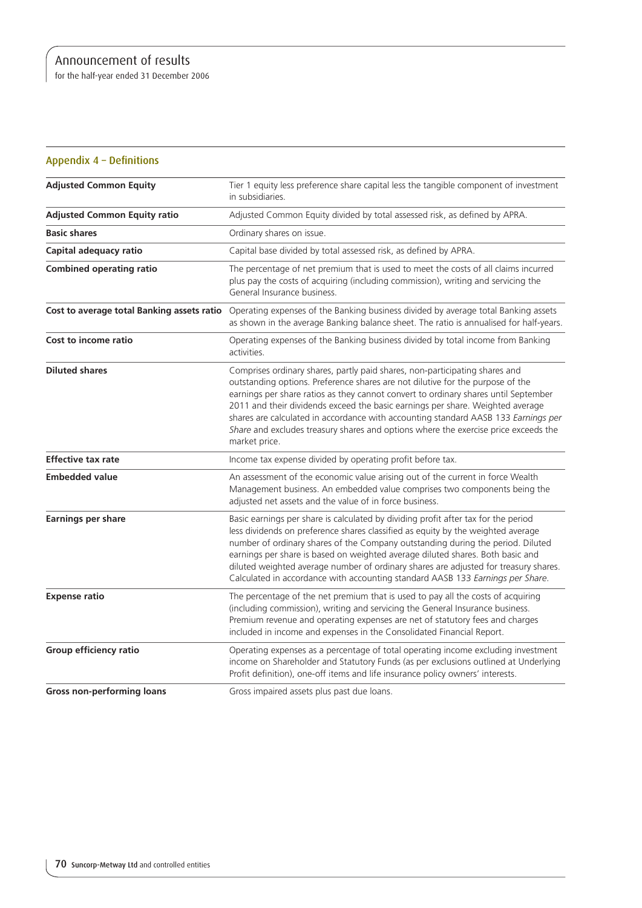## Appendix 4 – Definitions

| | |
|---|---|
| **Adjusted Common Equity** | Tier 1 equity less preference share capital less the tangible component of investment in subsidiaries. |
| **Adjusted Common Equity ratio** | Adjusted Common Equity divided by total assessed risk, as defined by APRA. |
| **Basic shares** | Ordinary shares on issue. |
| **Capital adequacy ratio** | Capital base divided by total assessed risk, as defined by APRA. |
| **Combined operating ratio** | The percentage of net premium that is used to meet the costs of all claims incurred plus pay the costs of acquiring (including commission), writing and servicing the General Insurance business. |
| **Cost to average total Banking assets ratio** | Operating expenses of the Banking business divided by average total Banking assets as shown in the average Banking balance sheet. The ratio is annualised for half-years. |
| **Cost to income ratio** | Operating expenses of the Banking business divided by total income from Banking activities. |
| **Diluted shares** | Comprises ordinary shares, partly paid shares, non-participating shares and outstanding options. Preference shares are not dilutive for the purpose of the earnings per share ratios as they cannot convert to ordinary shares until September 2011 and their dividends exceed the basic earnings per share. Weighted average shares are calculated in accordance with accounting standard AASB 133 *Earnings per Share* and excludes treasury shares and options where the exercise price exceeds the market price. |
| **Effective tax rate** | Income tax expense divided by operating profit before tax. |
| **Embedded value** | An assessment of the economic value arising out of the current in force Wealth Management business. An embedded value comprises two components being the adjusted net assets and the value of in force business. |
| **Earnings per share** | Basic earnings per share is calculated by dividing profit after tax for the period less dividends on preference shares classified as equity by the weighted average number of ordinary shares of the Company outstanding during the period. Diluted earnings per share is based on weighted average diluted shares. Both basic and diluted weighted average number of ordinary shares are adjusted for treasury shares. Calculated in accordance with accounting standard AASB 133 *Earnings per Share*. |
| **Expense ratio** | The percentage of the net premium that is used to pay all the costs of acquiring (including commission), writing and servicing the General Insurance business. Premium revenue and operating expenses are net of statutory fees and charges included in income and expenses in the Consolidated Financial Report. |
| **Group efficiency ratio** | Operating expenses as a percentage of total operating income excluding investment income on Shareholder and Statutory Funds (as per exclusions outlined at Underlying Profit definition), one-off items and life insurance policy owners' interests. |
| **Gross non-performing loans** | Gross impaired assets plus past due loans. |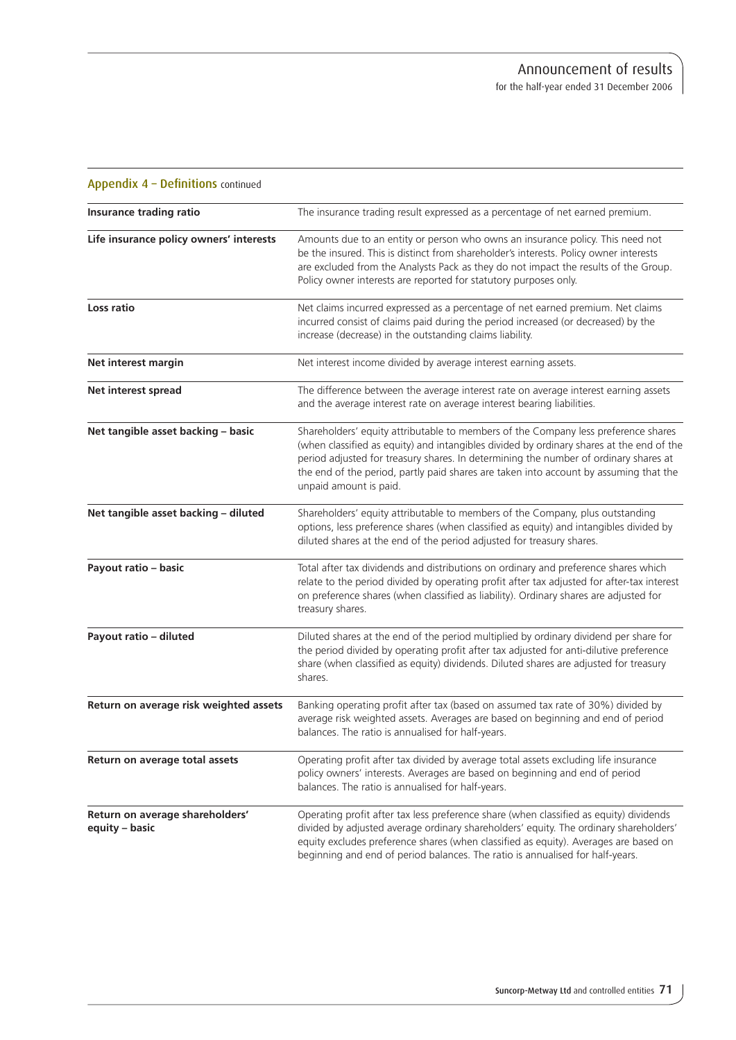## Appendix 4 – Definitions continued

| | |
|---|---|
| **Insurance trading ratio** | The insurance trading result expressed as a percentage of net earned premium. |
| **Life insurance policy owners' interests** | Amounts due to an entity or person who owns an insurance policy. This need not be the insured. This is distinct from shareholder's interests. Policy owner interests are excluded from the Analysts Pack as they do not impact the results of the Group. Policy owner interests are reported for statutory purposes only. |
| **Loss ratio** | Net claims incurred expressed as a percentage of net earned premium. Net claims incurred consist of claims paid during the period increased (or decreased) by the increase (decrease) in the outstanding claims liability. |
| **Net interest margin** | Net interest income divided by average interest earning assets. |
| **Net interest spread** | The difference between the average interest rate on average interest earning assets and the average interest rate on average interest bearing liabilities. |
| **Net tangible asset backing – basic** | Shareholders' equity attributable to members of the Company less preference shares (when classified as equity) and intangibles divided by ordinary shares at the end of the period adjusted for treasury shares. In determining the number of ordinary shares at the end of the period, partly paid shares are taken into account by assuming that the unpaid amount is paid. |
| **Net tangible asset backing – diluted** | Shareholders' equity attributable to members of the Company, plus outstanding options, less preference shares (when classified as equity) and intangibles divided by diluted shares at the end of the period adjusted for treasury shares. |
| **Payout ratio – basic** | Total after tax dividends and distributions on ordinary and preference shares which relate to the period divided by operating profit after tax adjusted for after-tax interest on preference shares (when classified as liability). Ordinary shares are adjusted for treasury shares. |
| **Payout ratio – diluted** | Diluted shares at the end of the period multiplied by ordinary dividend per share for the period divided by operating profit after tax adjusted for anti-dilutive preference share (when classified as equity) dividends. Diluted shares are adjusted for treasury shares. |
| **Return on average risk weighted assets** | Banking operating profit after tax (based on assumed tax rate of 30%) divided by average risk weighted assets. Averages are based on beginning and end of period balances. The ratio is annualised for half-years. |
| **Return on average total assets** | Operating profit after tax divided by average total assets excluding life insurance policy owners' interests. Averages are based on beginning and end of period balances. The ratio is annualised for half-years. |
| **Return on average shareholders' equity – basic** | Operating profit after tax less preference share (when classified as equity) dividends divided by adjusted average ordinary shareholders' equity. The ordinary shareholders' equity excludes preference shares (when classified as equity). Averages are based on beginning and end of period balances. The ratio is annualised for half-years. |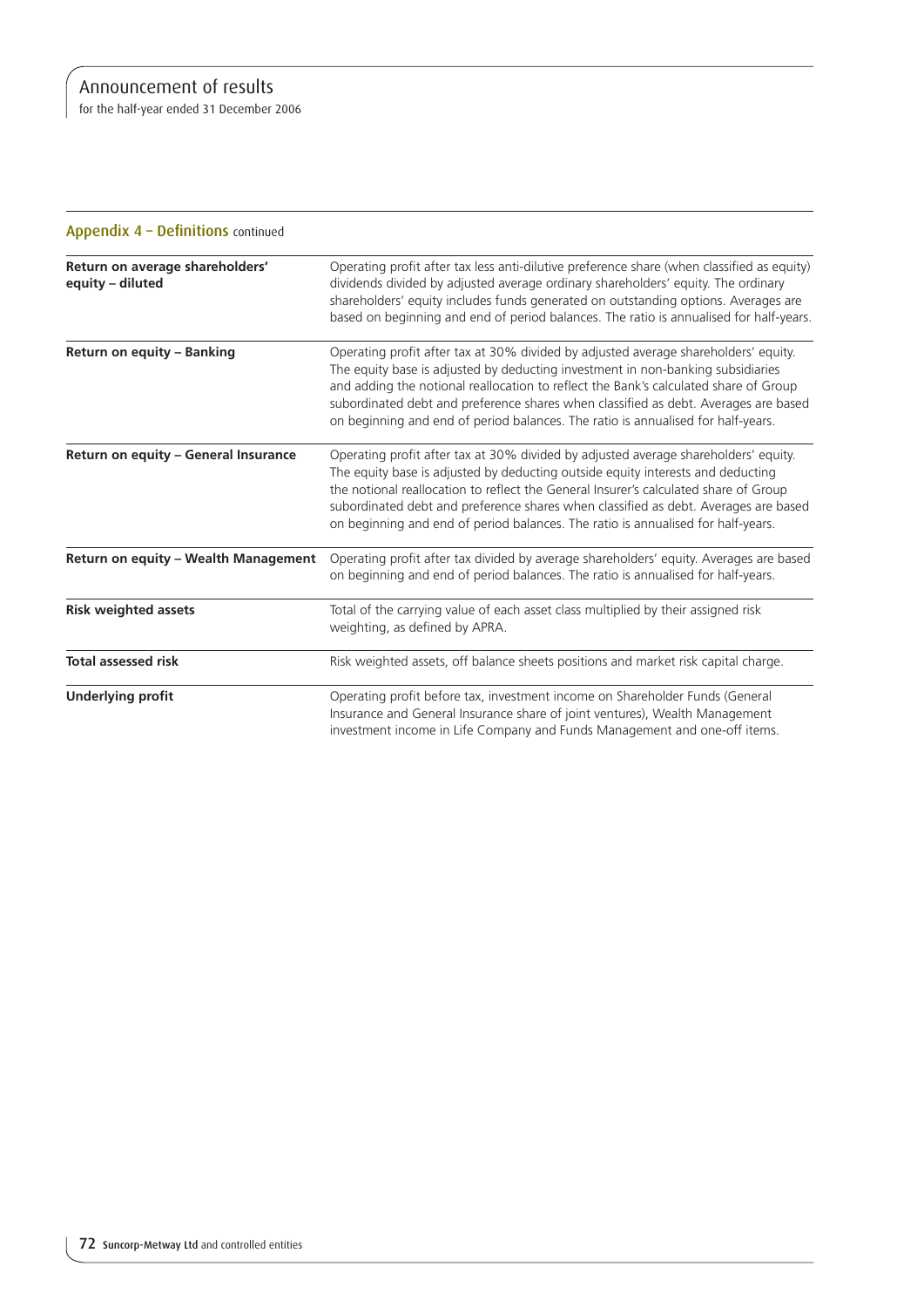## Appendix 4 – Definitions continued

| | |
|---|---|
| **Return on average shareholders' equity – diluted** | Operating profit after tax less anti-dilutive preference share (when classified as equity) dividends divided by adjusted average ordinary shareholders' equity. The ordinary shareholders' equity includes funds generated on outstanding options. Averages are based on beginning and end of period balances. The ratio is annualised for half-years. |
| **Return on equity – Banking** | Operating profit after tax at 30% divided by adjusted average shareholders' equity. The equity base is adjusted by deducting investment in non-banking subsidiaries and adding the notional reallocation to reflect the Bank's calculated share of Group subordinated debt and preference shares when classified as debt. Averages are based on beginning and end of period balances. The ratio is annualised for half-years. |
| **Return on equity – General Insurance** | Operating profit after tax at 30% divided by adjusted average shareholders' equity. The equity base is adjusted by deducting outside equity interests and deducting the notional reallocation to reflect the General Insurer's calculated share of Group subordinated debt and preference shares when classified as debt. Averages are based on beginning and end of period balances. The ratio is annualised for half-years. |
| **Return on equity – Wealth Management** | Operating profit after tax divided by average shareholders' equity. Averages are based on beginning and end of period balances. The ratio is annualised for half-years. |
| **Risk weighted assets** | Total of the carrying value of each asset class multiplied by their assigned risk weighting, as defined by APRA. |
| **Total assessed risk** | Risk weighted assets, off balance sheets positions and market risk capital charge. |
| **Underlying profit** | Operating profit before tax, investment income on Shareholder Funds (General Insurance and General Insurance share of joint ventures), Wealth Management investment income in Life Company and Funds Management and one-off items. |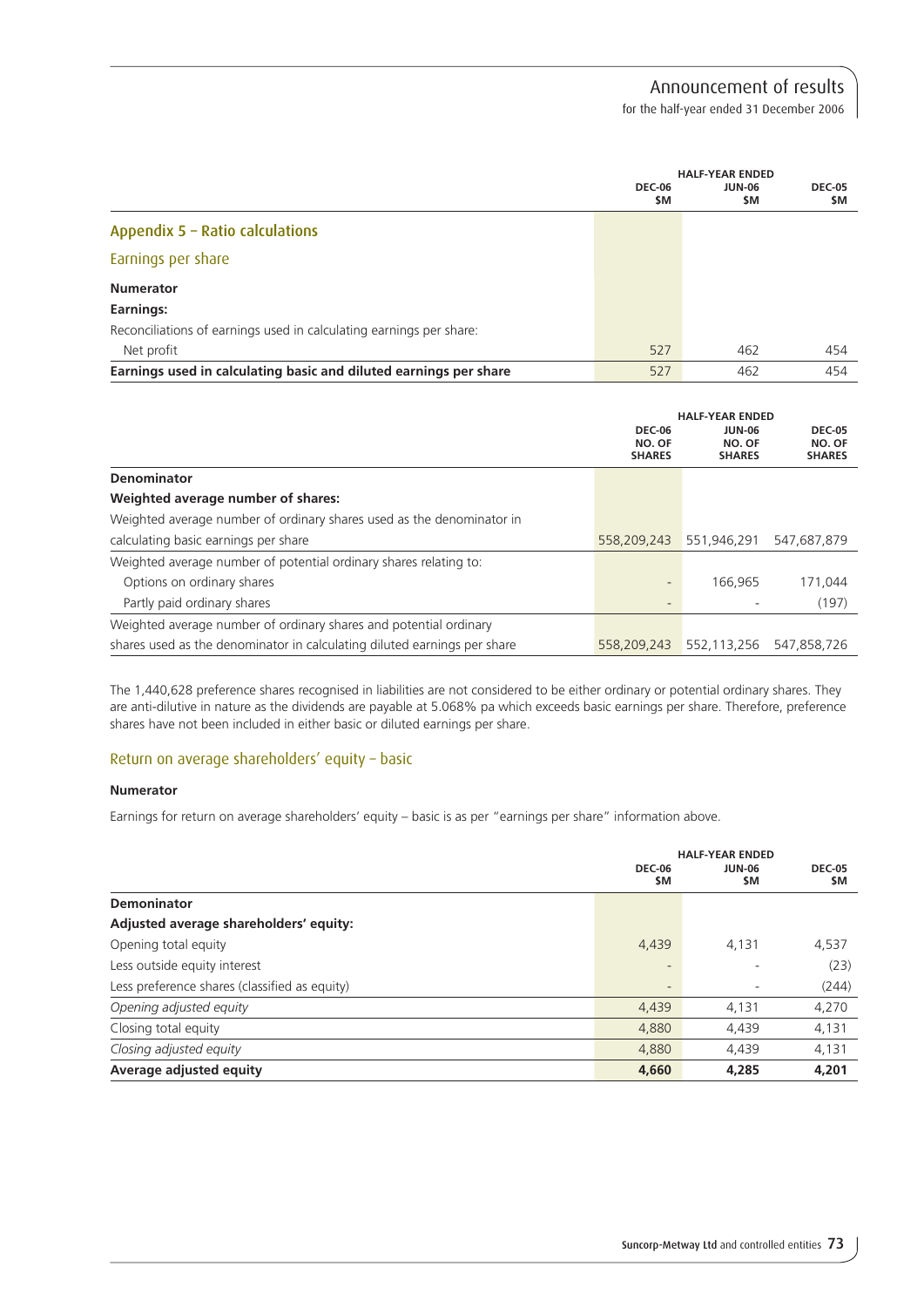## Appendix 5 – Ratio calculations

### Earnings per share

| | HALF-YEAR ENDED | | |
|---|---|---|---|
| | DEC-06 $M | JUN-06 $M | DEC-05 $M |
| **Numerator** | | | |
| **Earnings:** | | | |
| Reconciliations of earnings used in calculating earnings per share: | | | |
| Net profit | 527 | 462 | 454 |
| **Earnings used in calculating basic and diluted earnings per share** | 527 | 462 | 454 |

| | HALF-YEAR ENDED | | |
|---|---|---|---|
| | DEC-06 NO. OF SHARES | JUN-06 NO. OF SHARES | DEC-05 NO. OF SHARES |
| **Denominator** | | | |
| **Weighted average number of shares:** | | | |
| Weighted average number of ordinary shares used as the denominator in calculating basic earnings per share | 558,209,243 | 551,946,291 | 547,687,879 |
| Weighted average number of potential ordinary shares relating to: | | | |
| Options on ordinary shares | - | 166,965 | 171,044 |
| Partly paid ordinary shares | - | - | (197) |
| Weighted average number of ordinary shares and potential ordinary shares used as the denominator in calculating diluted earnings per share | 558,209,243 | 552,113,256 | 547,858,726 |

The 1,440,628 preference shares recognised in liabilities are not considered to be either ordinary or potential ordinary shares. They are anti-dilutive in nature as the dividends are payable at 5.068% pa which exceeds basic earnings per share. Therefore, preference shares have not been included in either basic or diluted earnings per share.

### Return on average shareholders' equity – basic

**Numerator**

Earnings for return on average shareholders' equity – basic is as per "earnings per share" information above.

| | HALF-YEAR ENDED | | |
|---|---|---|---|
| | DEC-06 $M | JUN-06 $M | DEC-05 $M |
| **Demoninator** | | | |
| **Adjusted average shareholders' equity:** | | | |
| Opening total equity | 4,439 | 4,131 | 4,537 |
| Less outside equity interest | - | - | (23) |
| Less preference shares (classified as equity) | - | - | (244) |
| *Opening adjusted equity* | 4,439 | 4,131 | 4,270 |
| Closing total equity | 4,880 | 4,439 | 4,131 |
| *Closing adjusted equity* | 4,880 | 4,439 | 4,131 |
| **Average adjusted equity** | **4,660** | **4,285** | **4,201** |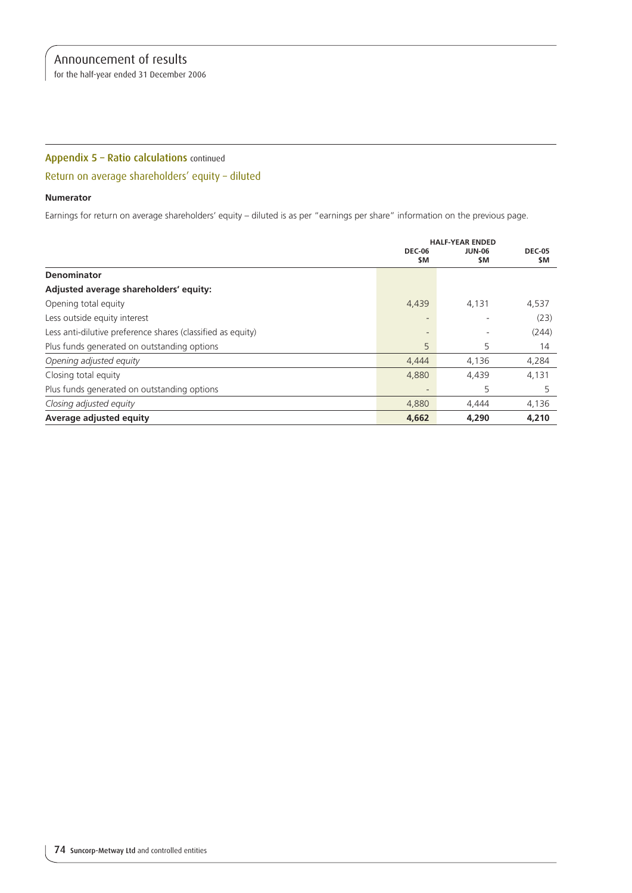## Appendix 5 – Ratio calculations continued

### Return on average shareholders' equity – diluted

**Numerator**

Earnings for return on average shareholders' equity – diluted is as per "earnings per share" information on the previous page.

| | HALF-YEAR ENDED | | |
|---|---|---|---|
| | DEC-06 $M | JUN-06 $M | DEC-05 $M |
| **Denominator** | | | |
| **Adjusted average shareholders' equity:** | | | |
| Opening total equity | 4,439 | 4,131 | 4,537 |
| Less outside equity interest | - | - | (23) |
| Less anti-dilutive preference shares (classified as equity) | - | - | (244) |
| Plus funds generated on outstanding options | 5 | 5 | 14 |
| *Opening adjusted equity* | 4,444 | 4,136 | 4,284 |
| Closing total equity | 4,880 | 4,439 | 4,131 |
| Plus funds generated on outstanding options | - | 5 | 5 |
| *Closing adjusted equity* | 4,880 | 4,444 | 4,136 |
| **Average adjusted equity** | **4,662** | **4,290** | **4,210** |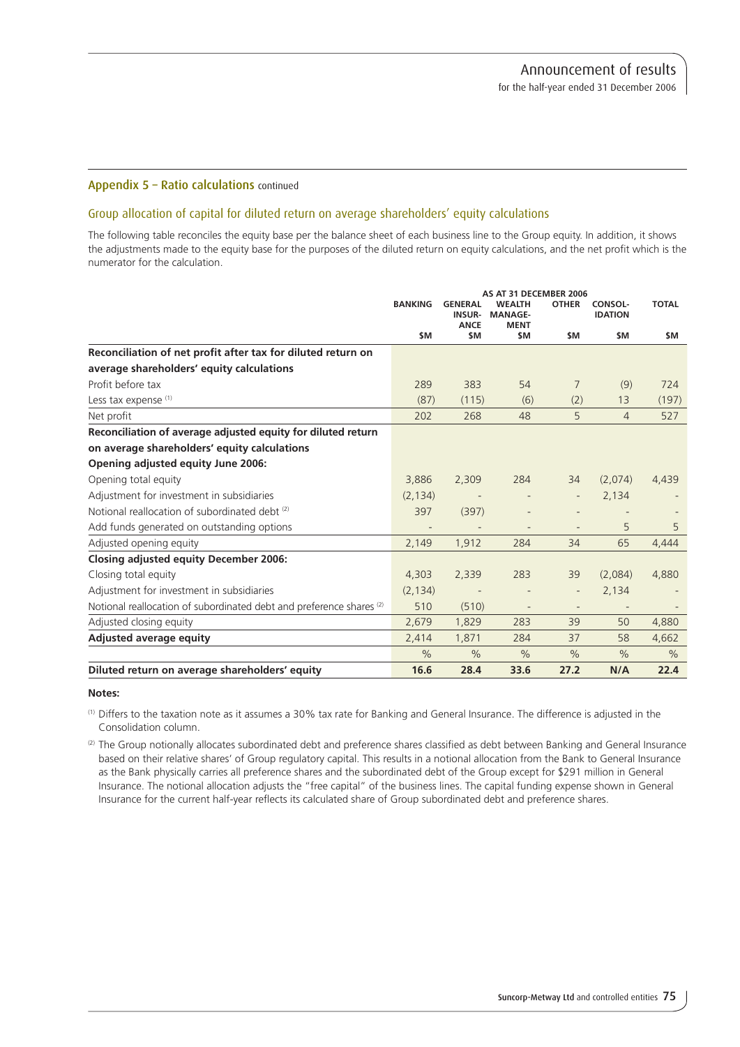## Appendix 5 – Ratio calculations continued

### Group allocation of capital for diluted return on average shareholders' equity calculations

The following table reconciles the equity base per the balance sheet of each business line to the Group equity. In addition, it shows the adjustments made to the equity base for the purposes of the diluted return on equity calculations, and the net profit which is the numerator for the calculation.

| | AS AT 31 DECEMBER 2006 | | | | | |
|---|---|---|---|---|---|---|
| | BANKING | GENERAL INSURANCE | WEALTH MANAGEMENT | OTHER | CONSOLIDATION | TOTAL |
| | $M | $M | $M | $M | $M | $M |
| **Reconciliation of net profit after tax for diluted return on average shareholders' equity calculations** | | | | | | |
| Profit before tax | 289 | 383 | 54 | 7 | (9) | 724 |
| Less tax expense [(1)] | (87) | (115) | (6) | (2) | 13 | (197) |
| Net profit | 202 | 268 | 48 | 5 | 4 | 527 |
| **Reconciliation of average adjusted equity for diluted return on average shareholders' equity calculations** | | | | | | |
| **Opening adjusted equity June 2006:** | | | | | | |
| Opening total equity | 3,886 | 2,309 | 284 | 34 | (2,074) | 4,439 |
| Adjustment for investment in subsidiaries | (2,134) | - | - | - | 2,134 | - |
| Notional reallocation of subordinated debt [(2)] | 397 | (397) | - | - | - | - |
| Add funds generated on outstanding options | - | - | - | - | 5 | 5 |
| Adjusted opening equity | 2,149 | 1,912 | 284 | 34 | 65 | 4,444 |
| **Closing adjusted equity December 2006:** | | | | | | |
| Closing total equity | 4,303 | 2,339 | 283 | 39 | (2,084) | 4,880 |
| Adjustment for investment in subsidiaries | (2,134) | - | - | - | 2,134 | - |
| Notional reallocation of subordinated debt and preference shares [(2)] | 510 | (510) | - | - | - | - |
| Adjusted closing equity | 2,679 | 1,829 | 283 | 39 | 50 | 4,880 |
| **Adjusted average equity** | 2,414 | 1,871 | 284 | 37 | 58 | 4,662 |
| | % | % | % | % | % | % |
| **Diluted return on average shareholders' equity** | **16.6** | **28.4** | **33.6** | **27.2** | **N/A** | **22.4** |

**Notes:**

(1) Differs to the taxation note as it assumes a 30% tax rate for Banking and General Insurance. The difference is adjusted in the Consolidation column.

(2) The Group notionally allocates subordinated debt and preference shares classified as debt between Banking and General Insurance based on their relative shares' of Group regulatory capital. This results in a notional allocation from the Bank to General Insurance as the Bank physically carries all preference shares and the subordinated debt of the Group except for $291 million in General Insurance. The notional allocation adjusts the "free capital" of the business lines. The capital funding expense shown in General Insurance for the current half-year reflects its calculated share of Group subordinated debt and preference shares.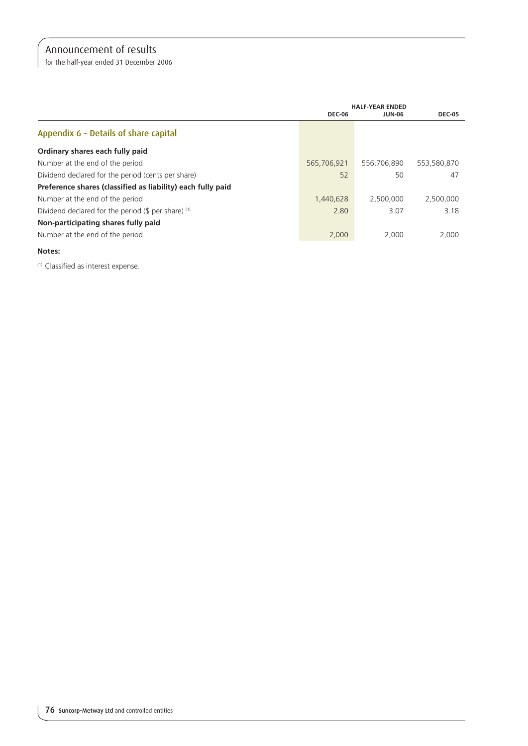## Appendix 6 – Details of share capital

| | HALF-YEAR ENDED | | |
|---|---|---|---|
| | DEC-06 | JUN-06 | DEC-05 |
| **Ordinary shares each fully paid** | | | |
| Number at the end of the period | 565,706,921 | 556,706,890 | 553,580,870 |
| Dividend declared for the period (cents per share) | 52 | 50 | 47 |
| **Preference shares (classified as liability) each fully paid** | | | |
| Number at the end of the period | 1,440,628 | 2,500,000 | 2,500,000 |
| Dividend declared for the period ($ per share) [(1)] | 2.80 | 3.07 | 3.18 |
| **Non-participating shares fully paid** | | | |
| Number at the end of the period | 2,000 | 2,000 | 2,000 |

**Notes:**

[(1)] Classified as interest expense.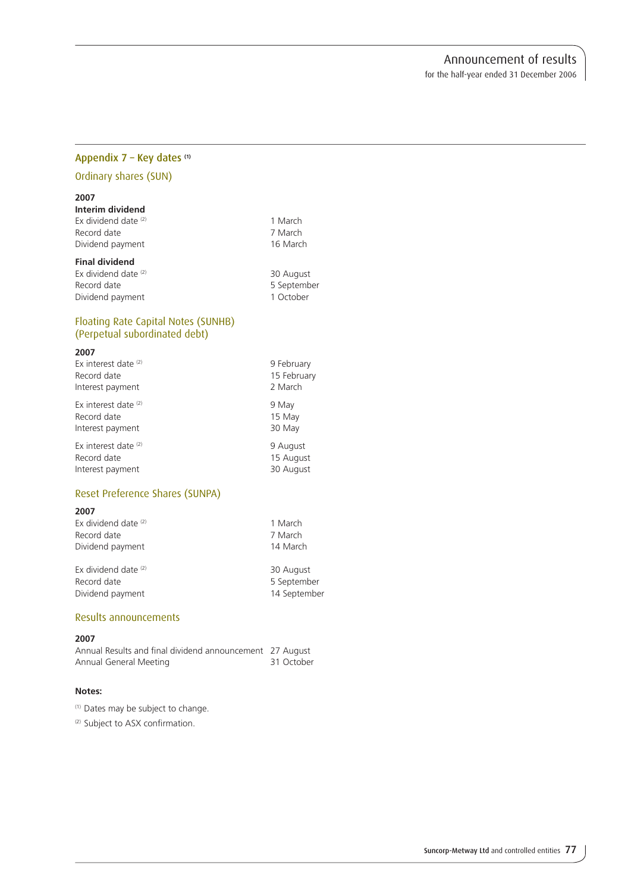## Appendix 7 – Key dates [1]

### Ordinary shares (SUN)

| | |
|---|---|
| **2007** | |
| **Interim dividend** | |
| Ex dividend date [2] | 1 March |
| Record date | 7 March |
| Dividend payment | 16 March |
| **Final dividend** | |
| Ex dividend date [2] | 30 August |
| Record date | 5 September |
| Dividend payment | 1 October |

### Floating Rate Capital Notes (SUNHB) (Perpetual subordinated debt)

| | |
|---|---|
| **2007** | |
| Ex interest date [2] | 9 February |
| Record date | 15 February |
| Interest payment | 2 March |
| Ex interest date [2] | 9 May |
| Record date | 15 May |
| Interest payment | 30 May |
| Ex interest date [2] | 9 August |
| Record date | 15 August |
| Interest payment | 30 August |

### Reset Preference Shares (SUNPA)

| | |
|---|---|
| **2007** | |
| Ex dividend date [2] | 1 March |
| Record date | 7 March |
| Dividend payment | 14 March |
| Ex dividend date [2] | 30 August |
| Record date | 5 September |
| Dividend payment | 14 September |

### Results announcements

| | |
|---|---|
| **2007** | |
| Annual Results and final dividend announcement | 27 August |
| Annual General Meeting | 31 October |

**Notes:**

[1] Dates may be subject to change.

[2] Subject to ASX confirmation.